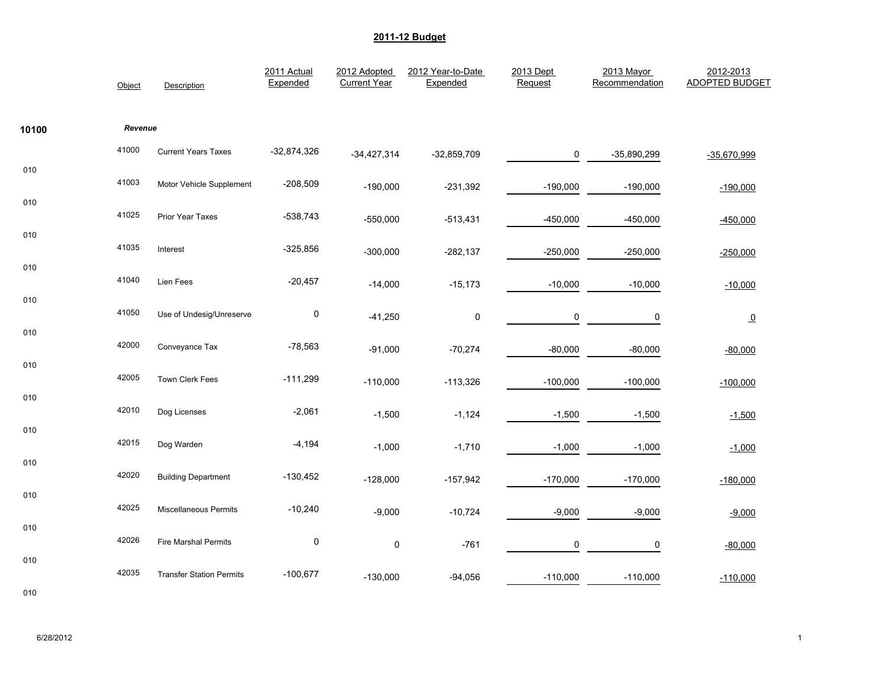# 2011-12 Budget

| | Object | Description | 2011 Actual Expended | 2012 Adopted Current Year | 2012 Year-to-Date Expended | 2013 Dept Request | 2013 Mayor Recommendation | 2012-2013 ADOPTED BUDGET |
|---|---|---|---|---|---|---|---|---|
| 10100 | *Revenue* | | | | | | | |
| 010 | 41000 | Current Years Taxes | -32,874,326 | -34,427,314 | -32,859,709 | 0 | -35,890,299 | -35,670,999 |
| 010 | 41003 | Motor Vehicle Supplement | -208,509 | -190,000 | -231,392 | -190,000 | -190,000 | -190,000 |
| 010 | 41025 | Prior Year Taxes | -538,743 | -550,000 | -513,431 | -450,000 | -450,000 | -450,000 |
| 010 | 41035 | Interest | -325,856 | -300,000 | -282,137 | -250,000 | -250,000 | -250,000 |
| 010 | 41040 | Lien Fees | -20,457 | -14,000 | -15,173 | -10,000 | -10,000 | -10,000 |
| 010 | 41050 | Use of Undesig/Unreserve | 0 | -41,250 | 0 | 0 | 0 | 0 |
| 010 | 42000 | Conveyance Tax | -78,563 | -91,000 | -70,274 | -80,000 | -80,000 | -80,000 |
| 010 | 42005 | Town Clerk Fees | -111,299 | -110,000 | -113,326 | -100,000 | -100,000 | -100,000 |
| 010 | 42010 | Dog Licenses | -2,061 | -1,500 | -1,124 | -1,500 | -1,500 | -1,500 |
| 010 | 42015 | Dog Warden | -4,194 | -1,000 | -1,710 | -1,000 | -1,000 | -1,000 |
| 010 | 42020 | Building Department | -130,452 | -128,000 | -157,942 | -170,000 | -170,000 | -180,000 |
| 010 | 42025 | Miscellaneous Permits | -10,240 | -9,000 | -10,724 | -9,000 | -9,000 | -9,000 |
| 010 | 42026 | Fire Marshal Permits | 0 | 0 | -761 | 0 | 0 | -80,000 |
| 010 | 42035 | Transfer Station Permits | -100,677 | -130,000 | -94,056 | -110,000 | -110,000 | -110,000 |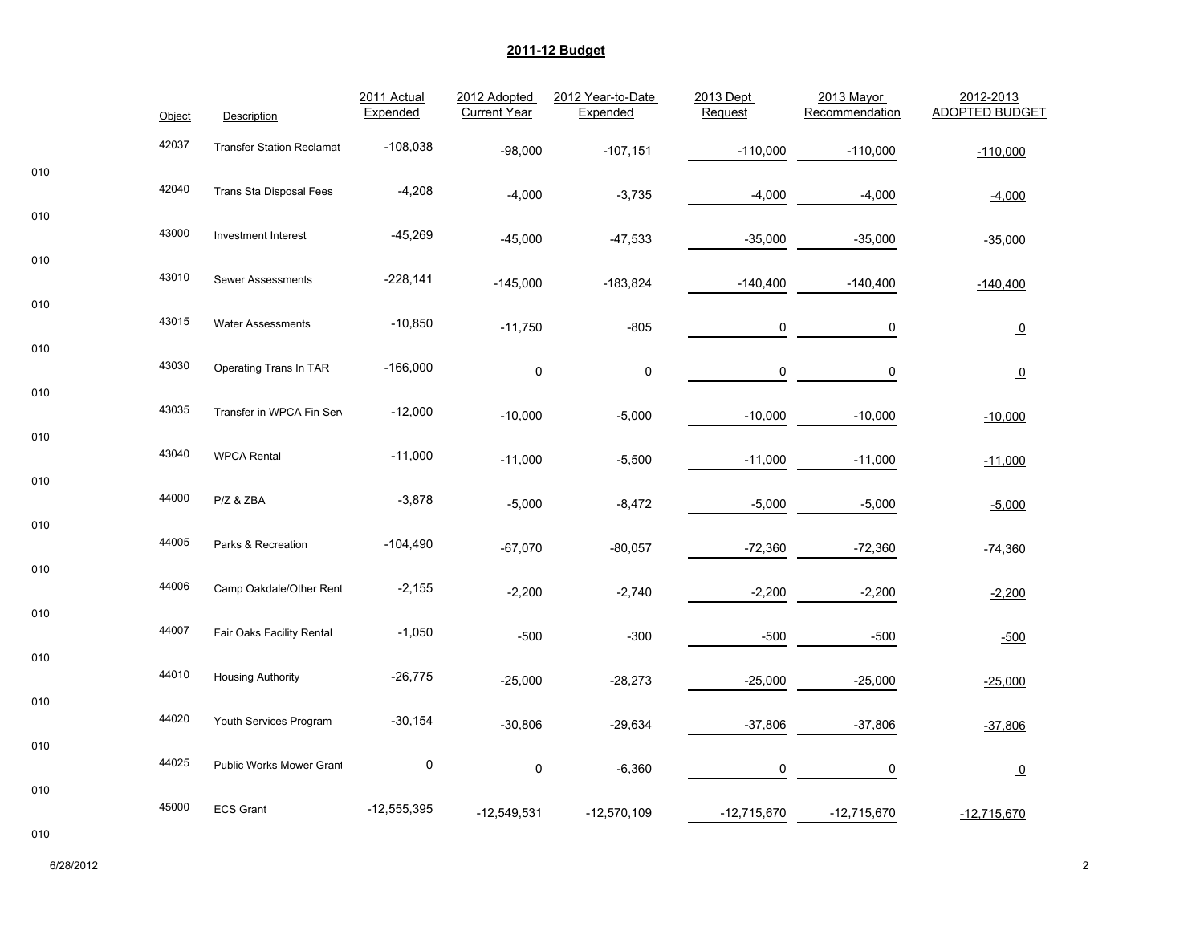## 2011-12 Budget

| | Object | Description | 2011 Actual Expended | 2012 Adopted Current Year | 2012 Year-to-Date Expended | 2013 Dept Request | 2013 Mayor Recommendation | 2012-2013 ADOPTED BUDGET |
|---|---|---|---|---|---|---|---|---|
| 010 | 42037 | Transfer Station Reclamat | -108,038 | -98,000 | -107,151 | -110,000 | -110,000 | -110,000 |
| 010 | 42040 | Trans Sta Disposal Fees | -4,208 | -4,000 | -3,735 | -4,000 | -4,000 | -4,000 |
| 010 | 43000 | Investment Interest | -45,269 | -45,000 | -47,533 | -35,000 | -35,000 | -35,000 |
| 010 | 43010 | Sewer Assessments | -228,141 | -145,000 | -183,824 | -140,400 | -140,400 | -140,400 |
| 010 | 43015 | Water Assessments | -10,850 | -11,750 | -805 | 0 | 0 | 0 |
| 010 | 43030 | Operating Trans In TAR | -166,000 | 0 | 0 | 0 | 0 | 0 |
| 010 | 43035 | Transfer in WPCA Fin Serv | -12,000 | -10,000 | -5,000 | -10,000 | -10,000 | -10,000 |
| 010 | 43040 | WPCA Rental | -11,000 | -11,000 | -5,500 | -11,000 | -11,000 | -11,000 |
| 010 | 44000 | P/Z & ZBA | -3,878 | -5,000 | -8,472 | -5,000 | -5,000 | -5,000 |
| 010 | 44005 | Parks & Recreation | -104,490 | -67,070 | -80,057 | -72,360 | -72,360 | -74,360 |
| 010 | 44006 | Camp Oakdale/Other Rent | -2,155 | -2,200 | -2,740 | -2,200 | -2,200 | -2,200 |
| 010 | 44007 | Fair Oaks Facility Rental | -1,050 | -500 | -300 | -500 | -500 | -500 |
| 010 | 44010 | Housing Authority | -26,775 | -25,000 | -28,273 | -25,000 | -25,000 | -25,000 |
| 010 | 44020 | Youth Services Program | -30,154 | -30,806 | -29,634 | -37,806 | -37,806 | -37,806 |
| 010 | 44025 | Public Works Mower Grant | 0 | 0 | -6,360 | 0 | 0 | 0 |
| 010 | 45000 | ECS Grant | -12,555,395 | -12,549,531 | -12,570,109 | -12,715,670 | -12,715,670 | -12,715,670 |

6/28/2012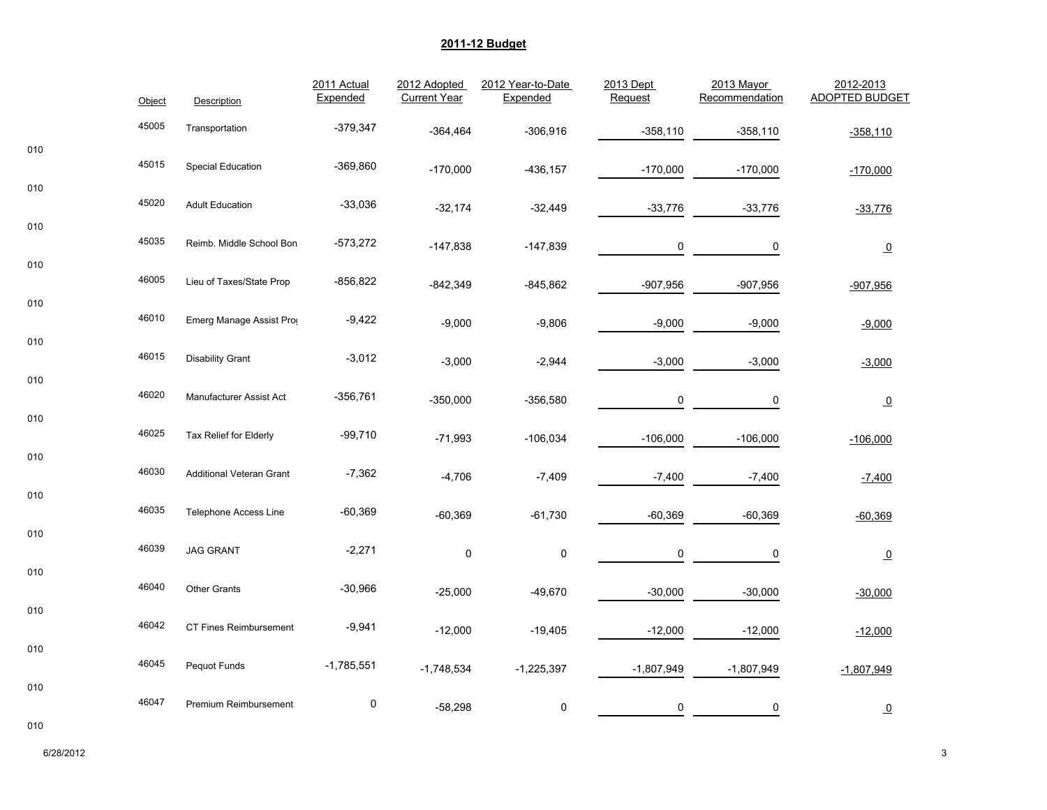## 2011-12 Budget

| | Object | Description | 2011 Actual Expended | 2012 Adopted Current Year | 2012 Year-to-Date Expended | 2013 Dept Request | 2013 Mayor Recommendation | 2012-2013 ADOPTED BUDGET |
|---|---|---|---|---|---|---|---|---|
| 010 | 45005 | Transportation | -379,347 | -364,464 | -306,916 | -358,110 | -358,110 | -358,110 |
| 010 | 45015 | Special Education | -369,860 | -170,000 | -436,157 | -170,000 | -170,000 | -170,000 |
| 010 | 45020 | Adult Education | -33,036 | -32,174 | -32,449 | -33,776 | -33,776 | -33,776 |
| 010 | 45035 | Reimb. Middle School Bon | -573,272 | -147,838 | -147,839 | 0 | 0 | 0 |
| 010 | 46005 | Lieu of Taxes/State Prop | -856,822 | -842,349 | -845,862 | -907,956 | -907,956 | -907,956 |
| 010 | 46010 | Emerg Manage Assist Pro | -9,422 | -9,000 | -9,806 | -9,000 | -9,000 | -9,000 |
| 010 | 46015 | Disability Grant | -3,012 | -3,000 | -2,944 | -3,000 | -3,000 | -3,000 |
| 010 | 46020 | Manufacturer Assist Act | -356,761 | -350,000 | -356,580 | 0 | 0 | 0 |
| 010 | 46025 | Tax Relief for Elderly | -99,710 | -71,993 | -106,034 | -106,000 | -106,000 | -106,000 |
| 010 | 46030 | Additional Veteran Grant | -7,362 | -4,706 | -7,409 | -7,400 | -7,400 | -7,400 |
| 010 | 46035 | Telephone Access Line | -60,369 | -60,369 | -61,730 | -60,369 | -60,369 | -60,369 |
| 010 | 46039 | JAG GRANT | -2,271 | 0 | 0 | 0 | 0 | 0 |
| 010 | 46040 | Other Grants | -30,966 | -25,000 | -49,670 | -30,000 | -30,000 | -30,000 |
| 010 | 46042 | CT Fines Reimbursement | -9,941 | -12,000 | -19,405 | -12,000 | -12,000 | -12,000 |
| 010 | 46045 | Pequot Funds | -1,785,551 | -1,748,534 | -1,225,397 | -1,807,949 | -1,807,949 | -1,807,949 |
| 010 | 46047 | Premium Reimbursement | 0 | -58,298 | 0 | 0 | 0 | 0 |

6/28/2012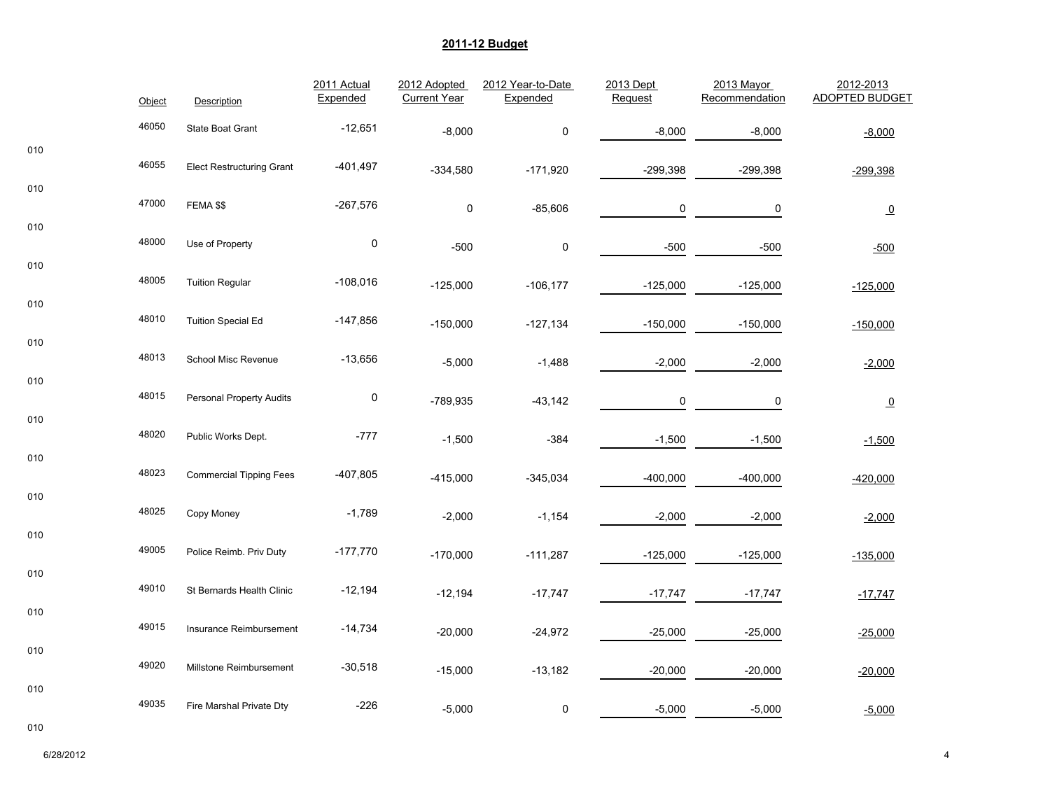## 2011-12 Budget

| | Object | Description | 2011 Actual Expended | 2012 Adopted Current Year | 2012 Year-to-Date Expended | 2013 Dept Request | 2013 Mayor Recommendation | 2012-2013 ADOPTED BUDGET |
|---|---|---|---|---|---|---|---|---|
| 010 | 46050 | State Boat Grant | -12,651 | -8,000 | 0 | -8,000 | -8,000 | -8,000 |
| 010 | 46055 | Elect Restructuring Grant | -401,497 | -334,580 | -171,920 | -299,398 | -299,398 | -299,398 |
| 010 | 47000 | FEMA $$ | -267,576 | 0 | -85,606 | 0 | 0 | 0 |
| 010 | 48000 | Use of Property | 0 | -500 | 0 | -500 | -500 | -500 |
| 010 | 48005 | Tuition Regular | -108,016 | -125,000 | -106,177 | -125,000 | -125,000 | -125,000 |
| 010 | 48010 | Tuition Special Ed | -147,856 | -150,000 | -127,134 | -150,000 | -150,000 | -150,000 |
| 010 | 48013 | School Misc Revenue | -13,656 | -5,000 | -1,488 | -2,000 | -2,000 | -2,000 |
| 010 | 48015 | Personal Property Audits | 0 | -789,935 | -43,142 | 0 | 0 | 0 |
| 010 | 48020 | Public Works Dept. | -777 | -1,500 | -384 | -1,500 | -1,500 | -1,500 |
| 010 | 48023 | Commercial Tipping Fees | -407,805 | -415,000 | -345,034 | -400,000 | -400,000 | -420,000 |
| 010 | 48025 | Copy Money | -1,789 | -2,000 | -1,154 | -2,000 | -2,000 | -2,000 |
| 010 | 49005 | Police Reimb. Priv Duty | -177,770 | -170,000 | -111,287 | -125,000 | -125,000 | -135,000 |
| 010 | 49010 | St Bernards Health Clinic | -12,194 | -12,194 | -17,747 | -17,747 | -17,747 | -17,747 |
| 010 | 49015 | Insurance Reimbursement | -14,734 | -20,000 | -24,972 | -25,000 | -25,000 | -25,000 |
| 010 | 49020 | Millstone Reimbursement | -30,518 | -15,000 | -13,182 | -20,000 | -20,000 | -20,000 |
| 010 | 49035 | Fire Marshal Private Dty | -226 | -5,000 | 0 | -5,000 | -5,000 | -5,000 |

6/28/2012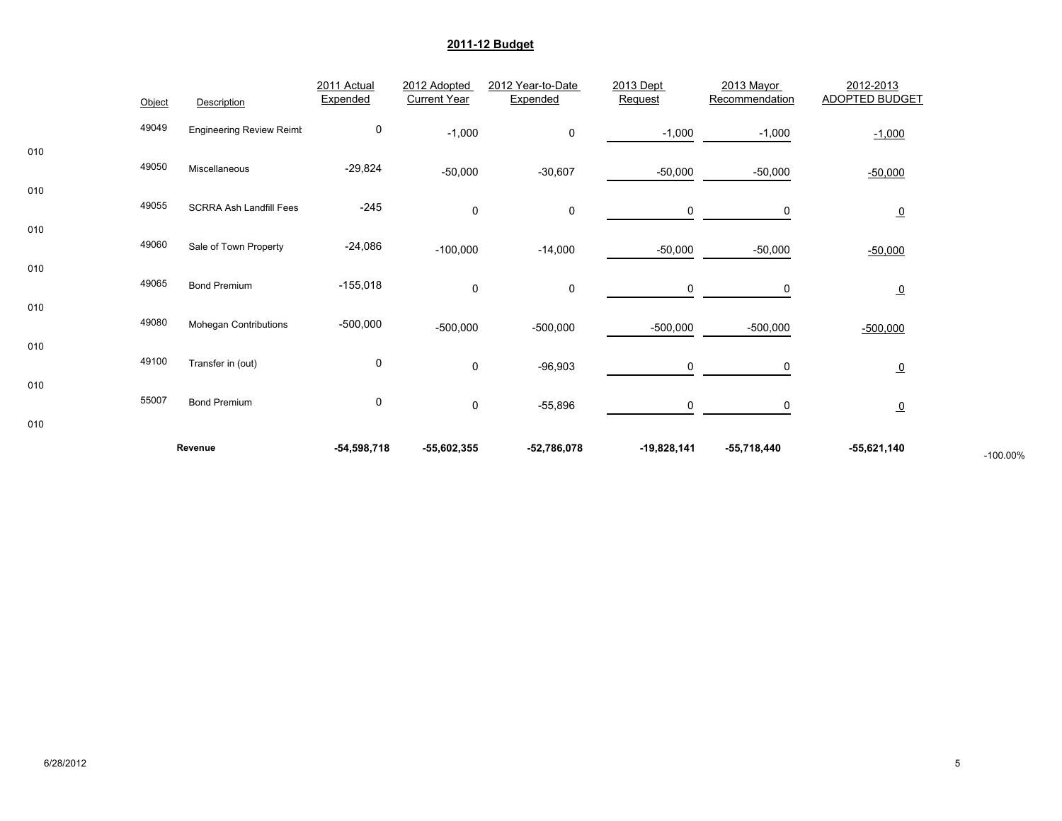## 2011-12 Budget

| | Object | Description | 2011 Actual Expended | 2012 Adopted Current Year | 2012 Year-to-Date Expended | 2013 Dept Request | 2013 Mayor Recommendation | 2012-2013 ADOPTED BUDGET | |
|---|---|---|---|---|---|---|---|---|---|
| 010 | 49049 | Engineering Review Reimt | 0 | -1,000 | 0 | -1,000 | -1,000 | -1,000 | |
| 010 | 49050 | Miscellaneous | -29,824 | -50,000 | -30,607 | -50,000 | -50,000 | -50,000 | |
| 010 | 49055 | SCRRA Ash Landfill Fees | -245 | 0 | 0 | 0 | 0 | 0 | |
| 010 | 49060 | Sale of Town Property | -24,086 | -100,000 | -14,000 | -50,000 | -50,000 | -50,000 | |
| 010 | 49065 | Bond Premium | -155,018 | 0 | 0 | 0 | 0 | 0 | |
| 010 | 49080 | Mohegan Contributions | -500,000 | -500,000 | -500,000 | -500,000 | -500,000 | -500,000 | |
| 010 | 49100 | Transfer in (out) | 0 | 0 | -96,903 | 0 | 0 | 0 | |
| 010 | 55007 | Bond Premium | 0 | 0 | -55,896 | 0 | 0 | 0 | |
| | | **Revenue** | **-54,598,718** | **-55,602,355** | **-52,786,078** | **-19,828,141** | **-55,718,440** | **-55,621,140** | -100.00% |

6/28/2012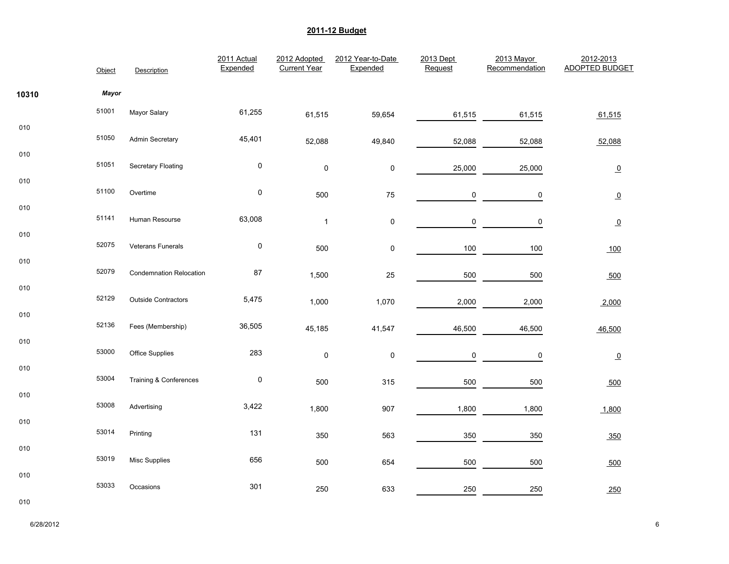## 2011-12 Budget

| | Object | Description | 2011 Actual Expended | 2012 Adopted Current Year | 2012 Year-to-Date Expended | 2013 Dept Request | 2013 Mayor Recommendation | 2012-2013 ADOPTED BUDGET |
|---|---|---|---|---|---|---|---|---|
| **10310** | ***Mayor*** | | | | | | | |
| 010 | 51001 | Mayor Salary | 61,255 | 61,515 | 59,654 | 61,515 | 61,515 | 61,515 |
| 010 | 51050 | Admin Secretary | 45,401 | 52,088 | 49,840 | 52,088 | 52,088 | 52,088 |
| 010 | 51051 | Secretary Floating | 0 | 0 | 0 | 25,000 | 25,000 | 0 |
| 010 | 51100 | Overtime | 0 | 500 | 75 | 0 | 0 | 0 |
| 010 | 51141 | Human Resourse | 63,008 | 1 | 0 | 0 | 0 | 0 |
| 010 | 52075 | Veterans Funerals | 0 | 500 | 0 | 100 | 100 | 100 |
| 010 | 52079 | Condemnation Relocation | 87 | 1,500 | 25 | 500 | 500 | 500 |
| 010 | 52129 | Outside Contractors | 5,475 | 1,000 | 1,070 | 2,000 | 2,000 | 2,000 |
| 010 | 52136 | Fees (Membership) | 36,505 | 45,185 | 41,547 | 46,500 | 46,500 | 46,500 |
| 010 | 53000 | Office Supplies | 283 | 0 | 0 | 0 | 0 | 0 |
| 010 | 53004 | Training & Conferences | 0 | 500 | 315 | 500 | 500 | 500 |
| 010 | 53008 | Advertising | 3,422 | 1,800 | 907 | 1,800 | 1,800 | 1,800 |
| 010 | 53014 | Printing | 131 | 350 | 563 | 350 | 350 | 350 |
| 010 | 53019 | Misc Supplies | 656 | 500 | 654 | 500 | 500 | 500 |
| 010 | 53033 | Occasions | 301 | 250 | 633 | 250 | 250 | 250 |

6/28/2012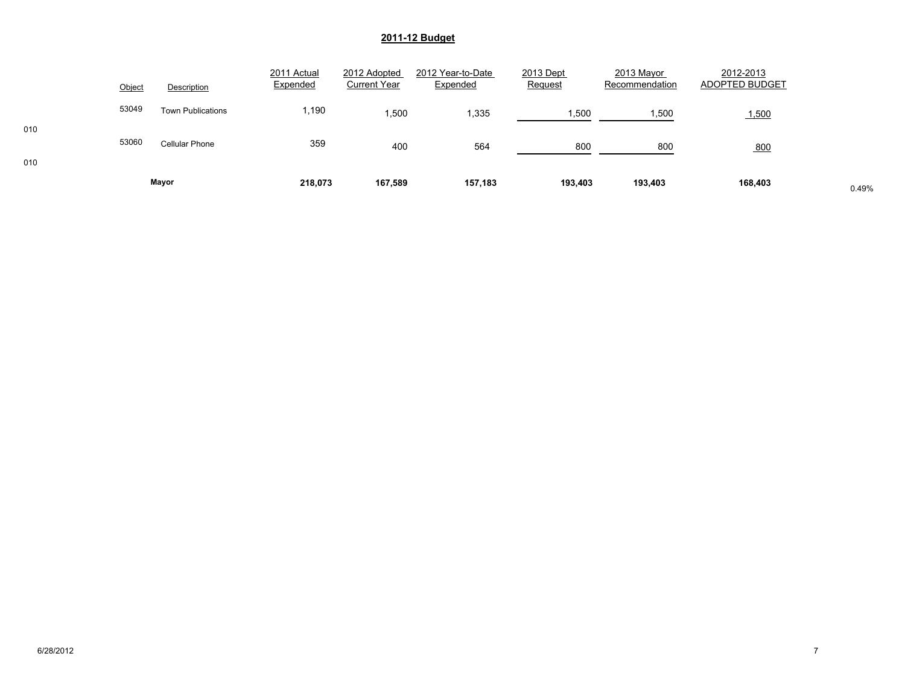## 2011-12 Budget

| | Object | Description | 2011 Actual Expended | 2012 Adopted Current Year | 2012 Year-to-Date Expended | 2013 Dept Request | 2013 Mayor Recommendation | 2012-2013 ADOPTED BUDGET | |
|---|---|---|---|---|---|---|---|---|---|
| 010 | 53049 | Town Publications | 1,190 | 1,500 | 1,335 | 1,500 | 1,500 | 1,500 | |
| 010 | 53060 | Cellular Phone | 359 | 400 | 564 | 800 | 800 | 800 | |
| | | **Mayor** | **218,073** | **167,589** | **157,183** | **193,403** | **193,403** | **168,403** | 0.49% |

6/28/2012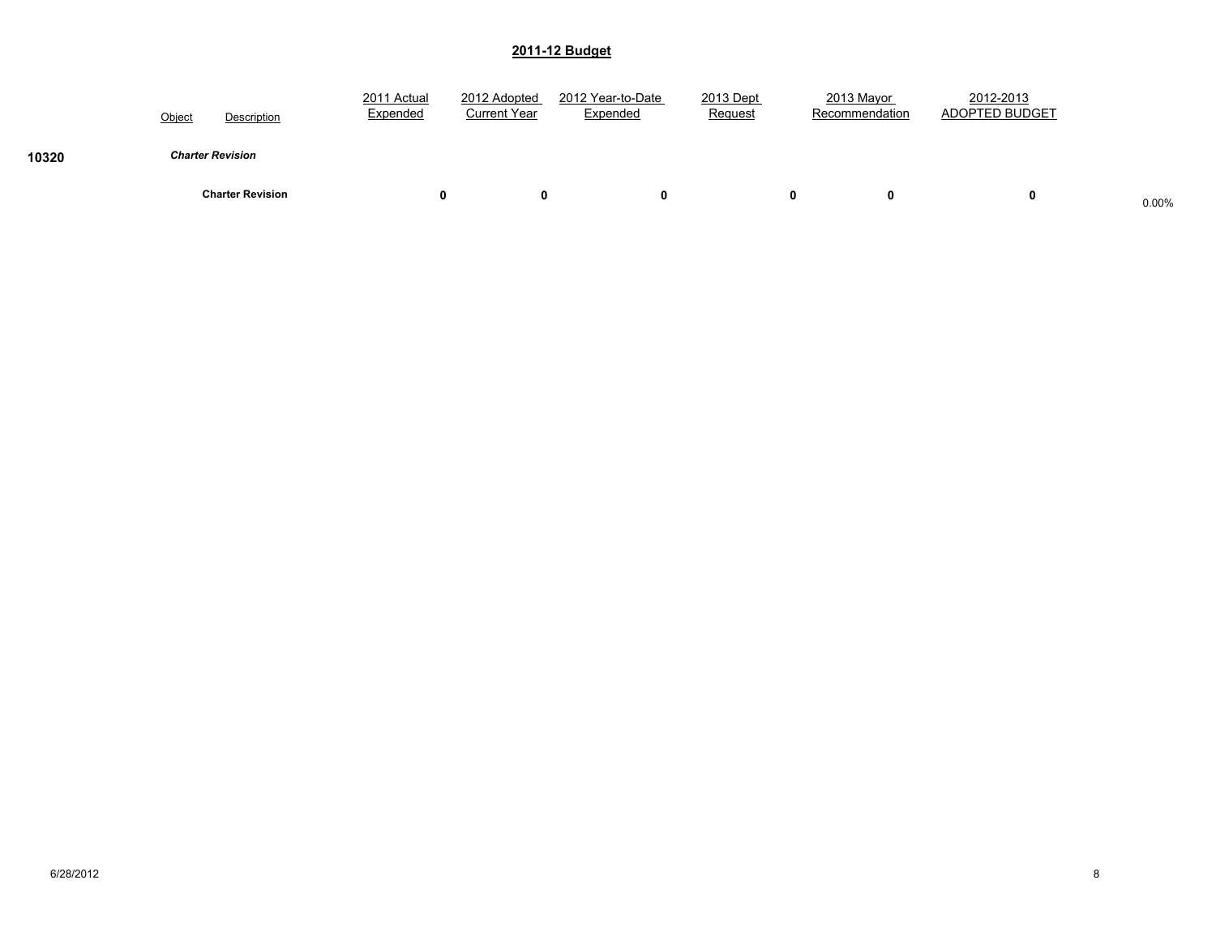## 2011-12 Budget

| | Object | Description | 2011 Actual Expended | 2012 Adopted Current Year | 2012 Year-to-Date Expended | 2013 Dept Request | 2013 Mayor Recommendation | 2012-2013 ADOPTED BUDGET | |
|---|---|---|---|---|---|---|---|---|---|
| **10320** | ***Charter Revision*** | | | | | | | | |
| | | **Charter Revision** | **0** | **0** | **0** | **0** | **0** | **0** | 0.00% |

6/28/2012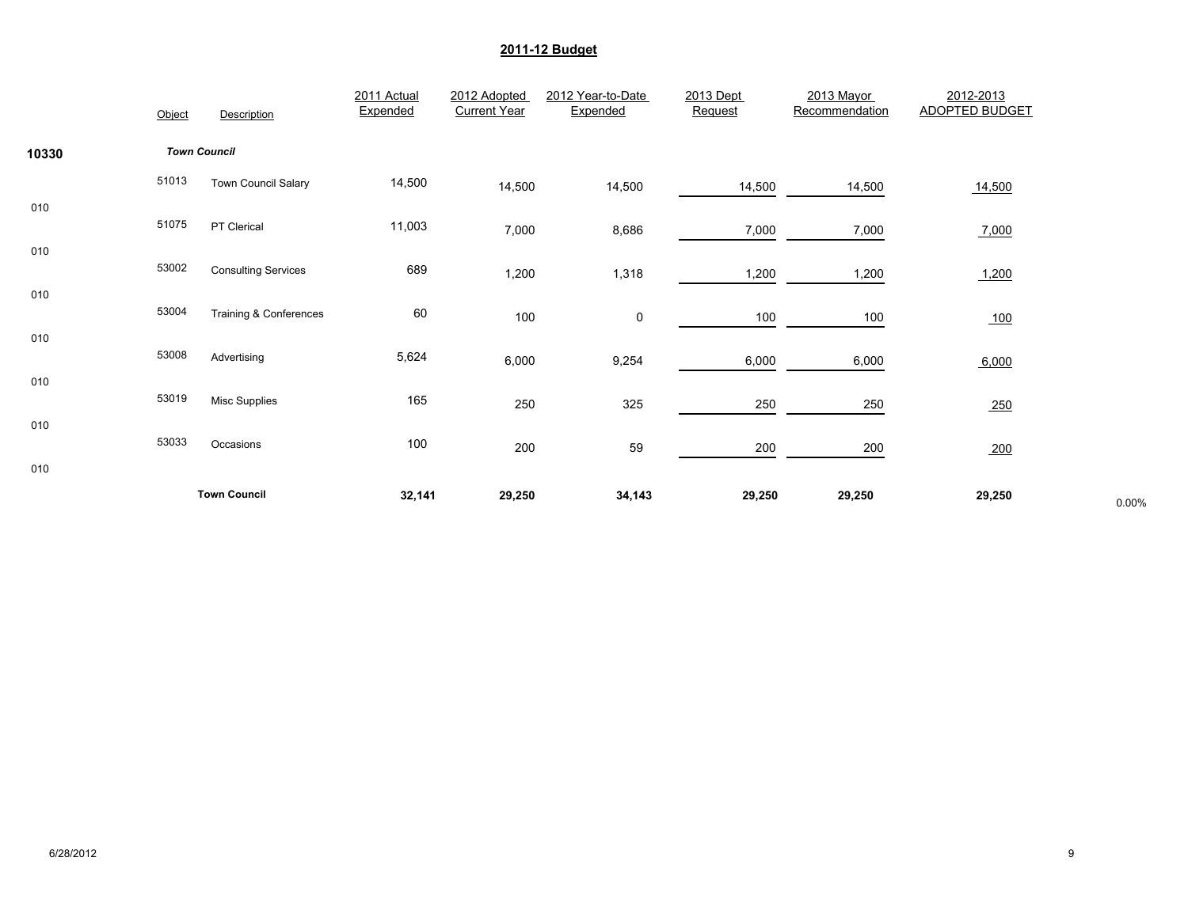# 2011-12 Budget

| | Object | Description | 2011 Actual Expended | 2012 Adopted Current Year | 2012 Year-to-Date Expended | 2013 Dept Request | 2013 Mayor Recommendation | 2012-2013 ADOPTED BUDGET | |
|---|---|---|---|---|---|---|---|---|---|
| **10330** | | ***Town Council*** | | | | | | | |
| 010 | 51013 | Town Council Salary | 14,500 | 14,500 | 14,500 | 14,500 | 14,500 | 14,500 | |
| 010 | 51075 | PT Clerical | 11,003 | 7,000 | 8,686 | 7,000 | 7,000 | 7,000 | |
| 010 | 53002 | Consulting Services | 689 | 1,200 | 1,318 | 1,200 | 1,200 | 1,200 | |
| 010 | 53004 | Training & Conferences | 60 | 100 | 0 | 100 | 100 | 100 | |
| 010 | 53008 | Advertising | 5,624 | 6,000 | 9,254 | 6,000 | 6,000 | 6,000 | |
| 010 | 53019 | Misc Supplies | 165 | 250 | 325 | 250 | 250 | 250 | |
| 010 | 53033 | Occasions | 100 | 200 | 59 | 200 | 200 | 200 | |
| | | **Town Council** | **32,141** | **29,250** | **34,143** | **29,250** | **29,250** | **29,250** | 0.00% |

6/28/2012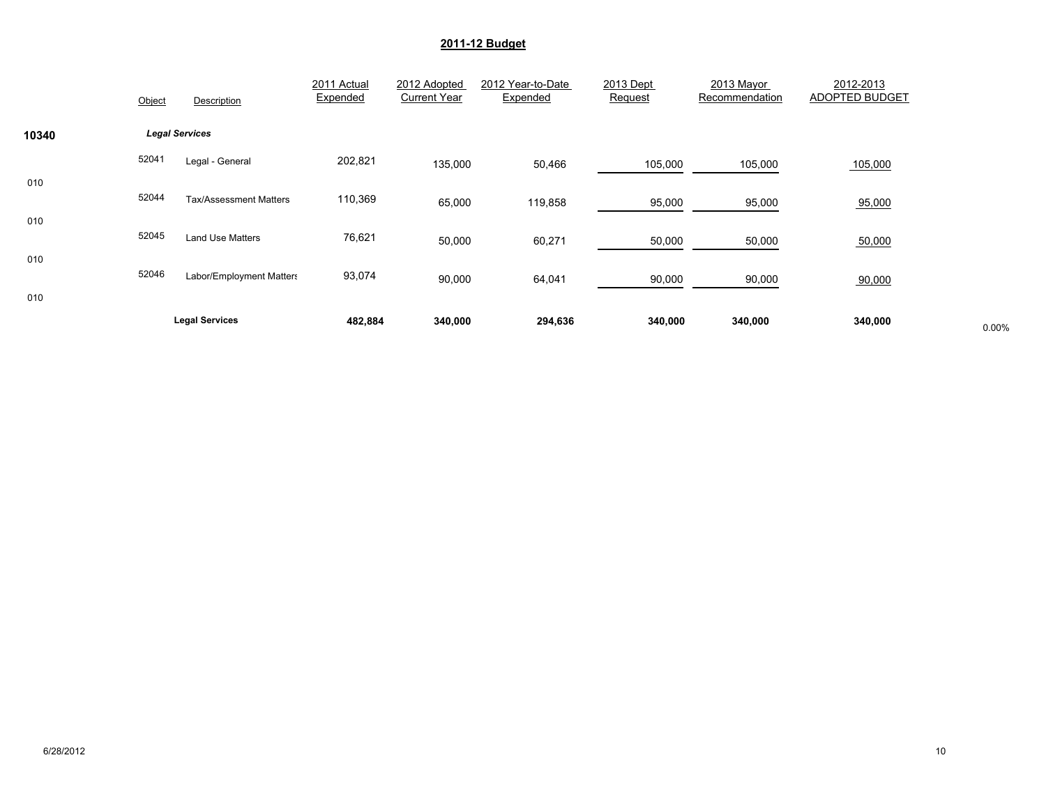# 2011-12 Budget

| | Object | Description | 2011 Actual Expended | 2012 Adopted Current Year | 2012 Year-to-Date Expended | 2013 Dept Request | 2013 Mayor Recommendation | 2012-2013 ADOPTED BUDGET | |
|---|---|---|---|---|---|---|---|---|---|
| **10340** | | ***Legal Services*** | | | | | | | |
| 010 | 52041 | Legal - General | 202,821 | 135,000 | 50,466 | 105,000 | 105,000 | 105,000 | |
| 010 | 52044 | Tax/Assessment Matters | 110,369 | 65,000 | 119,858 | 95,000 | 95,000 | 95,000 | |
| 010 | 52045 | Land Use Matters | 76,621 | 50,000 | 60,271 | 50,000 | 50,000 | 50,000 | |
| 010 | 52046 | Labor/Employment Matters | 93,074 | 90,000 | 64,041 | 90,000 | 90,000 | 90,000 | |
| | | **Legal Services** | **482,884** | **340,000** | **294,636** | **340,000** | **340,000** | **340,000** | 0.00% |

6/28/2012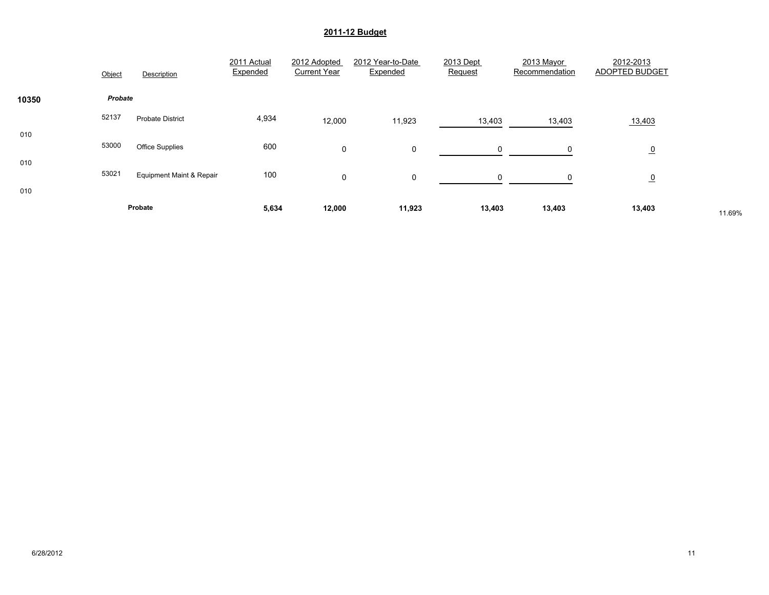## 2011-12 Budget

| | Object | Description | 2011 Actual Expended | 2012 Adopted Current Year | 2012 Year-to-Date Expended | 2013 Dept Request | 2013 Mayor Recommendation | 2012-2013 ADOPTED BUDGET | |
|---|---|---|---|---|---|---|---|---|---|
| **10350** | ***Probate*** | | | | | | | | |
| 010 | 52137 | Probate District | 4,934 | 12,000 | 11,923 | 13,403 | 13,403 | 13,403 | |
| 010 | 53000 | Office Supplies | 600 | 0 | 0 | 0 | 0 | 0 | |
| 010 | 53021 | Equipment Maint & Repair | 100 | 0 | 0 | 0 | 0 | 0 | |
| | | **Probate** | **5,634** | **12,000** | **11,923** | **13,403** | **13,403** | **13,403** | 11.69% |

6/28/2012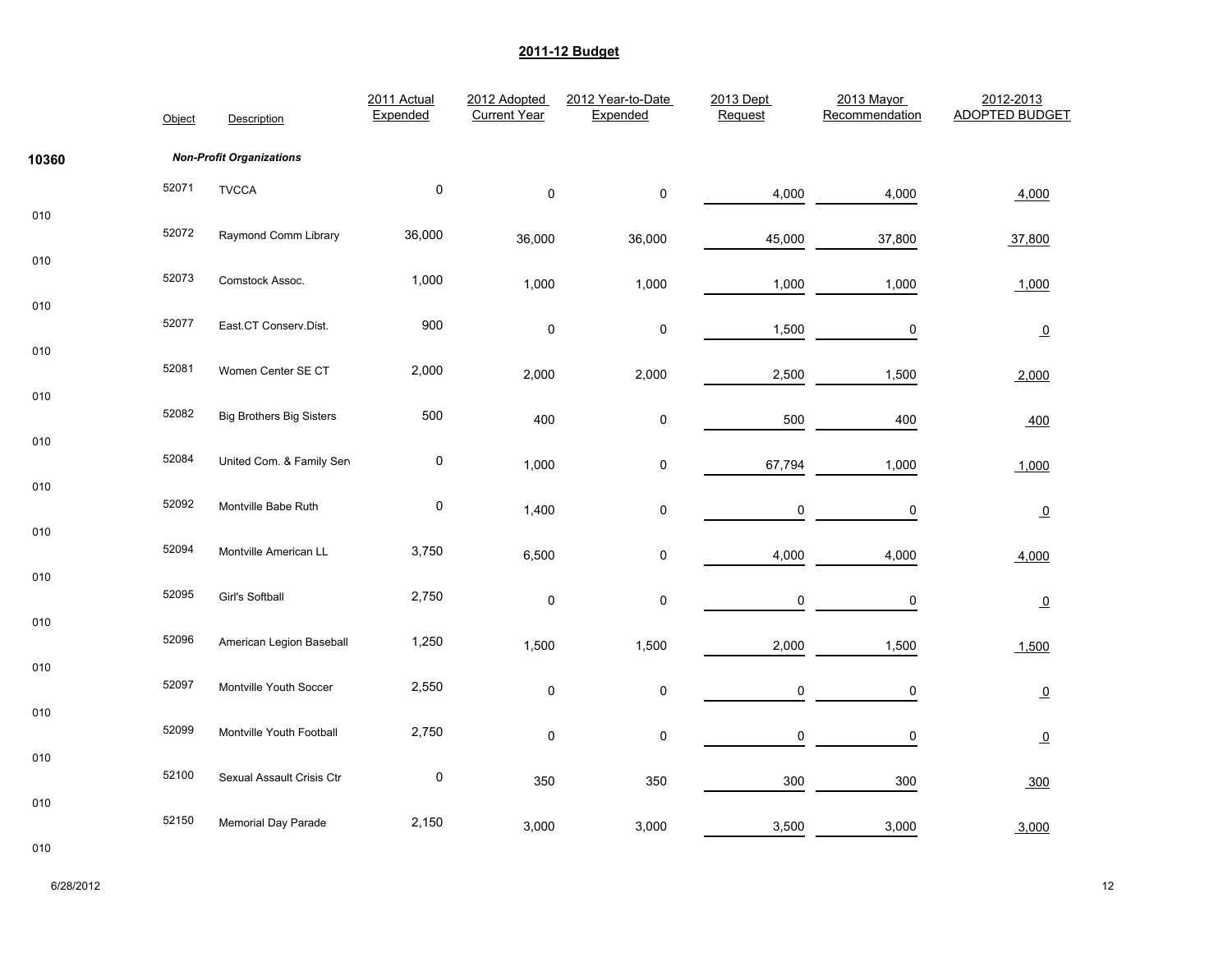## 2011-12 Budget

| | Object | Description | 2011 Actual Expended | 2012 Adopted Current Year | 2012 Year-to-Date Expended | 2013 Dept Request | 2013 Mayor Recommendation | 2012-2013 ADOPTED BUDGET |
|---|---|---|---|---|---|---|---|---|
| 10360 | | ***Non-Profit Organizations*** | | | | | | |
| 010 | 52071 | TVCCA | 0 | 0 | 0 | 4,000 | 4,000 | 4,000 |
| 010 | 52072 | Raymond Comm Library | 36,000 | 36,000 | 36,000 | 45,000 | 37,800 | 37,800 |
| 010 | 52073 | Comstock Assoc. | 1,000 | 1,000 | 1,000 | 1,000 | 1,000 | 1,000 |
| 010 | 52077 | East.CT Conserv.Dist. | 900 | 0 | 0 | 1,500 | 0 | 0 |
| 010 | 52081 | Women Center SE CT | 2,000 | 2,000 | 2,000 | 2,500 | 1,500 | 2,000 |
| 010 | 52082 | Big Brothers Big Sisters | 500 | 400 | 0 | 500 | 400 | 400 |
| 010 | 52084 | United Com. & Family Serv | 0 | 1,000 | 0 | 67,794 | 1,000 | 1,000 |
| 010 | 52092 | Montville Babe Ruth | 0 | 1,400 | 0 | 0 | 0 | 0 |
| 010 | 52094 | Montville American LL | 3,750 | 6,500 | 0 | 4,000 | 4,000 | 4,000 |
| 010 | 52095 | Girl's Softball | 2,750 | 0 | 0 | 0 | 0 | 0 |
| 010 | 52096 | American Legion Baseball | 1,250 | 1,500 | 1,500 | 2,000 | 1,500 | 1,500 |
| 010 | 52097 | Montville Youth Soccer | 2,550 | 0 | 0 | 0 | 0 | 0 |
| 010 | 52099 | Montville Youth Football | 2,750 | 0 | 0 | 0 | 0 | 0 |
| 010 | 52100 | Sexual Assault Crisis Ctr | 0 | 350 | 350 | 300 | 300 | 300 |
| 010 | 52150 | Memorial Day Parade | 2,150 | 3,000 | 3,000 | 3,500 | 3,000 | 3,000 |

6/28/2012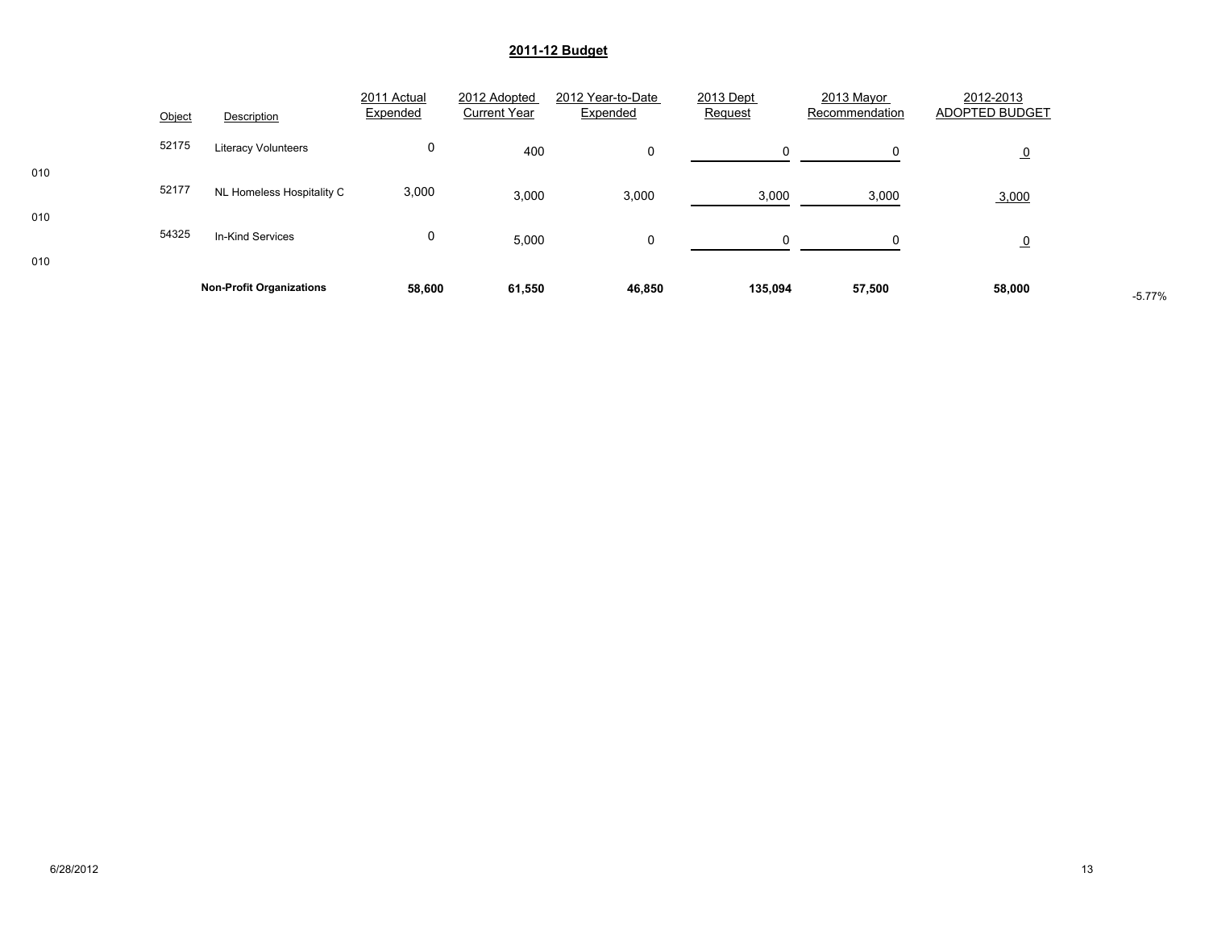## 2011-12 Budget

| | Object | Description | 2011 Actual Expended | 2012 Adopted Current Year | 2012 Year-to-Date Expended | 2013 Dept Request | 2013 Mayor Recommendation | 2012-2013 ADOPTED BUDGET | |
|---|---|---|---|---|---|---|---|---|---|
| 010 | 52175 | Literacy Volunteers | 0 | 400 | 0 | 0 | 0 | 0 | |
| 010 | 52177 | NL Homeless Hospitality C | 3,000 | 3,000 | 3,000 | 3,000 | 3,000 | 3,000 | |
| 010 | 54325 | In-Kind Services | 0 | 5,000 | 0 | 0 | 0 | 0 | |
| | | **Non-Profit Organizations** | **58,600** | **61,550** | **46,850** | **135,094** | **57,500** | **58,000** | -5.77% |

6/28/2012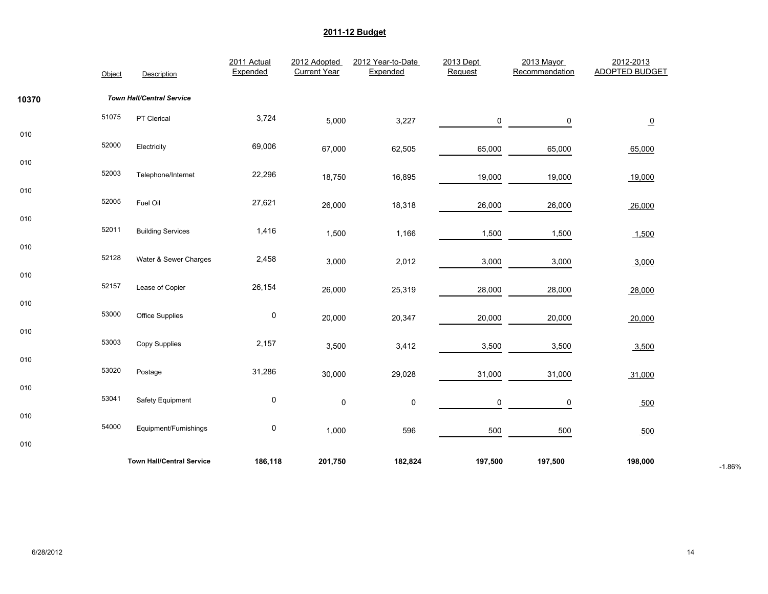## 2011-12 Budget

| | Object | Description | 2011 Actual Expended | 2012 Adopted Current Year | 2012 Year-to-Date Expended | 2013 Dept Request | 2013 Mayor Recommendation | 2012-2013 ADOPTED BUDGET | |
|---|---|---|---|---|---|---|---|---|---|
| **10370** | | ***Town Hall/Central Service*** | | | | | | | |
| 010 | 51075 | PT Clerical | 3,724 | 5,000 | 3,227 | 0 | 0 | 0 | |
| 010 | 52000 | Electricity | 69,006 | 67,000 | 62,505 | 65,000 | 65,000 | 65,000 | |
| 010 | 52003 | Telephone/Internet | 22,296 | 18,750 | 16,895 | 19,000 | 19,000 | 19,000 | |
| 010 | 52005 | Fuel Oil | 27,621 | 26,000 | 18,318 | 26,000 | 26,000 | 26,000 | |
| 010 | 52011 | Building Services | 1,416 | 1,500 | 1,166 | 1,500 | 1,500 | 1,500 | |
| 010 | 52128 | Water & Sewer Charges | 2,458 | 3,000 | 2,012 | 3,000 | 3,000 | 3,000 | |
| 010 | 52157 | Lease of Copier | 26,154 | 26,000 | 25,319 | 28,000 | 28,000 | 28,000 | |
| 010 | 53000 | Office Supplies | 0 | 20,000 | 20,347 | 20,000 | 20,000 | 20,000 | |
| 010 | 53003 | Copy Supplies | 2,157 | 3,500 | 3,412 | 3,500 | 3,500 | 3,500 | |
| 010 | 53020 | Postage | 31,286 | 30,000 | 29,028 | 31,000 | 31,000 | 31,000 | |
| 010 | 53041 | Safety Equipment | 0 | 0 | 0 | 0 | 0 | 500 | |
| 010 | 54000 | Equipment/Furnishings | 0 | 1,000 | 596 | 500 | 500 | 500 | |
| | | **Town Hall/Central Service** | **186,118** | **201,750** | **182,824** | **197,500** | **197,500** | **198,000** | -1.86% |

6/28/2012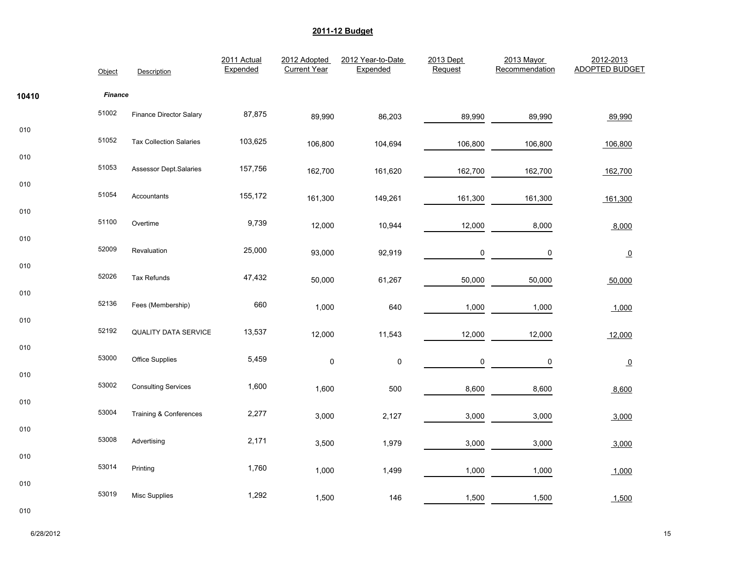# 2011-12 Budget

| | Object | Description | 2011 Actual Expended | 2012 Adopted Current Year | 2012 Year-to-Date Expended | 2013 Dept Request | 2013 Mayor Recommendation | 2012-2013 ADOPTED BUDGET |
|---|---|---|---|---|---|---|---|---|
| **10410** | ***Finance*** | | | | | | | |
| 010 | 51002 | Finance Director Salary | 87,875 | 89,990 | 86,203 | 89,990 | 89,990 | 89,990 |
| 010 | 51052 | Tax Collection Salaries | 103,625 | 106,800 | 104,694 | 106,800 | 106,800 | 106,800 |
| 010 | 51053 | Assessor Dept.Salaries | 157,756 | 162,700 | 161,620 | 162,700 | 162,700 | 162,700 |
| 010 | 51054 | Accountants | 155,172 | 161,300 | 149,261 | 161,300 | 161,300 | 161,300 |
| 010 | 51100 | Overtime | 9,739 | 12,000 | 10,944 | 12,000 | 8,000 | 8,000 |
| 010 | 52009 | Revaluation | 25,000 | 93,000 | 92,919 | 0 | 0 | 0 |
| 010 | 52026 | Tax Refunds | 47,432 | 50,000 | 61,267 | 50,000 | 50,000 | 50,000 |
| 010 | 52136 | Fees (Membership) | 660 | 1,000 | 640 | 1,000 | 1,000 | 1,000 |
| 010 | 52192 | QUALITY DATA SERVICE | 13,537 | 12,000 | 11,543 | 12,000 | 12,000 | 12,000 |
| 010 | 53000 | Office Supplies | 5,459 | 0 | 0 | 0 | 0 | 0 |
| 010 | 53002 | Consulting Services | 1,600 | 1,600 | 500 | 8,600 | 8,600 | 8,600 |
| 010 | 53004 | Training & Conferences | 2,277 | 3,000 | 2,127 | 3,000 | 3,000 | 3,000 |
| 010 | 53008 | Advertising | 2,171 | 3,500 | 1,979 | 3,000 | 3,000 | 3,000 |
| 010 | 53014 | Printing | 1,760 | 1,000 | 1,499 | 1,000 | 1,000 | 1,000 |
| 010 | 53019 | Misc Supplies | 1,292 | 1,500 | 146 | 1,500 | 1,500 | 1,500 |

6/28/2012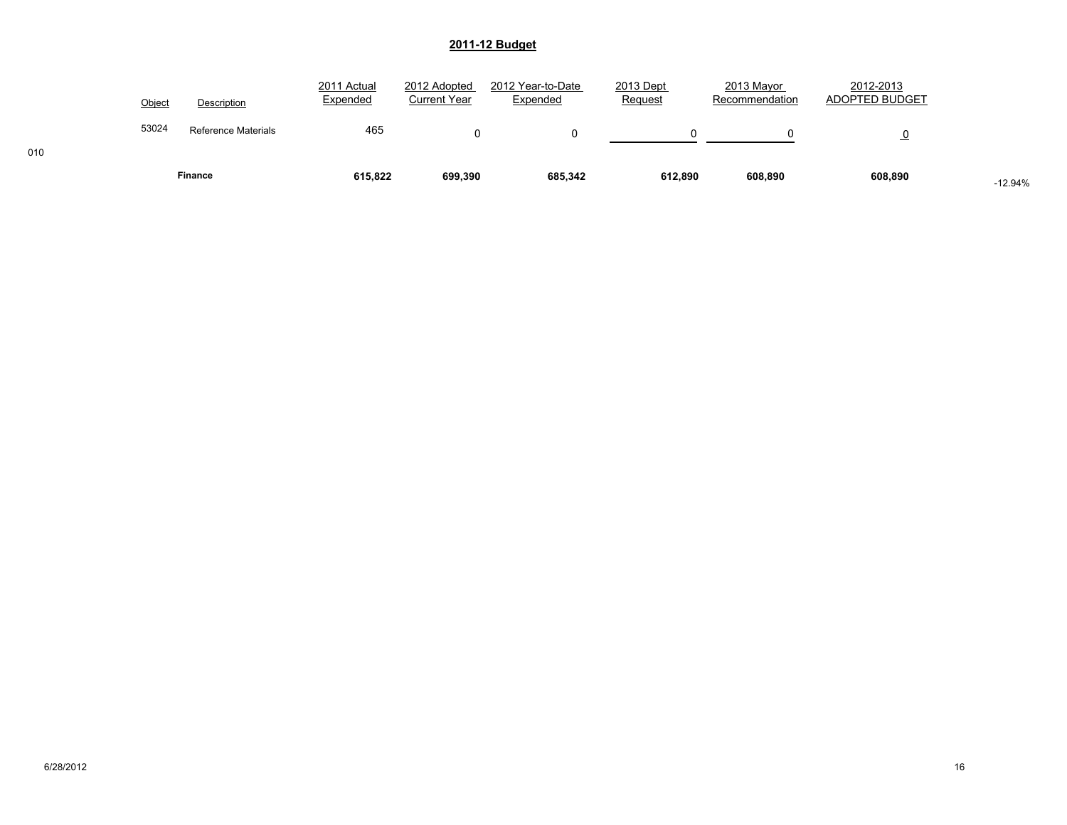## 2011-12 Budget

| | Object | Description | 2011 Actual Expended | 2012 Adopted Current Year | 2012 Year-to-Date Expended | 2013 Dept Request | 2013 Mayor Recommendation | 2012-2013 ADOPTED BUDGET | |
|---|---|---|---|---|---|---|---|---|---|
| | 53024 | Reference Materials | 465 | 0 | 0 | 0 | 0 | 0 | |
| 010 | | | | | | | | | |
| | | **Finance** | **615,822** | **699,390** | **685,342** | **612,890** | **608,890** | **608,890** | -12.94% |

6/28/2012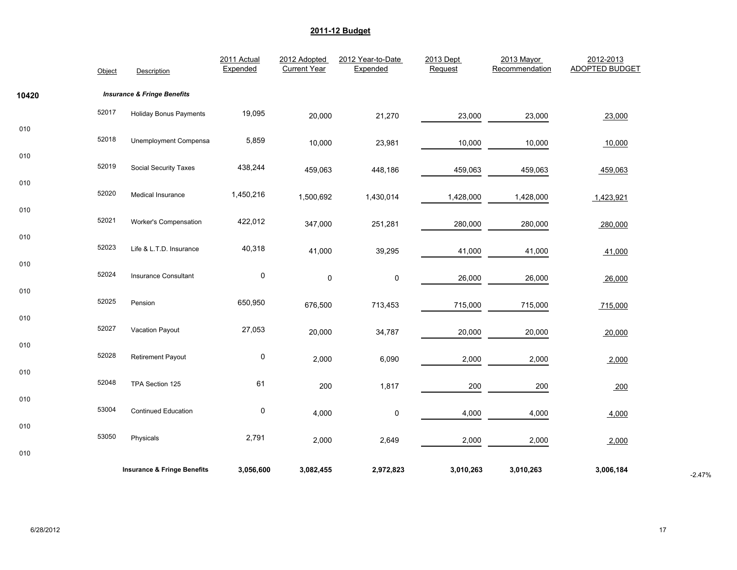## 2011-12 Budget

| | Object | Description | 2011 Actual Expended | 2012 Adopted Current Year | 2012 Year-to-Date Expended | 2013 Dept Request | 2013 Mayor Recommendation | 2012-2013 ADOPTED BUDGET | |
|---|---|---|---|---|---|---|---|---|---|
| **10420** | | ***Insurance & Fringe Benefits*** | | | | | | | |
| 010 | 52017 | Holiday Bonus Payments | 19,095 | 20,000 | 21,270 | 23,000 | 23,000 | 23,000 | |
| 010 | 52018 | Unemployment Compensa | 5,859 | 10,000 | 23,981 | 10,000 | 10,000 | 10,000 | |
| 010 | 52019 | Social Security Taxes | 438,244 | 459,063 | 448,186 | 459,063 | 459,063 | 459,063 | |
| 010 | 52020 | Medical Insurance | 1,450,216 | 1,500,692 | 1,430,014 | 1,428,000 | 1,428,000 | 1,423,921 | |
| 010 | 52021 | Worker's Compensation | 422,012 | 347,000 | 251,281 | 280,000 | 280,000 | 280,000 | |
| 010 | 52023 | Life & L.T.D. Insurance | 40,318 | 41,000 | 39,295 | 41,000 | 41,000 | 41,000 | |
| 010 | 52024 | Insurance Consultant | 0 | 0 | 0 | 26,000 | 26,000 | 26,000 | |
| 010 | 52025 | Pension | 650,950 | 676,500 | 713,453 | 715,000 | 715,000 | 715,000 | |
| 010 | 52027 | Vacation Payout | 27,053 | 20,000 | 34,787 | 20,000 | 20,000 | 20,000 | |
| 010 | 52028 | Retirement Payout | 0 | 2,000 | 6,090 | 2,000 | 2,000 | 2,000 | |
| 010 | 52048 | TPA Section 125 | 61 | 200 | 1,817 | 200 | 200 | 200 | |
| 010 | 53004 | Continued Education | 0 | 4,000 | 0 | 4,000 | 4,000 | 4,000 | |
| 010 | 53050 | Physicals | 2,791 | 2,000 | 2,649 | 2,000 | 2,000 | 2,000 | |
| | | **Insurance & Fringe Benefits** | **3,056,600** | **3,082,455** | **2,972,823** | **3,010,263** | **3,010,263** | **3,006,184** | -2.47% |

6/28/2012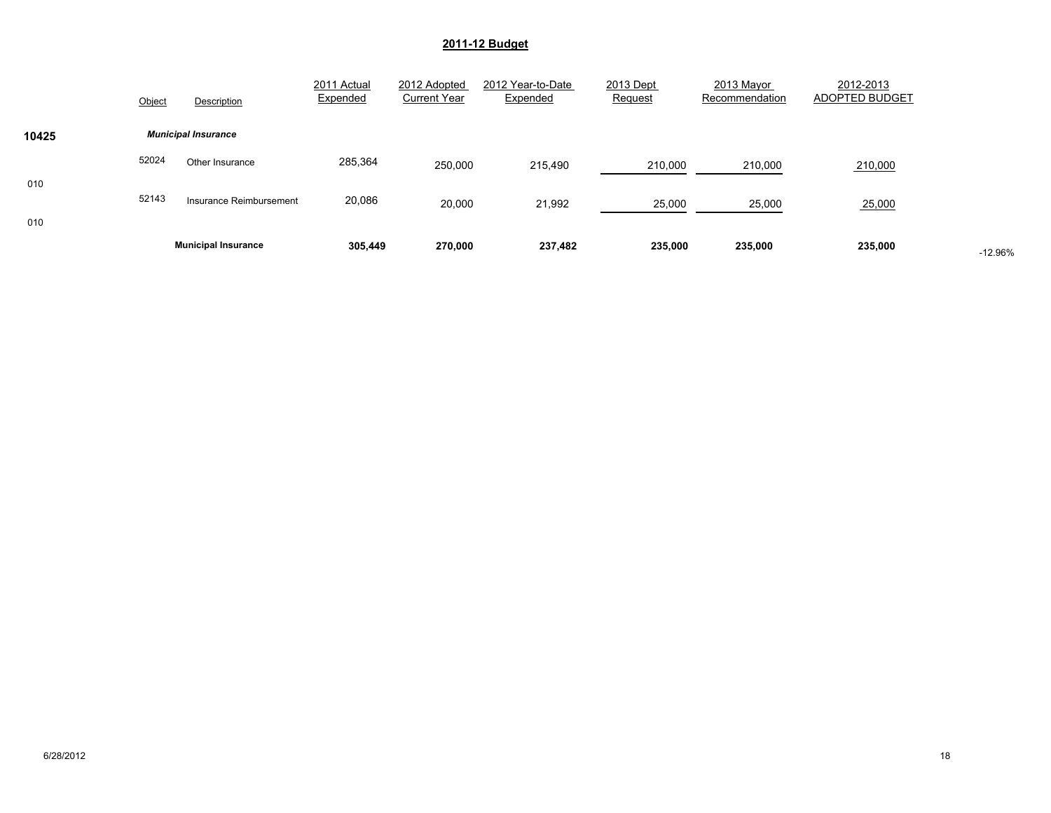## 2011-12 Budget

| | Object | Description | 2011 Actual Expended | 2012 Adopted Current Year | 2012 Year-to-Date Expended | 2013 Dept Request | 2013 Mayor Recommendation | 2012-2013 ADOPTED BUDGET | |
|---|---|---|---|---|---|---|---|---|---|
| **10425** | | ***Municipal Insurance*** | | | | | | | |
| | 52024 | Other Insurance | 285,364 | 250,000 | 215,490 | 210,000 | 210,000 | 210,000 | |
| 010 | | | | | | | | | |
| | 52143 | Insurance Reimbursement | 20,086 | 20,000 | 21,992 | 25,000 | 25,000 | 25,000 | |
| 010 | | | | | | | | | |
| | | **Municipal Insurance** | **305,449** | **270,000** | **237,482** | **235,000** | **235,000** | **235,000** | -12.96% |

6/28/2012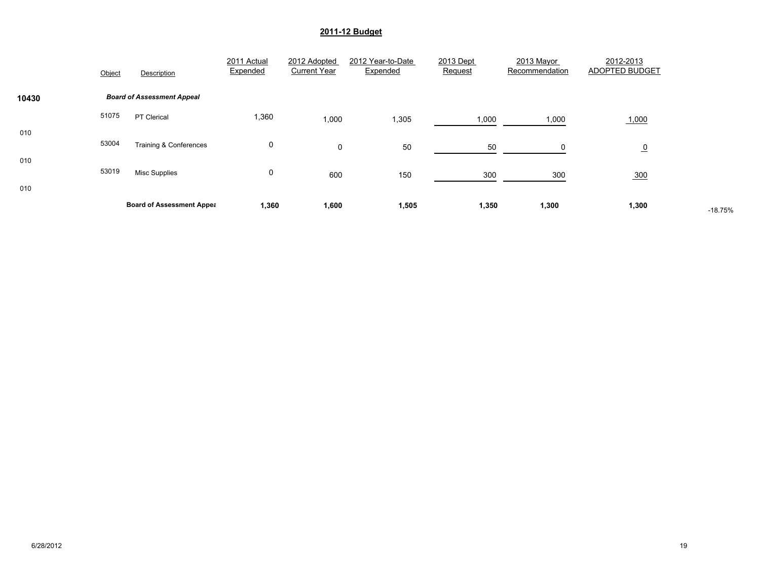## 2011-12 Budget

| | Object | Description | 2011 Actual Expended | 2012 Adopted Current Year | 2012 Year-to-Date Expended | 2013 Dept Request | 2013 Mayor Recommendation | 2012-2013 ADOPTED BUDGET | |
|---|---|---|---|---|---|---|---|---|---|
| **10430** | | ***Board of Assessment Appeal*** | | | | | | | |
| 010 | 51075 | PT Clerical | 1,360 | 1,000 | 1,305 | 1,000 | 1,000 | 1,000 | |
| 010 | 53004 | Training & Conferences | 0 | 0 | 50 | 50 | 0 | 0 | |
| 010 | 53019 | Misc Supplies | 0 | 600 | 150 | 300 | 300 | 300 | |
| | | **Board of Assessment Appea** | **1,360** | **1,600** | **1,505** | **1,350** | **1,300** | **1,300** | -18.75% |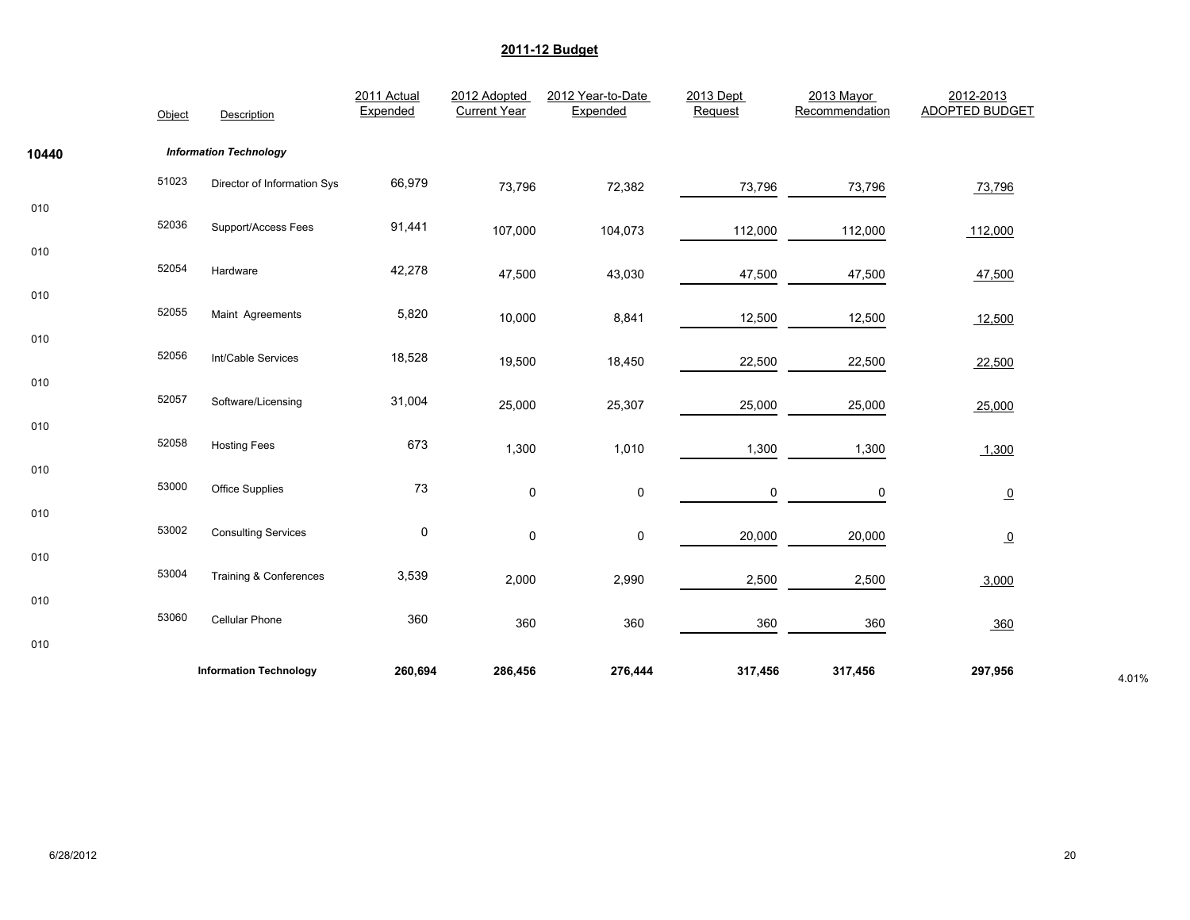# 2011-12 Budget

| | Object | Description | 2011 Actual Expended | 2012 Adopted Current Year | 2012 Year-to-Date Expended | 2013 Dept Request | 2013 Mayor Recommendation | 2012-2013 ADOPTED BUDGET | |
|---|---|---|---|---|---|---|---|---|---|
| 10440 | | ***Information Technology*** | | | | | | | |
| 010 | 51023 | Director of Information Sys | 66,979 | 73,796 | 72,382 | 73,796 | 73,796 | 73,796 | |
| 010 | 52036 | Support/Access Fees | 91,441 | 107,000 | 104,073 | 112,000 | 112,000 | 112,000 | |
| 010 | 52054 | Hardware | 42,278 | 47,500 | 43,030 | 47,500 | 47,500 | 47,500 | |
| 010 | 52055 | Maint Agreements | 5,820 | 10,000 | 8,841 | 12,500 | 12,500 | 12,500 | |
| 010 | 52056 | Int/Cable Services | 18,528 | 19,500 | 18,450 | 22,500 | 22,500 | 22,500 | |
| 010 | 52057 | Software/Licensing | 31,004 | 25,000 | 25,307 | 25,000 | 25,000 | 25,000 | |
| 010 | 52058 | Hosting Fees | 673 | 1,300 | 1,010 | 1,300 | 1,300 | 1,300 | |
| 010 | 53000 | Office Supplies | 73 | 0 | 0 | 0 | 0 | 0 | |
| 010 | 53002 | Consulting Services | 0 | 0 | 0 | 20,000 | 20,000 | 0 | |
| 010 | 53004 | Training & Conferences | 3,539 | 2,000 | 2,990 | 2,500 | 2,500 | 3,000 | |
| 010 | 53060 | Cellular Phone | 360 | 360 | 360 | 360 | 360 | 360 | |
| | | **Information Technology** | **260,694** | **286,456** | **276,444** | **317,456** | **317,456** | **297,956** | 4.01% |

6/28/2012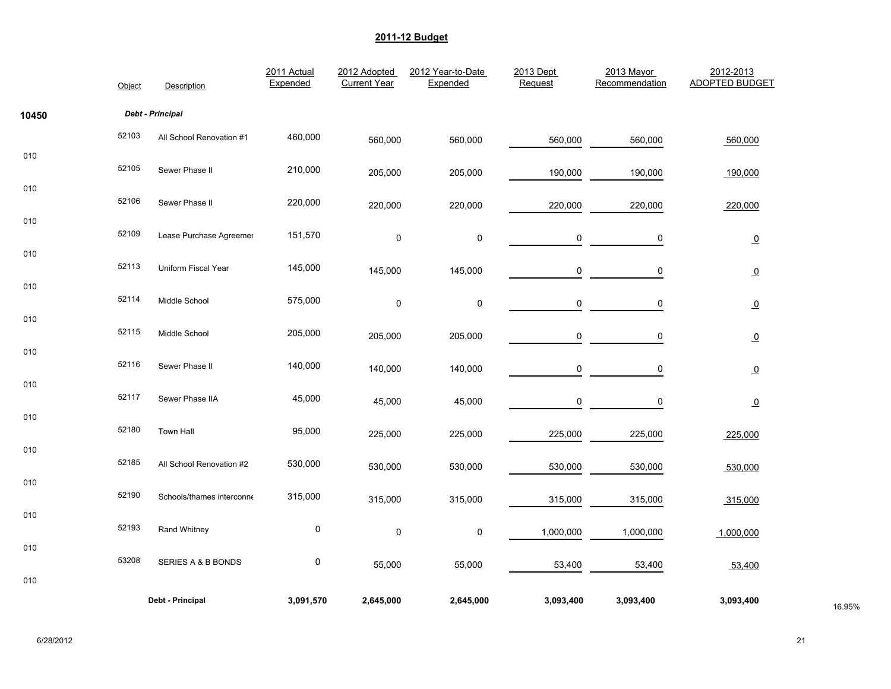# 2011-12 Budget

| | Object | Description | 2011 Actual Expended | 2012 Adopted Current Year | 2012 Year-to-Date Expended | 2013 Dept Request | 2013 Mayor Recommendation | 2012-2013 ADOPTED BUDGET |
|---|---|---|---|---|---|---|---|---|
| 10450 | | ***Debt - Principal*** | | | | | | |
| 010 | 52103 | All School Renovation #1 | 460,000 | 560,000 | 560,000 | 560,000 | 560,000 | 560,000 |
| 010 | 52105 | Sewer Phase II | 210,000 | 205,000 | 205,000 | 190,000 | 190,000 | 190,000 |
| 010 | 52106 | Sewer Phase II | 220,000 | 220,000 | 220,000 | 220,000 | 220,000 | 220,000 |
| 010 | 52109 | Lease Purchase Agreemer | 151,570 | 0 | 0 | 0 | 0 | 0 |
| 010 | 52113 | Uniform Fiscal Year | 145,000 | 145,000 | 145,000 | 0 | 0 | 0 |
| 010 | 52114 | Middle School | 575,000 | 0 | 0 | 0 | 0 | 0 |
| 010 | 52115 | Middle School | 205,000 | 205,000 | 205,000 | 0 | 0 | 0 |
| 010 | 52116 | Sewer Phase II | 140,000 | 140,000 | 140,000 | 0 | 0 | 0 |
| 010 | 52117 | Sewer Phase IIA | 45,000 | 45,000 | 45,000 | 0 | 0 | 0 |
| 010 | 52180 | Town Hall | 95,000 | 225,000 | 225,000 | 225,000 | 225,000 | 225,000 |
| 010 | 52185 | All School Renovation #2 | 530,000 | 530,000 | 530,000 | 530,000 | 530,000 | 530,000 |
| 010 | 52190 | Schools/thames interconne | 315,000 | 315,000 | 315,000 | 315,000 | 315,000 | 315,000 |
| 010 | 52193 | Rand Whitney | 0 | 0 | 0 | 1,000,000 | 1,000,000 | 1,000,000 |
| 010 | 53208 | SERIES A & B BONDS | 0 | 55,000 | 55,000 | 53,400 | 53,400 | 53,400 |
| | | **Debt - Principal** | **3,091,570** | **2,645,000** | **2,645,000** | **3,093,400** | **3,093,400** | **3,093,400** |

16.95%

6/28/2012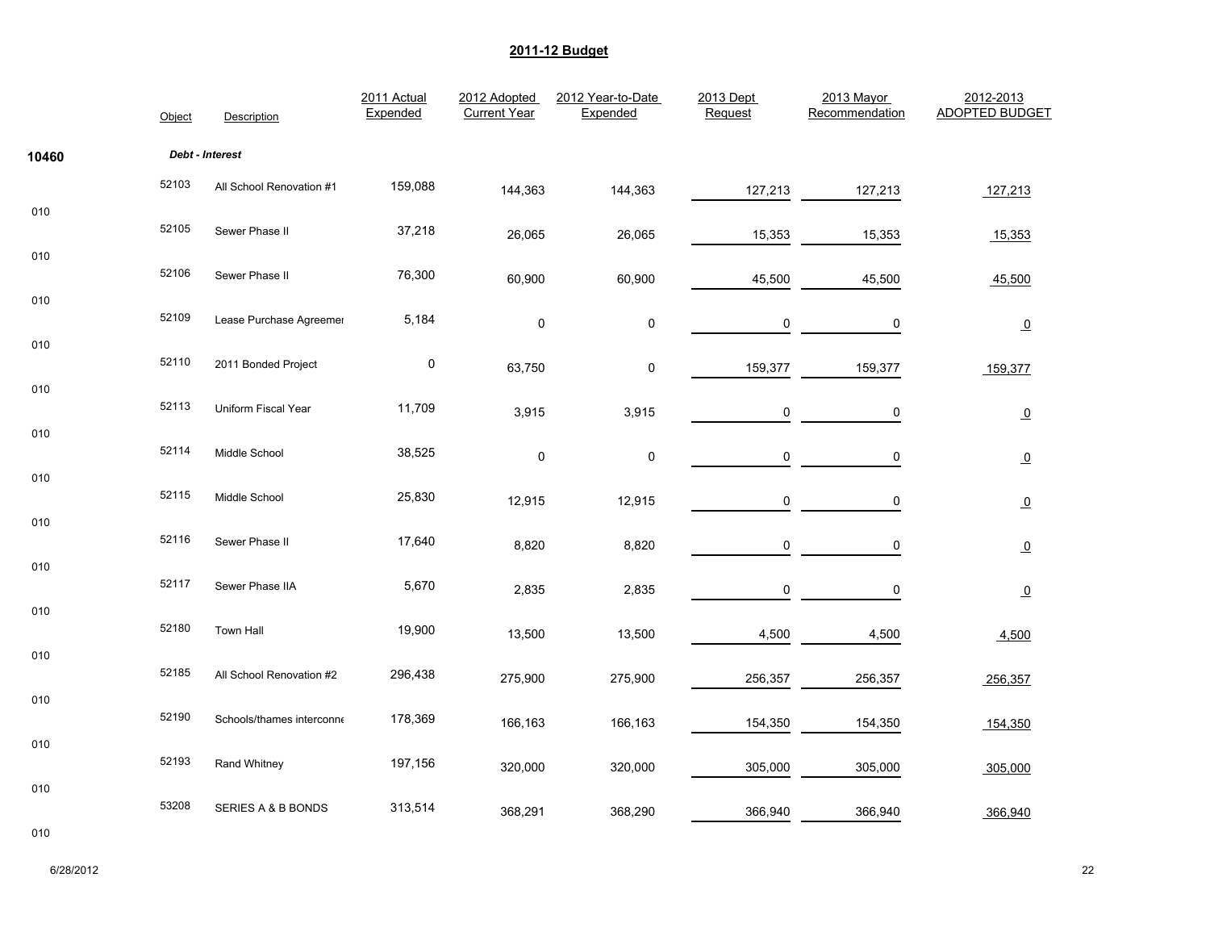# 2011-12 Budget

| | Object | Description | 2011 Actual Expended | 2012 Adopted Current Year | 2012 Year-to-Date Expended | 2013 Dept Request | 2013 Mayor Recommendation | 2012-2013 ADOPTED BUDGET |
|---|---|---|---|---|---|---|---|---|
| 10460 | | ***Debt - Interest*** | | | | | | |
| 010 | 52103 | All School Renovation #1 | 159,088 | 144,363 | 144,363 | 127,213 | 127,213 | 127,213 |
| 010 | 52105 | Sewer Phase II | 37,218 | 26,065 | 26,065 | 15,353 | 15,353 | 15,353 |
| 010 | 52106 | Sewer Phase II | 76,300 | 60,900 | 60,900 | 45,500 | 45,500 | 45,500 |
| 010 | 52109 | Lease Purchase Agreemer | 5,184 | 0 | 0 | 0 | 0 | 0 |
| 010 | 52110 | 2011 Bonded Project | 0 | 63,750 | 0 | 159,377 | 159,377 | 159,377 |
| 010 | 52113 | Uniform Fiscal Year | 11,709 | 3,915 | 3,915 | 0 | 0 | 0 |
| 010 | 52114 | Middle School | 38,525 | 0 | 0 | 0 | 0 | 0 |
| 010 | 52115 | Middle School | 25,830 | 12,915 | 12,915 | 0 | 0 | 0 |
| 010 | 52116 | Sewer Phase II | 17,640 | 8,820 | 8,820 | 0 | 0 | 0 |
| 010 | 52117 | Sewer Phase IIA | 5,670 | 2,835 | 2,835 | 0 | 0 | 0 |
| 010 | 52180 | Town Hall | 19,900 | 13,500 | 13,500 | 4,500 | 4,500 | 4,500 |
| 010 | 52185 | All School Renovation #2 | 296,438 | 275,900 | 275,900 | 256,357 | 256,357 | 256,357 |
| 010 | 52190 | Schools/thames interconne | 178,369 | 166,163 | 166,163 | 154,350 | 154,350 | 154,350 |
| 010 | 52193 | Rand Whitney | 197,156 | 320,000 | 320,000 | 305,000 | 305,000 | 305,000 |
| 010 | 53208 | SERIES A & B BONDS | 313,514 | 368,291 | 368,290 | 366,940 | 366,940 | 366,940 |

6/28/2012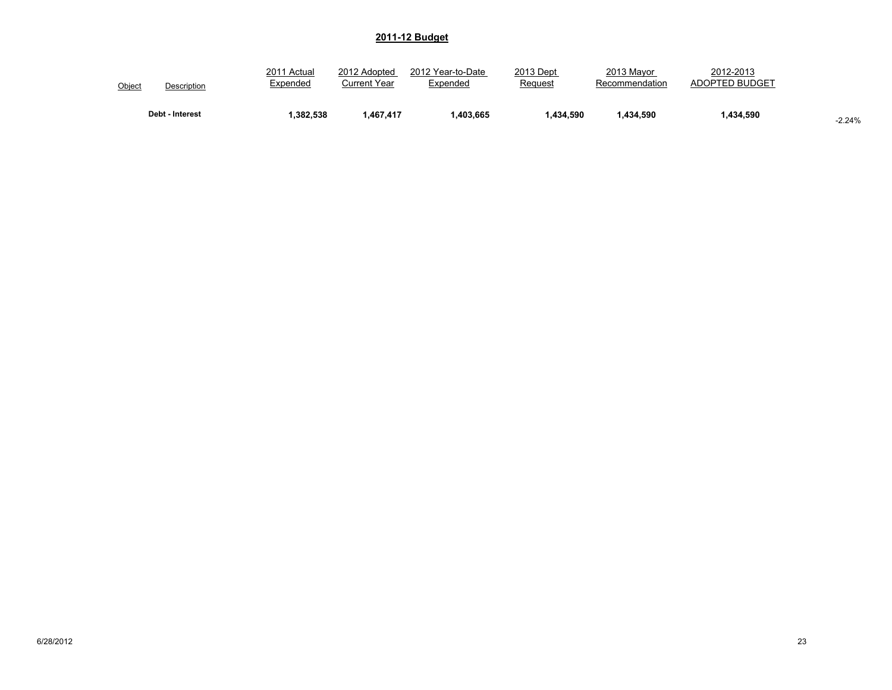## 2011-12 Budget

| Object | Description | 2011 Actual Expended | 2012 Adopted Current Year | 2012 Year-to-Date Expended | 2013 Dept Request | 2013 Mayor Recommendation | 2012-2013 ADOPTED BUDGET | |
|---|---|---|---|---|---|---|---|---|
| | **Debt - Interest** | **1,382,538** | **1,467,417** | **1,403,665** | **1,434,590** | **1,434,590** | **1,434,590** | -2.24% |

6/28/2012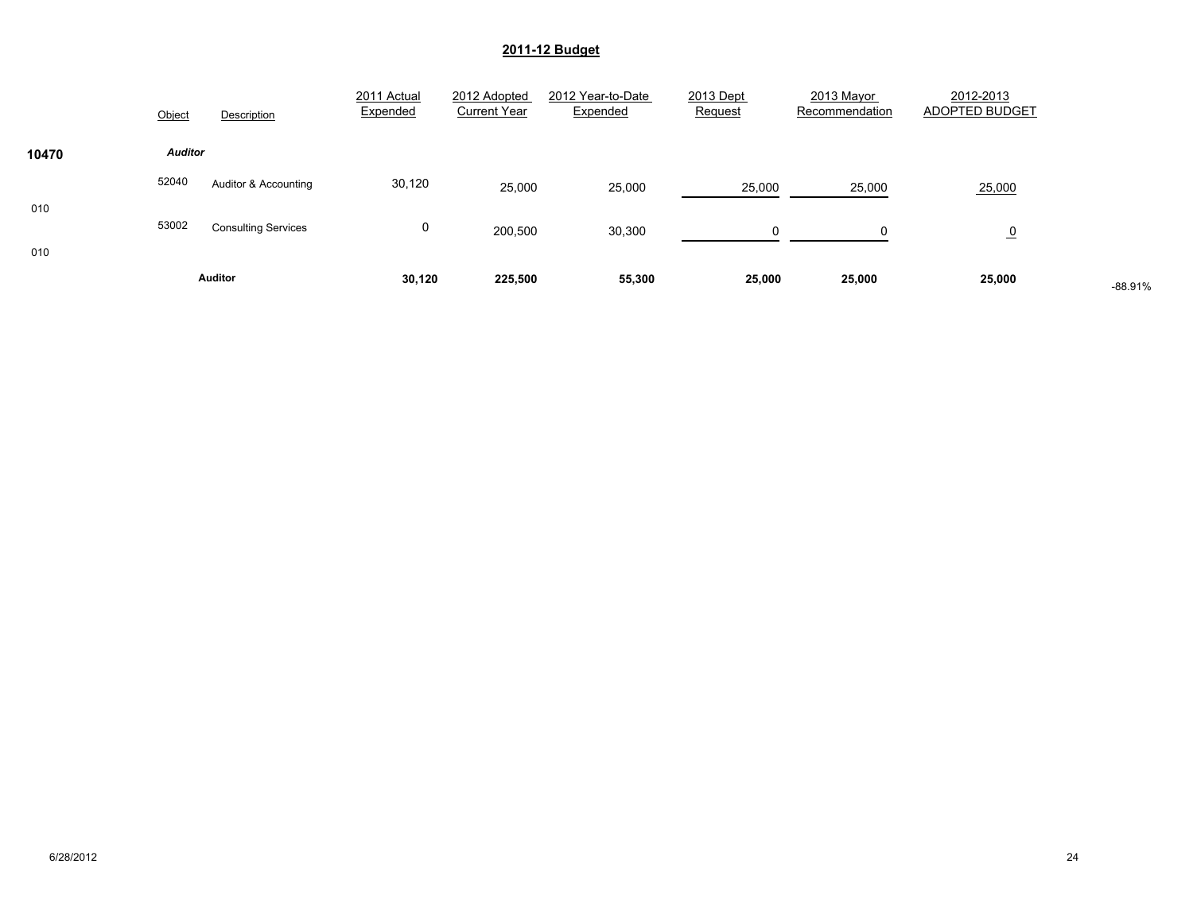# 2011-12 Budget

| | Object | Description | 2011 Actual Expended | 2012 Adopted Current Year | 2012 Year-to-Date Expended | 2013 Dept Request | 2013 Mayor Recommendation | 2012-2013 ADOPTED BUDGET | |
|---|---|---|---|---|---|---|---|---|---|
| **10470** | ***Auditor*** | | | | | | | | |
| 010 | 52040 | Auditor & Accounting | 30,120 | 25,000 | 25,000 | 25,000 | 25,000 | 25,000 | |
| 010 | 53002 | Consulting Services | 0 | 200,500 | 30,300 | 0 | 0 | 0 | |
| | | **Auditor** | **30,120** | **225,500** | **55,300** | **25,000** | **25,000** | **25,000** | -88.91% |

6/28/2012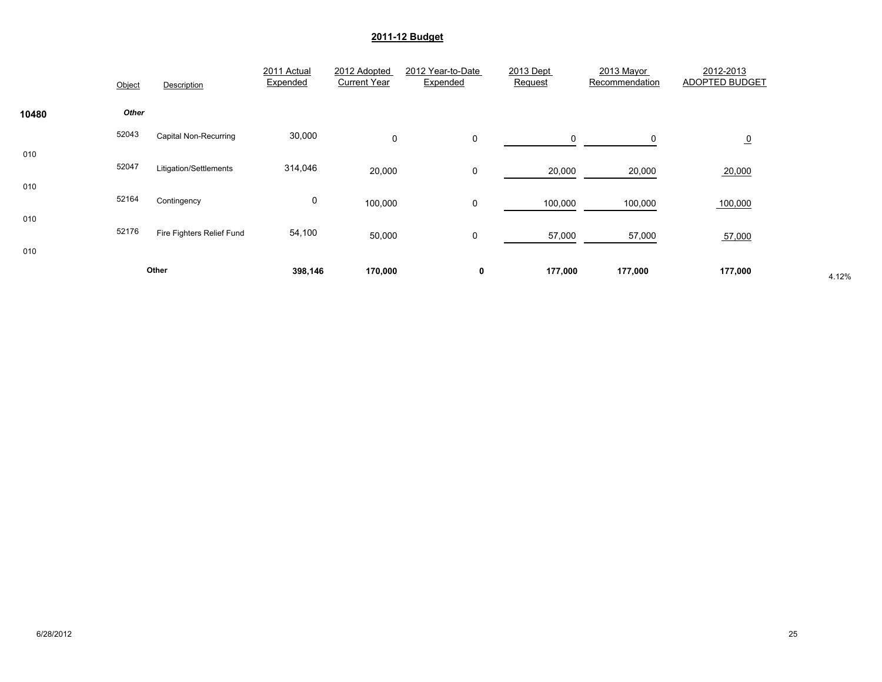## 2011-12 Budget

| | Object | Description | 2011 Actual Expended | 2012 Adopted Current Year | 2012 Year-to-Date Expended | 2013 Dept Request | 2013 Mayor Recommendation | 2012-2013 ADOPTED BUDGET | |
|---|---|---|---|---|---|---|---|---|---|
| 10480 | *Other* | | | | | | | | |
| 010 | 52043 | Capital Non-Recurring | 30,000 | 0 | 0 | 0 | 0 | 0 | |
| 010 | 52047 | Litigation/Settlements | 314,046 | 20,000 | 0 | 20,000 | 20,000 | 20,000 | |
| 010 | 52164 | Contingency | 0 | 100,000 | 0 | 100,000 | 100,000 | 100,000 | |
| 010 | 52176 | Fire Fighters Relief Fund | 54,100 | 50,000 | 0 | 57,000 | 57,000 | 57,000 | |
| | | **Other** | **398,146** | **170,000** | **0** | **177,000** | **177,000** | **177,000** | 4.12% |

6/28/2012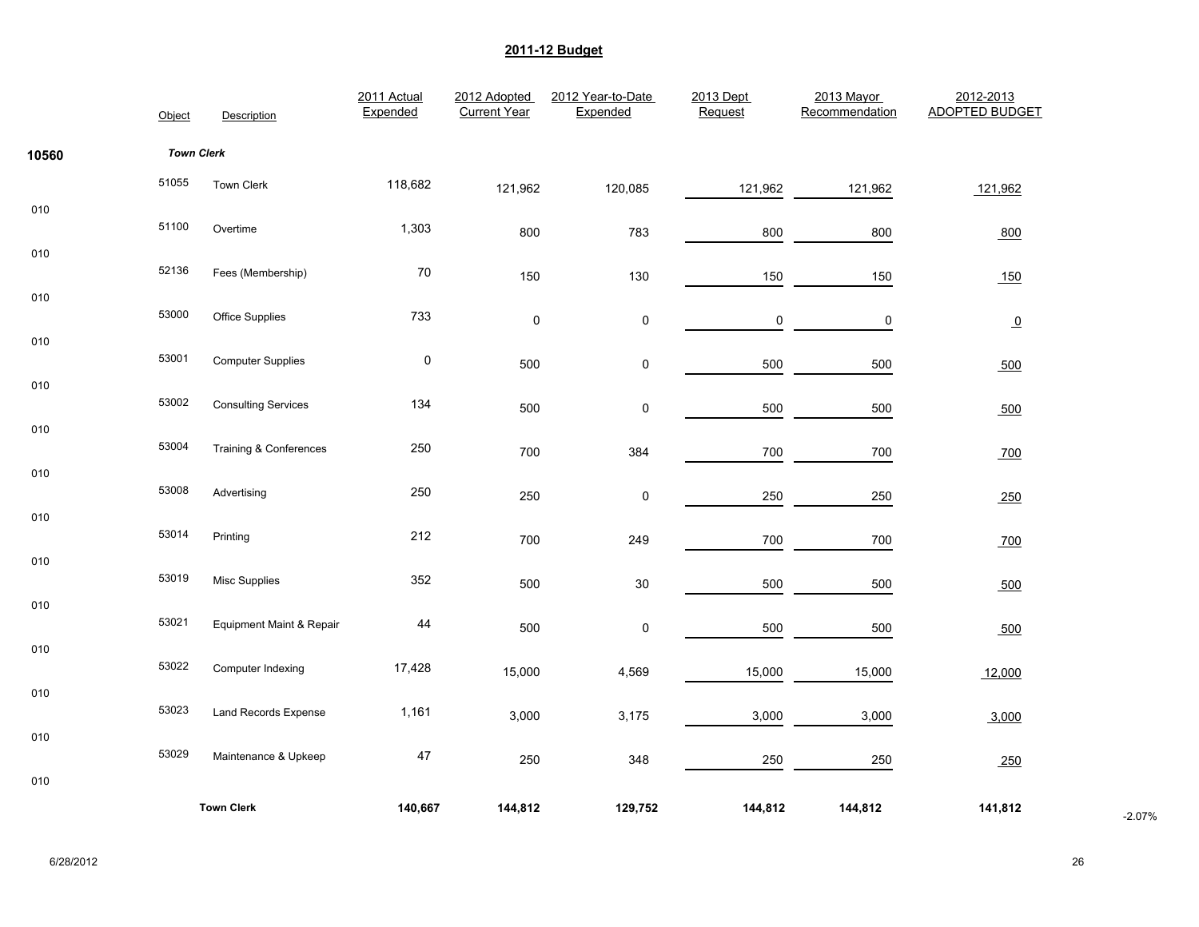## 2011-12 Budget

| | Object | Description | 2011 Actual Expended | 2012 Adopted Current Year | 2012 Year-to-Date Expended | 2013 Dept Request | 2013 Mayor Recommendation | 2012-2013 ADOPTED BUDGET | |
|---|---|---|---|---|---|---|---|---|---|
| **10560** | | ***Town Clerk*** | | | | | | | |
| 010 | 51055 | Town Clerk | 118,682 | 121,962 | 120,085 | 121,962 | 121,962 | 121,962 | |
| 010 | 51100 | Overtime | 1,303 | 800 | 783 | 800 | 800 | 800 | |
| 010 | 52136 | Fees (Membership) | 70 | 150 | 130 | 150 | 150 | 150 | |
| 010 | 53000 | Office Supplies | 733 | 0 | 0 | 0 | 0 | 0 | |
| 010 | 53001 | Computer Supplies | 0 | 500 | 0 | 500 | 500 | 500 | |
| 010 | 53002 | Consulting Services | 134 | 500 | 0 | 500 | 500 | 500 | |
| 010 | 53004 | Training & Conferences | 250 | 700 | 384 | 700 | 700 | 700 | |
| 010 | 53008 | Advertising | 250 | 250 | 0 | 250 | 250 | 250 | |
| 010 | 53014 | Printing | 212 | 700 | 249 | 700 | 700 | 700 | |
| 010 | 53019 | Misc Supplies | 352 | 500 | 30 | 500 | 500 | 500 | |
| 010 | 53021 | Equipment Maint & Repair | 44 | 500 | 0 | 500 | 500 | 500 | |
| 010 | 53022 | Computer Indexing | 17,428 | 15,000 | 4,569 | 15,000 | 15,000 | 12,000 | |
| 010 | 53023 | Land Records Expense | 1,161 | 3,000 | 3,175 | 3,000 | 3,000 | 3,000 | |
| 010 | 53029 | Maintenance & Upkeep | 47 | 250 | 348 | 250 | 250 | 250 | |
| | | **Town Clerk** | **140,667** | **144,812** | **129,752** | **144,812** | **144,812** | **141,812** | -2.07% |

6/28/2012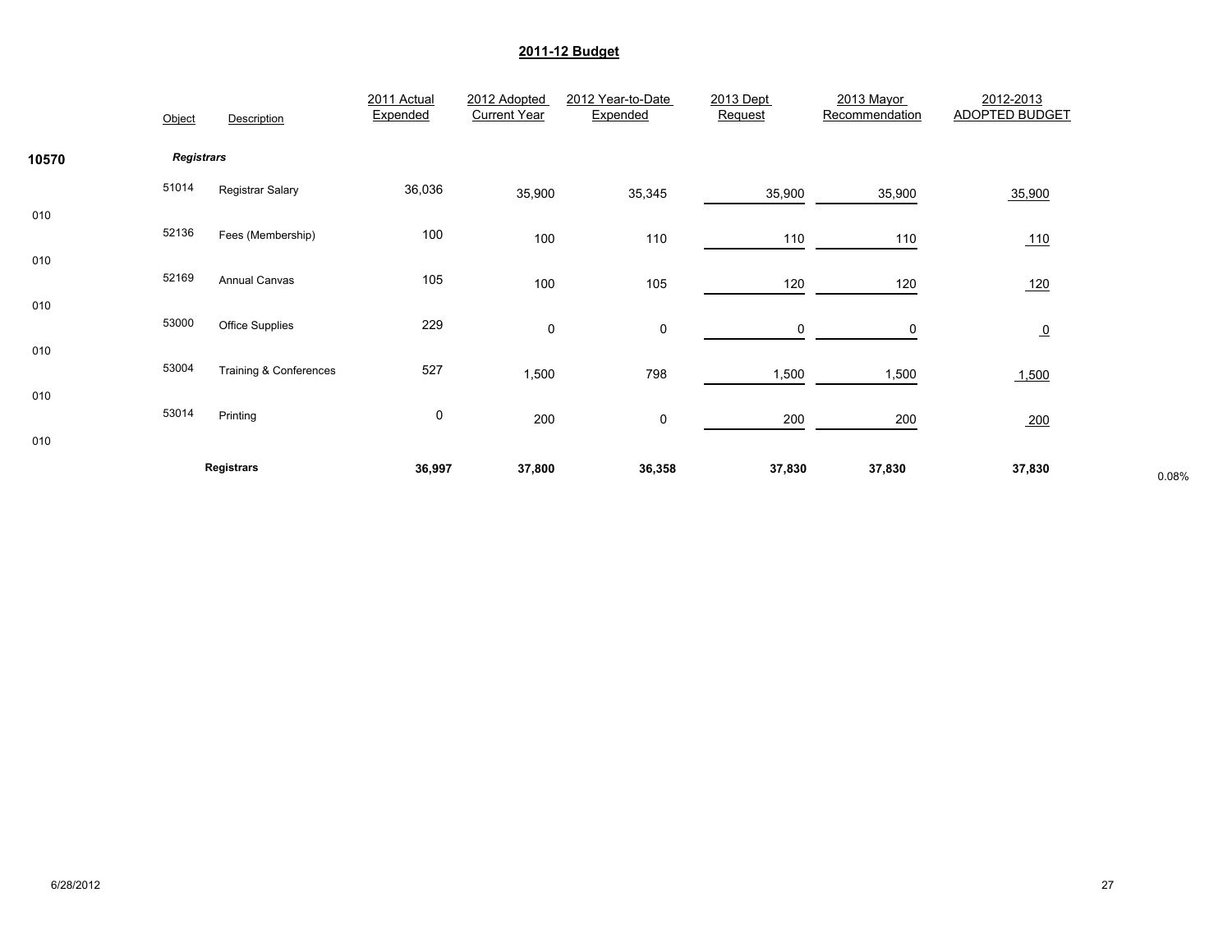## 2011-12 Budget

| | Object | Description | 2011 Actual Expended | 2012 Adopted Current Year | 2012 Year-to-Date Expended | 2013 Dept Request | 2013 Mayor Recommendation | 2012-2013 ADOPTED BUDGET | |
|---|---|---|---|---|---|---|---|---|---|
| **10570** | ***Registrars*** | | | | | | | | |
| 010 | 51014 | Registrar Salary | 36,036 | 35,900 | 35,345 | 35,900 | 35,900 | 35,900 | |
| 010 | 52136 | Fees (Membership) | 100 | 100 | 110 | 110 | 110 | 110 | |
| 010 | 52169 | Annual Canvas | 105 | 100 | 105 | 120 | 120 | 120 | |
| 010 | 53000 | Office Supplies | 229 | 0 | 0 | 0 | 0 | 0 | |
| 010 | 53004 | Training & Conferences | 527 | 1,500 | 798 | 1,500 | 1,500 | 1,500 | |
| 010 | 53014 | Printing | 0 | 200 | 0 | 200 | 200 | 200 | |
| | | **Registrars** | **36,997** | **37,800** | **36,358** | **37,830** | **37,830** | **37,830** | 0.08% |

6/28/2012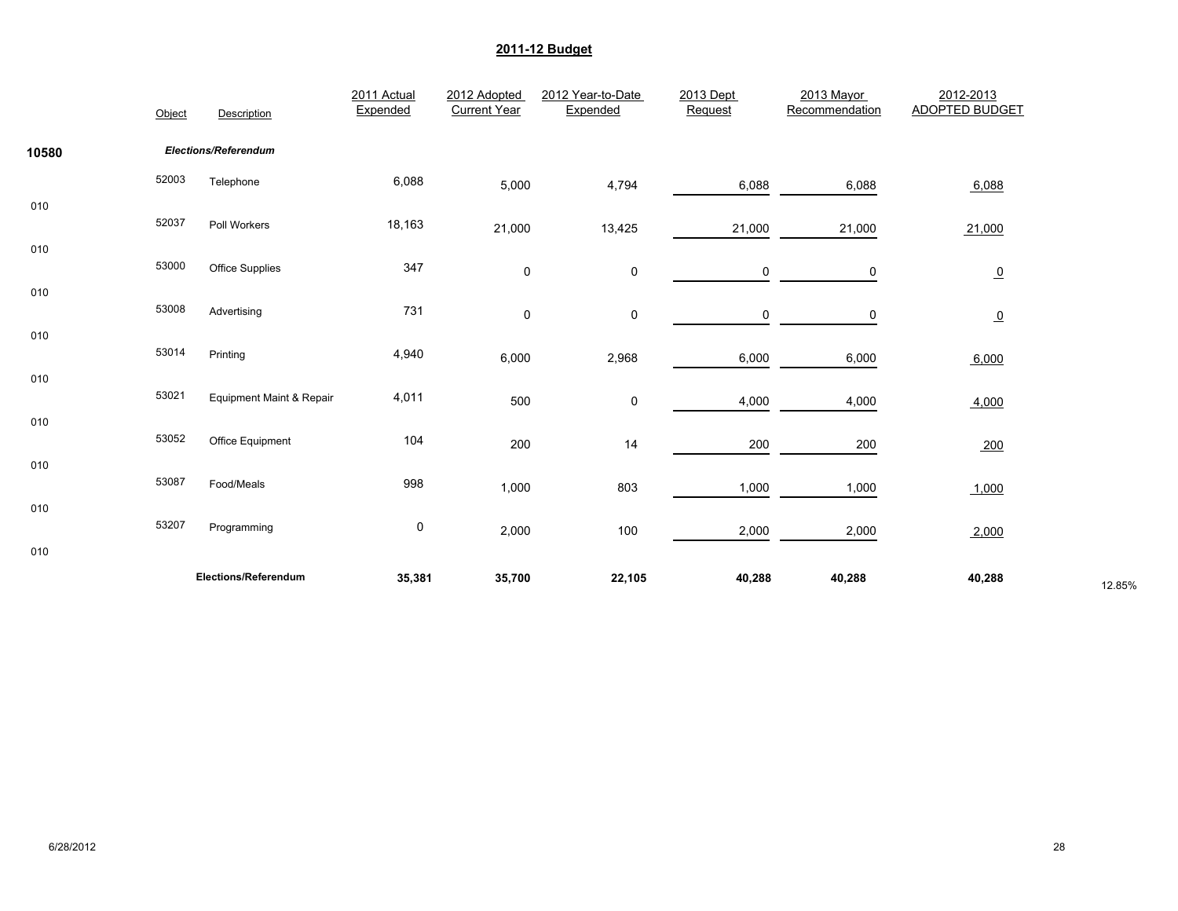## 2011-12 Budget

| | Object | Description | 2011 Actual Expended | 2012 Adopted Current Year | 2012 Year-to-Date Expended | 2013 Dept Request | 2013 Mayor Recommendation | 2012-2013 ADOPTED BUDGET | |
|---|---|---|---|---|---|---|---|---|---|
| **10580** | | ***Elections/Referendum*** | | | | | | | |
| 010 | 52003 | Telephone | 6,088 | 5,000 | 4,794 | 6,088 | 6,088 | 6,088 | |
| 010 | 52037 | Poll Workers | 18,163 | 21,000 | 13,425 | 21,000 | 21,000 | 21,000 | |
| 010 | 53000 | Office Supplies | 347 | 0 | 0 | 0 | 0 | 0 | |
| 010 | 53008 | Advertising | 731 | 0 | 0 | 0 | 0 | 0 | |
| 010 | 53014 | Printing | 4,940 | 6,000 | 2,968 | 6,000 | 6,000 | 6,000 | |
| 010 | 53021 | Equipment Maint & Repair | 4,011 | 500 | 0 | 4,000 | 4,000 | 4,000 | |
| 010 | 53052 | Office Equipment | 104 | 200 | 14 | 200 | 200 | 200 | |
| 010 | 53087 | Food/Meals | 998 | 1,000 | 803 | 1,000 | 1,000 | 1,000 | |
| 010 | 53207 | Programming | 0 | 2,000 | 100 | 2,000 | 2,000 | 2,000 | |
| | | **Elections/Referendum** | **35,381** | **35,700** | **22,105** | **40,288** | **40,288** | **40,288** | 12.85% |

6/28/2012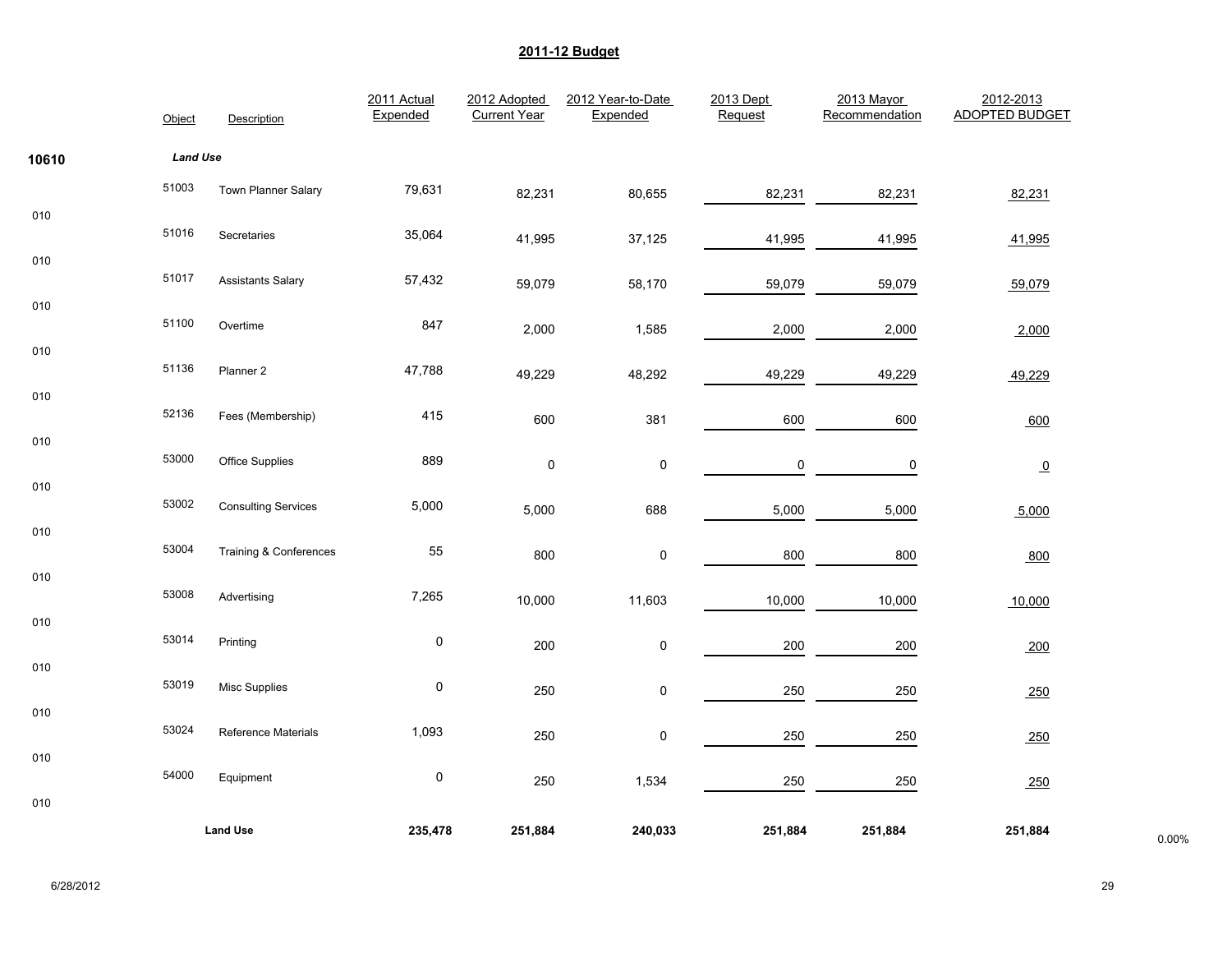## 2011-12 Budget

| | Object | Description | 2011 Actual Expended | 2012 Adopted Current Year | 2012 Year-to-Date Expended | 2013 Dept Request | 2013 Mayor Recommendation | 2012-2013 ADOPTED BUDGET | |
|---|---|---|---|---|---|---|---|---|---|
| **10610** | | ***Land Use*** | | | | | | | |
| 010 | 51003 | Town Planner Salary | 79,631 | 82,231 | 80,655 | 82,231 | 82,231 | 82,231 | |
| 010 | 51016 | Secretaries | 35,064 | 41,995 | 37,125 | 41,995 | 41,995 | 41,995 | |
| 010 | 51017 | Assistants Salary | 57,432 | 59,079 | 58,170 | 59,079 | 59,079 | 59,079 | |
| 010 | 51100 | Overtime | 847 | 2,000 | 1,585 | 2,000 | 2,000 | 2,000 | |
| 010 | 51136 | Planner 2 | 47,788 | 49,229 | 48,292 | 49,229 | 49,229 | 49,229 | |
| 010 | 52136 | Fees (Membership) | 415 | 600 | 381 | 600 | 600 | 600 | |
| 010 | 53000 | Office Supplies | 889 | 0 | 0 | 0 | 0 | 0 | |
| 010 | 53002 | Consulting Services | 5,000 | 5,000 | 688 | 5,000 | 5,000 | 5,000 | |
| 010 | 53004 | Training & Conferences | 55 | 800 | 0 | 800 | 800 | 800 | |
| 010 | 53008 | Advertising | 7,265 | 10,000 | 11,603 | 10,000 | 10,000 | 10,000 | |
| 010 | 53014 | Printing | 0 | 200 | 0 | 200 | 200 | 200 | |
| 010 | 53019 | Misc Supplies | 0 | 250 | 0 | 250 | 250 | 250 | |
| 010 | 53024 | Reference Materials | 1,093 | 250 | 0 | 250 | 250 | 250 | |
| 010 | 54000 | Equipment | 0 | 250 | 1,534 | 250 | 250 | 250 | |
| | | **Land Use** | **235,478** | **251,884** | **240,033** | **251,884** | **251,884** | **251,884** | 0.00% |

6/28/2012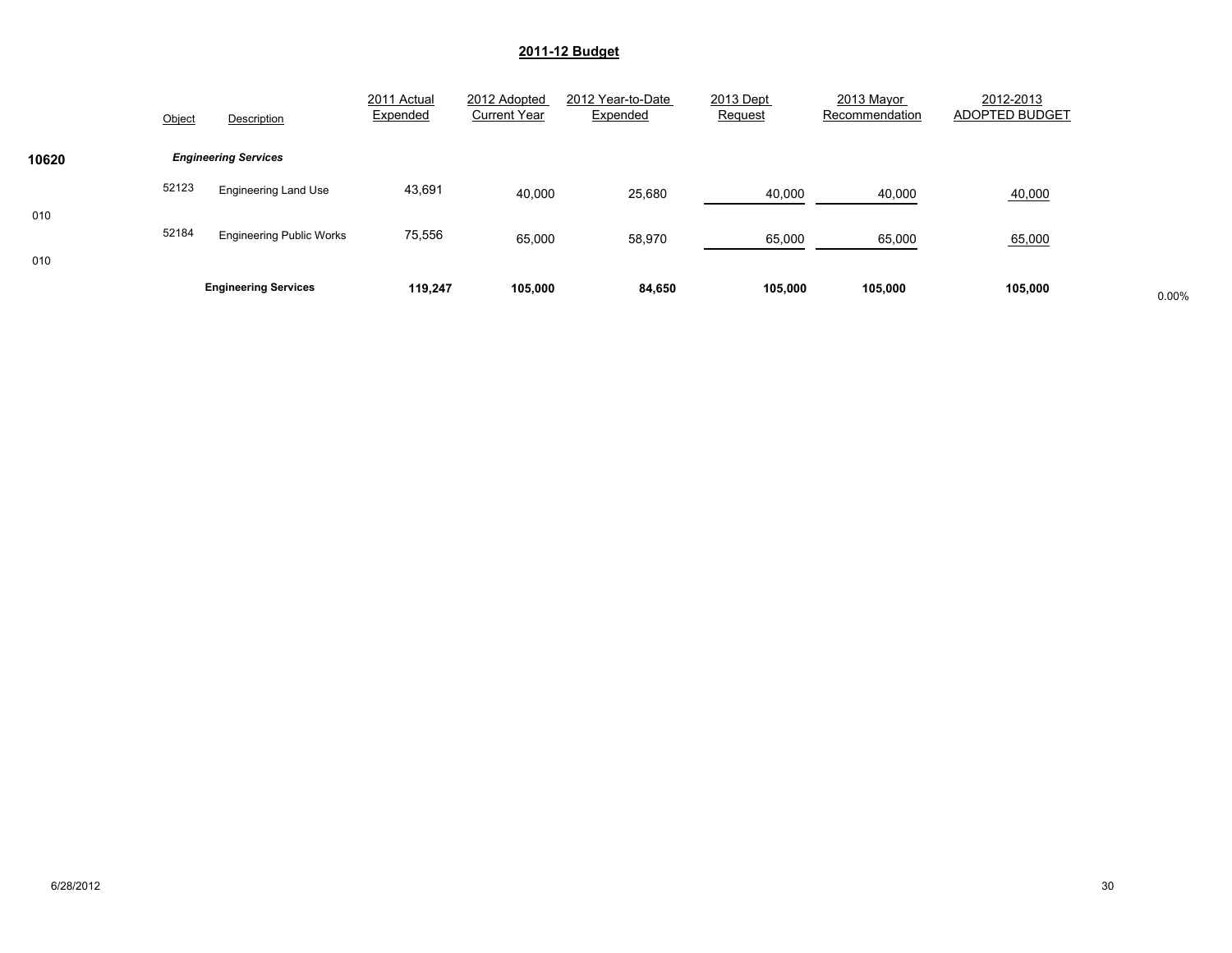## 2011-12 Budget

| | Object | Description | 2011 Actual Expended | 2012 Adopted Current Year | 2012 Year-to-Date Expended | 2013 Dept Request | 2013 Mayor Recommendation | 2012-2013 ADOPTED BUDGET | |
|---|---|---|---|---|---|---|---|---|---|
| **10620** | | ***Engineering Services*** | | | | | | | |
| 010 | 52123 | Engineering Land Use | 43,691 | 40,000 | 25,680 | 40,000 | 40,000 | 40,000 | |
| 010 | 52184 | Engineering Public Works | 75,556 | 65,000 | 58,970 | 65,000 | 65,000 | 65,000 | |
| | | **Engineering Services** | **119,247** | **105,000** | **84,650** | **105,000** | **105,000** | **105,000** | 0.00% |

6/28/2012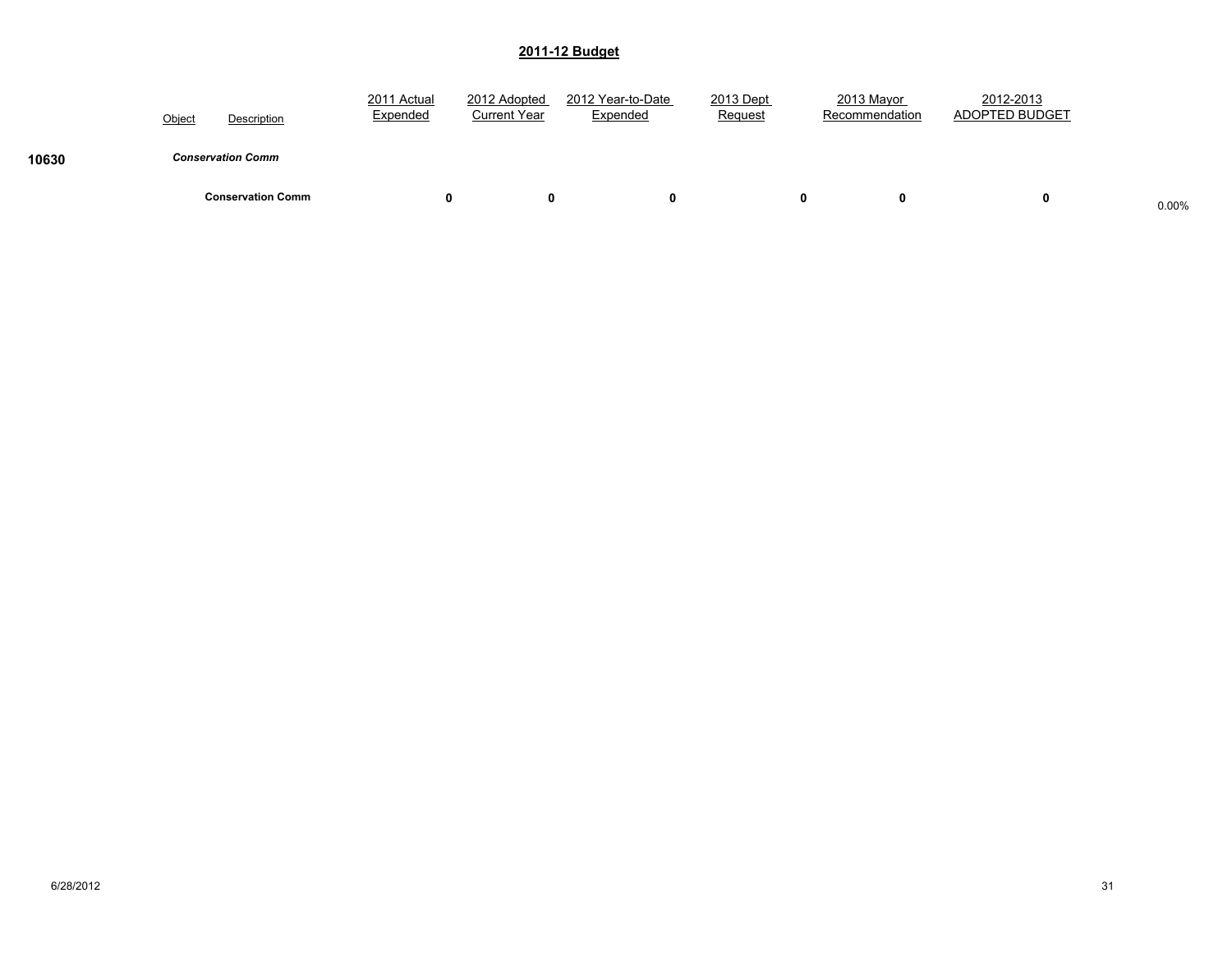## 2011-12 Budget

| | Object | Description | 2011 Actual Expended | 2012 Adopted Current Year | 2012 Year-to-Date Expended | 2013 Dept Request | 2013 Mayor Recommendation | 2012-2013 ADOPTED BUDGET | |
|---|---|---|---|---|---|---|---|---|---|
| **10630** | | ***Conservation Comm*** | | | | | | | |
| | | **Conservation Comm** | **0** | **0** | **0** | **0** | **0** | **0** | 0.00% |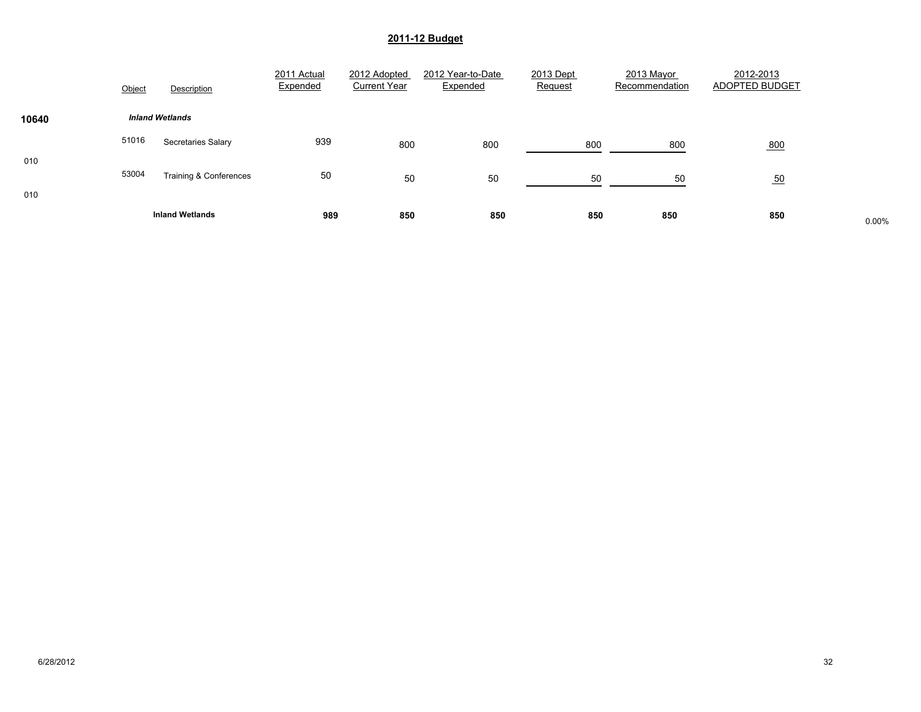## 2011-12 Budget

| | Object | Description | 2011 Actual Expended | 2012 Adopted Current Year | 2012 Year-to-Date Expended | 2013 Dept Request | 2013 Mayor Recommendation | 2012-2013 ADOPTED BUDGET | |
|---|---|---|---|---|---|---|---|---|---|
| **10640** | | ***Inland Wetlands*** | | | | | | | |
| 010 | 51016 | Secretaries Salary | 939 | 800 | 800 | 800 | 800 | 800 | |
| 010 | 53004 | Training & Conferences | 50 | 50 | 50 | 50 | 50 | 50 | |
| | | **Inland Wetlands** | **989** | **850** | **850** | **850** | **850** | **850** | 0.00% |

6/28/2012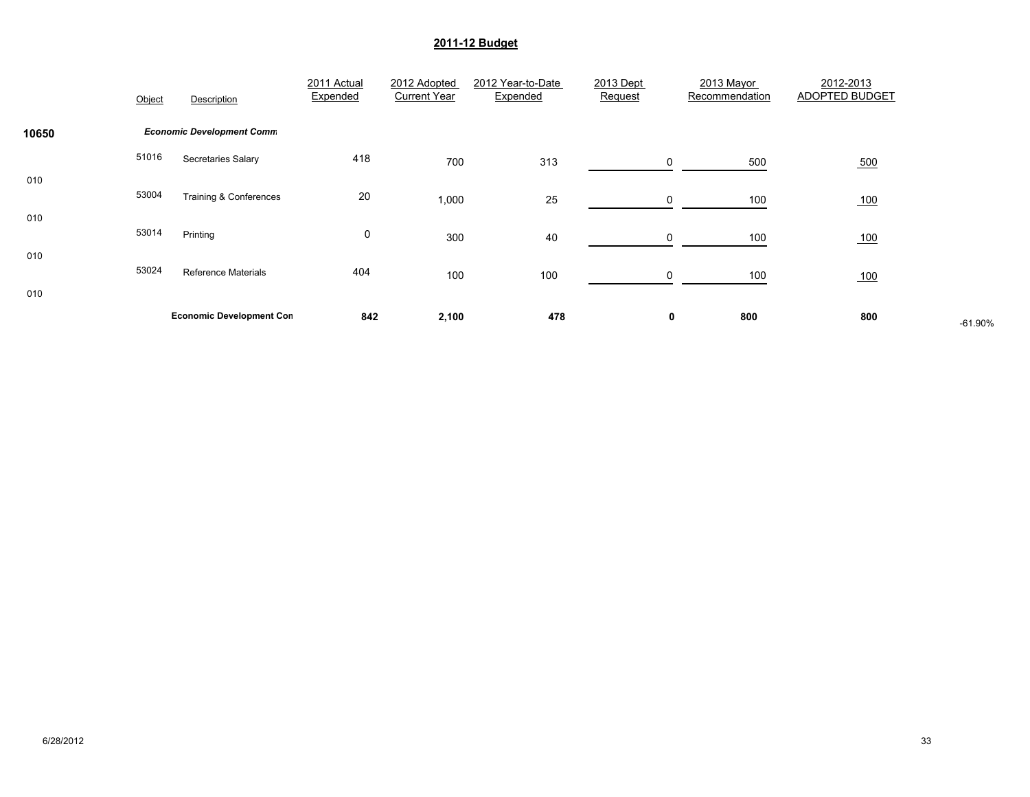## 2011-12 Budget

| | Object | Description | 2011 Actual Expended | 2012 Adopted Current Year | 2012 Year-to-Date Expended | 2013 Dept Request | 2013 Mayor Recommendation | 2012-2013 ADOPTED BUDGET | |
|---|---|---|---|---|---|---|---|---|---|
| **10650** | | ***Economic Development Comm*** | | | | | | | |
| 010 | 51016 | Secretaries Salary | 418 | 700 | 313 | 0 | 500 | 500 | |
| 010 | 53004 | Training & Conferences | 20 | 1,000 | 25 | 0 | 100 | 100 | |
| 010 | 53014 | Printing | 0 | 300 | 40 | 0 | 100 | 100 | |
| 010 | 53024 | Reference Materials | 404 | 100 | 100 | 0 | 100 | 100 | |
| | | **Economic Development Con** | **842** | **2,100** | **478** | **0** | **800** | **800** | -61.90% |

6/28/2012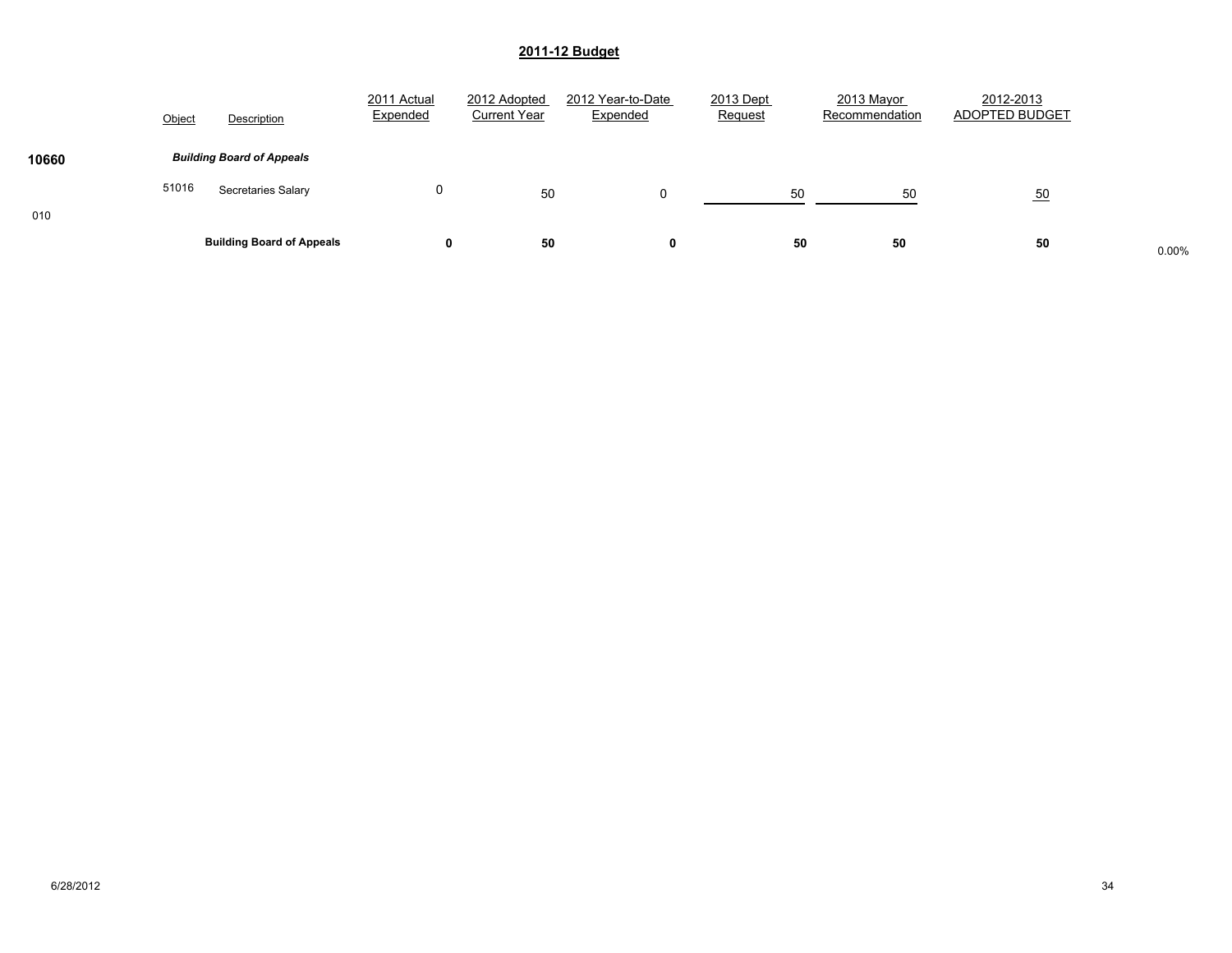## 2011-12 Budget

| | Object | Description | 2011 Actual Expended | 2012 Adopted Current Year | 2012 Year-to-Date Expended | 2013 Dept Request | 2013 Mayor Recommendation | 2012-2013 ADOPTED BUDGET | |
|---|---|---|---|---|---|---|---|---|---|
| **10660** | | ***Building Board of Appeals*** | | | | | | | |
| | 51016 | Secretaries Salary | 0 | 50 | 0 | 50 | 50 | 50 | |
| 010 | | | | | | | | | |
| | | **Building Board of Appeals** | **0** | **50** | **0** | **50** | **50** | **50** | 0.00% |

6/28/2012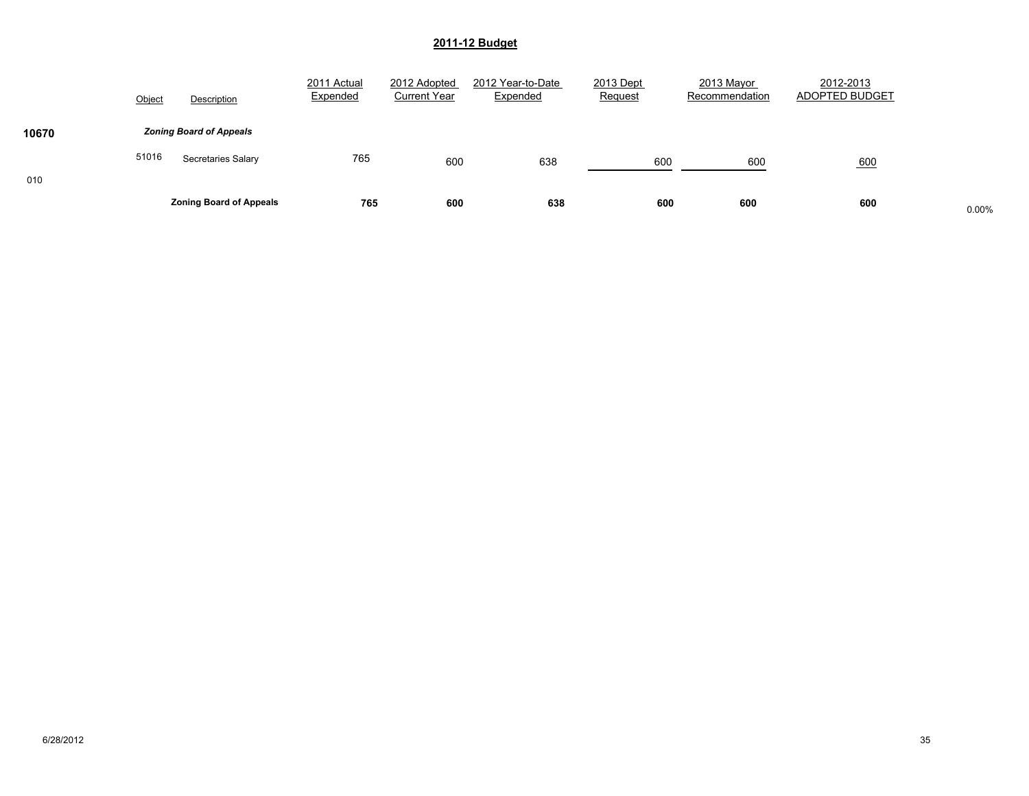## 2011-12 Budget

| | Object | Description | 2011 Actual Expended | 2012 Adopted Current Year | 2012 Year-to-Date Expended | 2013 Dept Request | 2013 Mayor Recommendation | 2012-2013 ADOPTED BUDGET | |
|---|---|---|---|---|---|---|---|---|---|
| **10670** | | ***Zoning Board of Appeals*** | | | | | | | |
| 010 | 51016 | Secretaries Salary | 765 | 600 | 638 | 600 | 600 | 600 | |
| | | **Zoning Board of Appeals** | **765** | **600** | **638** | **600** | **600** | **600** | 0.00% |

6/28/2012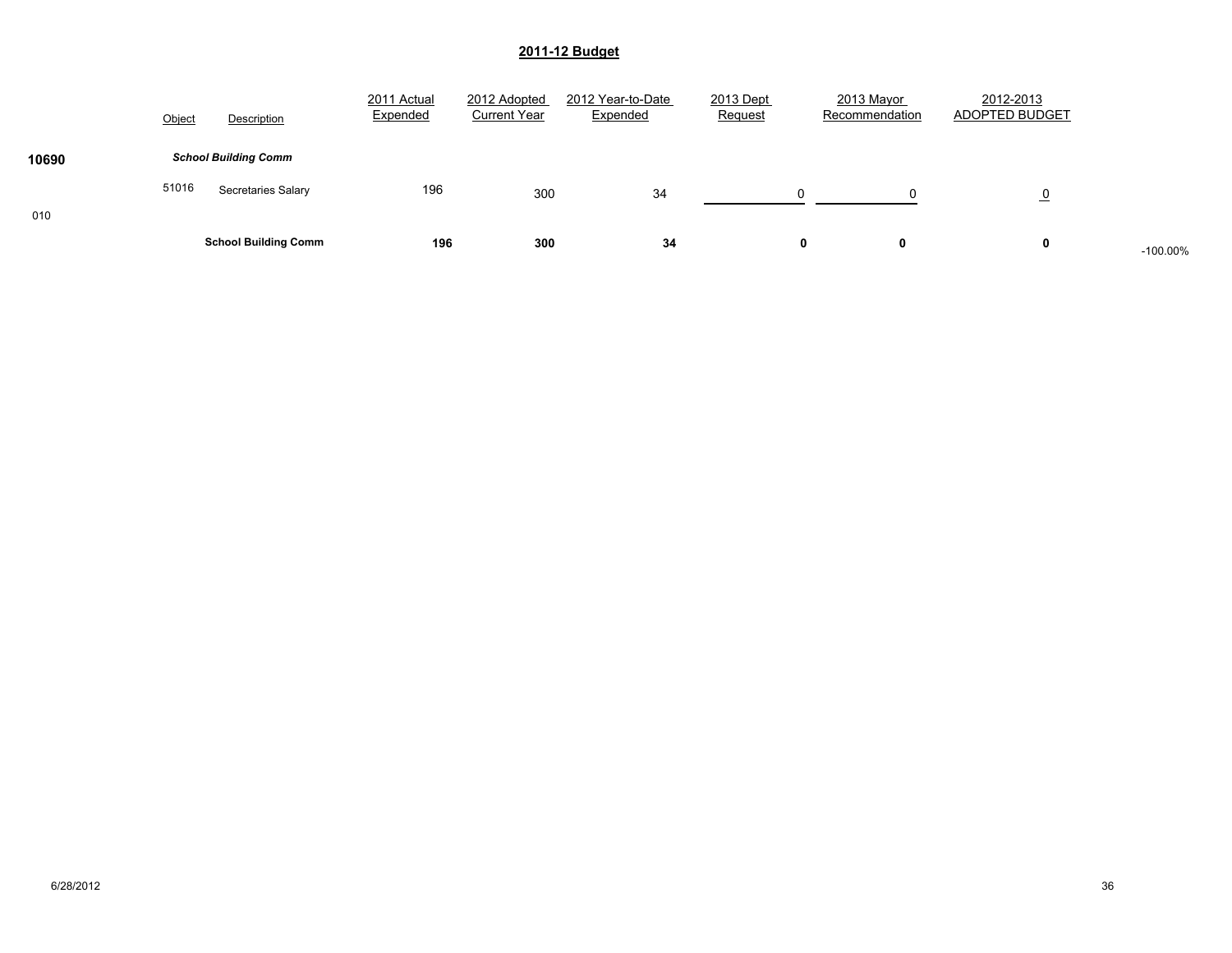## 2011-12 Budget

| | Object | Description | 2011 Actual Expended | 2012 Adopted Current Year | 2012 Year-to-Date Expended | 2013 Dept Request | 2013 Mayor Recommendation | 2012-2013 ADOPTED BUDGET | |
|---|---|---|---|---|---|---|---|---|---|
| **10690** | | ***School Building Comm*** | | | | | | | |
| | 51016 | Secretaries Salary | 196 | 300 | 34 | 0 | 0 | 0 | |
| 010 | | | | | | | | | |
| | | **School Building Comm** | **196** | **300** | **34** | **0** | **0** | **0** | -100.00% |

6/28/2012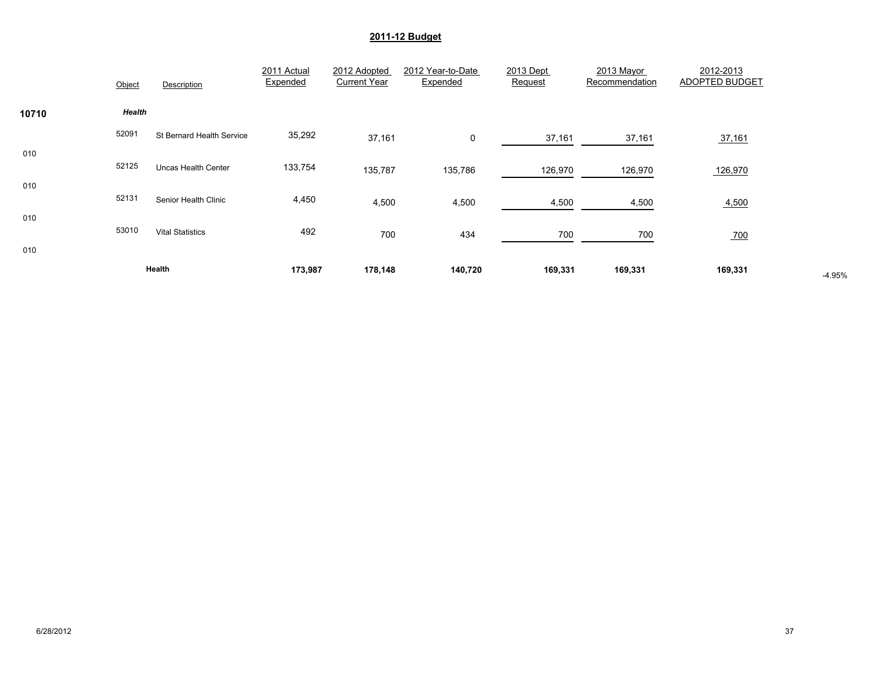# 2011-12 Budget

| | Object | Description | 2011 Actual Expended | 2012 Adopted Current Year | 2012 Year-to-Date Expended | 2013 Dept Request | 2013 Mayor Recommendation | 2012-2013 ADOPTED BUDGET | |
|---|---|---|---|---|---|---|---|---|---|
| **10710** | | ***Health*** | | | | | | | |
| 010 | 52091 | St Bernard Health Service | 35,292 | 37,161 | 0 | 37,161 | 37,161 | 37,161 | |
| 010 | 52125 | Uncas Health Center | 133,754 | 135,787 | 135,786 | 126,970 | 126,970 | 126,970 | |
| 010 | 52131 | Senior Health Clinic | 4,450 | 4,500 | 4,500 | 4,500 | 4,500 | 4,500 | |
| 010 | 53010 | Vital Statistics | 492 | 700 | 434 | 700 | 700 | 700 | |
| | | **Health** | **173,987** | **178,148** | **140,720** | **169,331** | **169,331** | **169,331** | -4.95% |

6/28/2012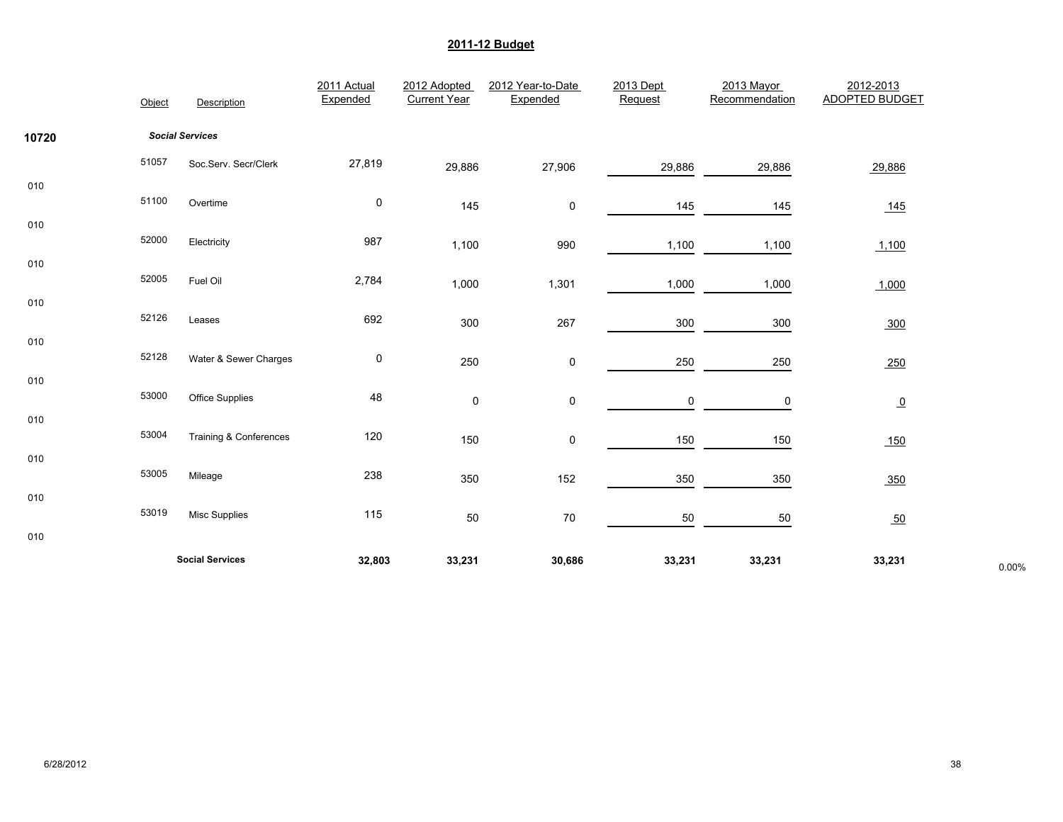# 2011-12 Budget

| | Object | Description | 2011 Actual Expended | 2012 Adopted Current Year | 2012 Year-to-Date Expended | 2013 Dept Request | 2013 Mayor Recommendation | 2012-2013 ADOPTED BUDGET | |
|---|---|---|---|---|---|---|---|---|---|
| 10720 | | ***Social Services*** | | | | | | | |
| 010 | 51057 | Soc.Serv. Secr/Clerk | 27,819 | 29,886 | 27,906 | 29,886 | 29,886 | 29,886 | |
| 010 | 51100 | Overtime | 0 | 145 | 0 | 145 | 145 | 145 | |
| 010 | 52000 | Electricity | 987 | 1,100 | 990 | 1,100 | 1,100 | 1,100 | |
| 010 | 52005 | Fuel Oil | 2,784 | 1,000 | 1,301 | 1,000 | 1,000 | 1,000 | |
| 010 | 52126 | Leases | 692 | 300 | 267 | 300 | 300 | 300 | |
| 010 | 52128 | Water & Sewer Charges | 0 | 250 | 0 | 250 | 250 | 250 | |
| 010 | 53000 | Office Supplies | 48 | 0 | 0 | 0 | 0 | 0 | |
| 010 | 53004 | Training & Conferences | 120 | 150 | 0 | 150 | 150 | 150 | |
| 010 | 53005 | Mileage | 238 | 350 | 152 | 350 | 350 | 350 | |
| 010 | 53019 | Misc Supplies | 115 | 50 | 70 | 50 | 50 | 50 | |
| | | **Social Services** | **32,803** | **33,231** | **30,686** | **33,231** | **33,231** | **33,231** | 0.00% |

6/28/2012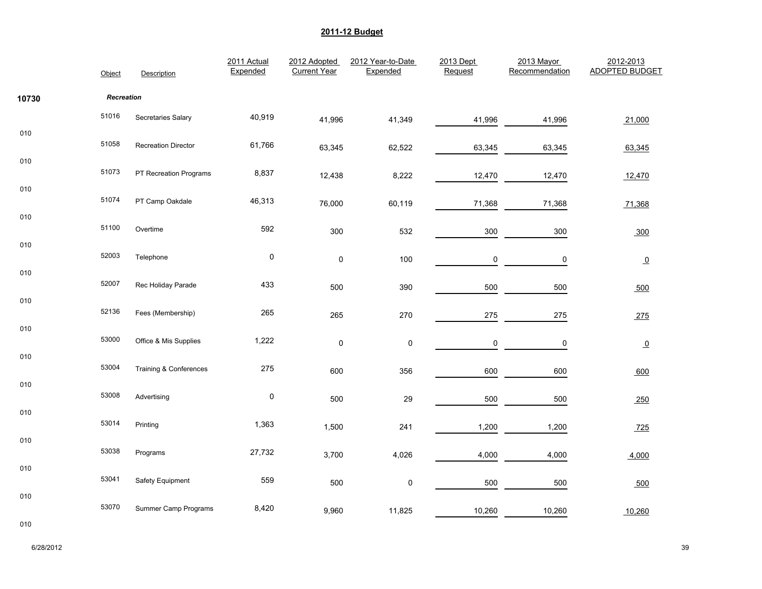## 2011-12 Budget

| | Object | Description | 2011 Actual Expended | 2012 Adopted Current Year | 2012 Year-to-Date Expended | 2013 Dept Request | 2013 Mayor Recommendation | 2012-2013 ADOPTED BUDGET |
|---|---|---|---|---|---|---|---|---|
| **10730** | | ***Recreation*** | | | | | | |
| 010 | 51016 | Secretaries Salary | 40,919 | 41,996 | 41,349 | 41,996 | 41,996 | 21,000 |
| 010 | 51058 | Recreation Director | 61,766 | 63,345 | 62,522 | 63,345 | 63,345 | 63,345 |
| 010 | 51073 | PT Recreation Programs | 8,837 | 12,438 | 8,222 | 12,470 | 12,470 | 12,470 |
| 010 | 51074 | PT Camp Oakdale | 46,313 | 76,000 | 60,119 | 71,368 | 71,368 | 71,368 |
| 010 | 51100 | Overtime | 592 | 300 | 532 | 300 | 300 | 300 |
| 010 | 52003 | Telephone | 0 | 0 | 100 | 0 | 0 | 0 |
| 010 | 52007 | Rec Holiday Parade | 433 | 500 | 390 | 500 | 500 | 500 |
| 010 | 52136 | Fees (Membership) | 265 | 265 | 270 | 275 | 275 | 275 |
| 010 | 53000 | Office & Mis Supplies | 1,222 | 0 | 0 | 0 | 0 | 0 |
| 010 | 53004 | Training & Conferences | 275 | 600 | 356 | 600 | 600 | 600 |
| 010 | 53008 | Advertising | 0 | 500 | 29 | 500 | 500 | 250 |
| 010 | 53014 | Printing | 1,363 | 1,500 | 241 | 1,200 | 1,200 | 725 |
| 010 | 53038 | Programs | 27,732 | 3,700 | 4,026 | 4,000 | 4,000 | 4,000 |
| 010 | 53041 | Safety Equipment | 559 | 500 | 0 | 500 | 500 | 500 |
| 010 | 53070 | Summer Camp Programs | 8,420 | 9,960 | 11,825 | 10,260 | 10,260 | 10,260 |

6/28/2012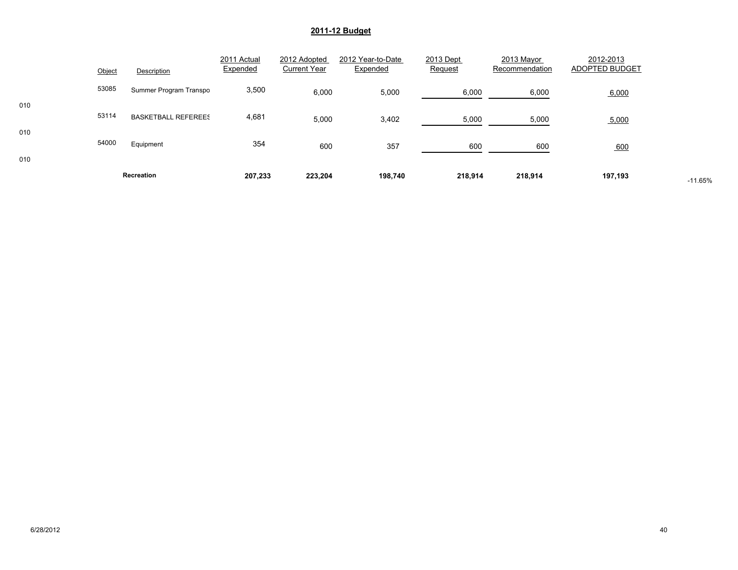## 2011-12 Budget

| | Object | Description | 2011 Actual Expended | 2012 Adopted Current Year | 2012 Year-to-Date Expended | 2013 Dept Request | 2013 Mayor Recommendation | 2012-2013 ADOPTED BUDGET | |
|---|---|---|---|---|---|---|---|---|---|
| 010 | 53085 | Summer Program Transpo | 3,500 | 6,000 | 5,000 | 6,000 | 6,000 | 6,000 | |
| 010 | 53114 | BASKETBALL REFEREES | 4,681 | 5,000 | 3,402 | 5,000 | 5,000 | 5,000 | |
| 010 | 54000 | Equipment | 354 | 600 | 357 | 600 | 600 | 600 | |
| | | **Recreation** | **207,233** | **223,204** | **198,740** | **218,914** | **218,914** | **197,193** | -11.65% |

6/28/2012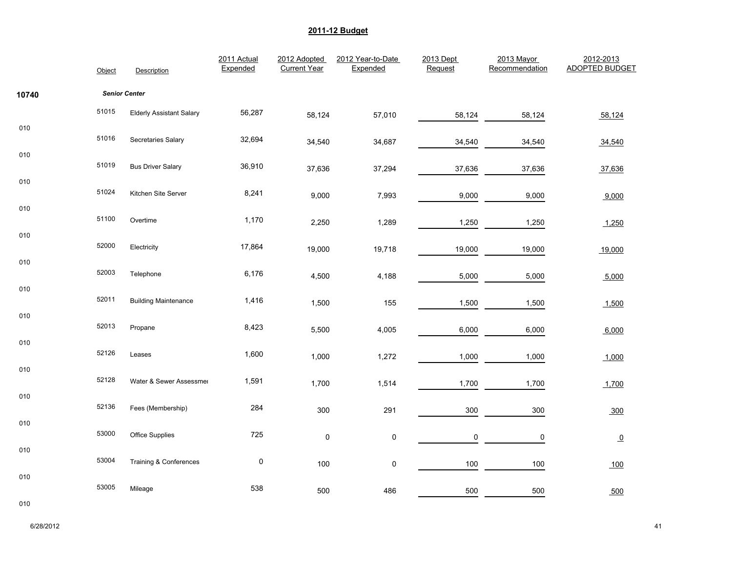## 2011-12 Budget

| | Object | Description | 2011 Actual Expended | 2012 Adopted Current Year | 2012 Year-to-Date Expended | 2013 Dept Request | 2013 Mayor Recommendation | 2012-2013 ADOPTED BUDGET |
|---|---|---|---|---|---|---|---|---|
| **10740** | | ***Senior Center*** | | | | | | |
| 010 | 51015 | Elderly Assistant Salary | 56,287 | 58,124 | 57,010 | 58,124 | 58,124 | 58,124 |
| 010 | 51016 | Secretaries Salary | 32,694 | 34,540 | 34,687 | 34,540 | 34,540 | 34,540 |
| 010 | 51019 | Bus Driver Salary | 36,910 | 37,636 | 37,294 | 37,636 | 37,636 | 37,636 |
| 010 | 51024 | Kitchen Site Server | 8,241 | 9,000 | 7,993 | 9,000 | 9,000 | 9,000 |
| 010 | 51100 | Overtime | 1,170 | 2,250 | 1,289 | 1,250 | 1,250 | 1,250 |
| 010 | 52000 | Electricity | 17,864 | 19,000 | 19,718 | 19,000 | 19,000 | 19,000 |
| 010 | 52003 | Telephone | 6,176 | 4,500 | 4,188 | 5,000 | 5,000 | 5,000 |
| 010 | 52011 | Building Maintenance | 1,416 | 1,500 | 155 | 1,500 | 1,500 | 1,500 |
| 010 | 52013 | Propane | 8,423 | 5,500 | 4,005 | 6,000 | 6,000 | 6,000 |
| 010 | 52126 | Leases | 1,600 | 1,000 | 1,272 | 1,000 | 1,000 | 1,000 |
| 010 | 52128 | Water & Sewer Assessmei | 1,591 | 1,700 | 1,514 | 1,700 | 1,700 | 1,700 |
| 010 | 52136 | Fees (Membership) | 284 | 300 | 291 | 300 | 300 | 300 |
| 010 | 53000 | Office Supplies | 725 | 0 | 0 | 0 | 0 | 0 |
| 010 | 53004 | Training & Conferences | 0 | 100 | 0 | 100 | 100 | 100 |
| 010 | 53005 | Mileage | 538 | 500 | 486 | 500 | 500 | 500 |

6/28/2012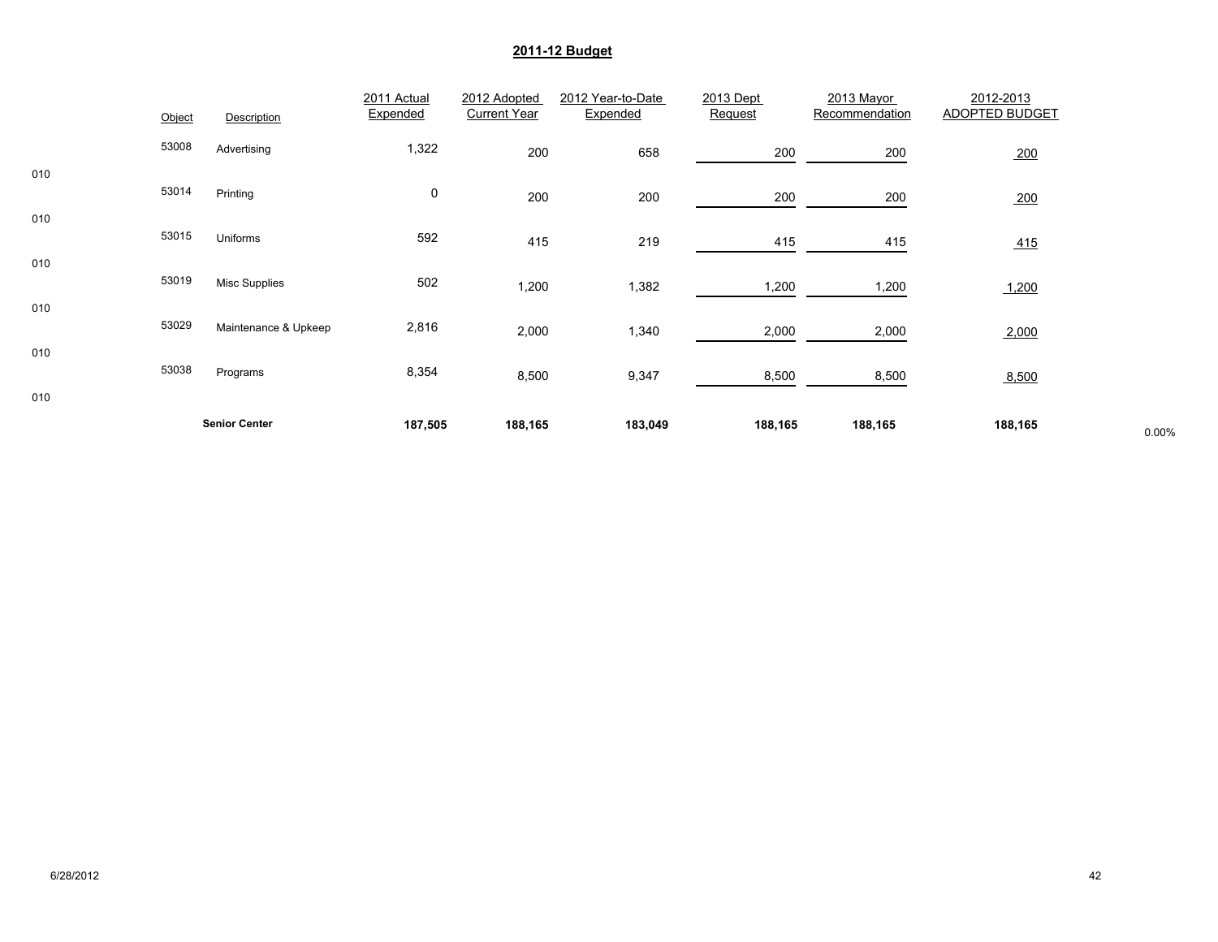## 2011-12 Budget

| | Object | Description | 2011 Actual Expended | 2012 Adopted Current Year | 2012 Year-to-Date Expended | 2013 Dept Request | 2013 Mayor Recommendation | 2012-2013 ADOPTED BUDGET | |
|---|---|---|---|---|---|---|---|---|---|
| 010 | 53008 | Advertising | 1,322 | 200 | 658 | 200 | 200 | 200 | |
| 010 | 53014 | Printing | 0 | 200 | 200 | 200 | 200 | 200 | |
| 010 | 53015 | Uniforms | 592 | 415 | 219 | 415 | 415 | 415 | |
| 010 | 53019 | Misc Supplies | 502 | 1,200 | 1,382 | 1,200 | 1,200 | 1,200 | |
| 010 | 53029 | Maintenance & Upkeep | 2,816 | 2,000 | 1,340 | 2,000 | 2,000 | 2,000 | |
| 010 | 53038 | Programs | 8,354 | 8,500 | 9,347 | 8,500 | 8,500 | 8,500 | |
| | | **Senior Center** | **187,505** | **188,165** | **183,049** | **188,165** | **188,165** | **188,165** | 0.00% |

6/28/2012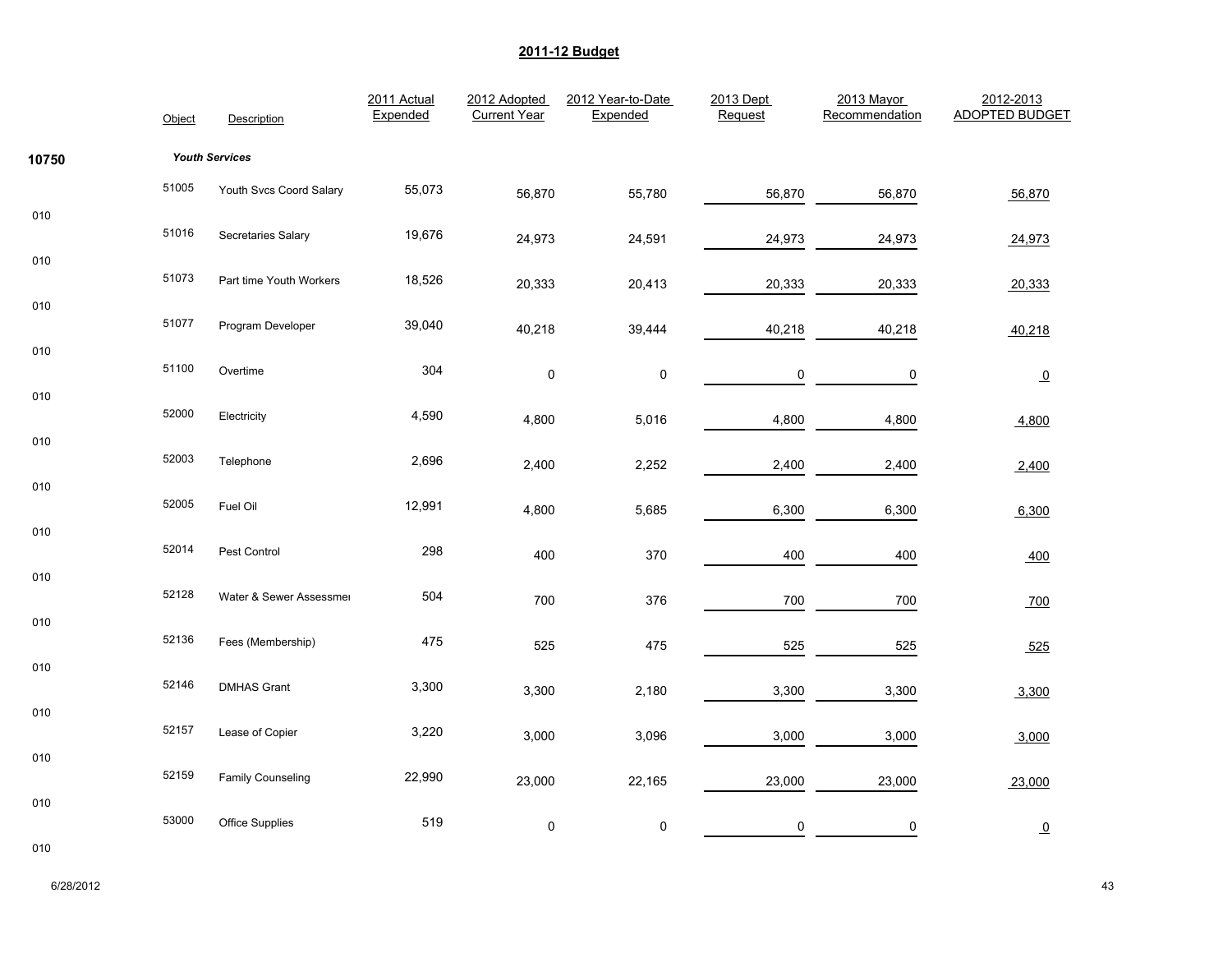## 2011-12 Budget

| | Object | Description | 2011 Actual Expended | 2012 Adopted Current Year | 2012 Year-to-Date Expended | 2013 Dept Request | 2013 Mayor Recommendation | 2012-2013 ADOPTED BUDGET |
|---|---|---|---|---|---|---|---|---|
| **10750** | | ***Youth Services*** | | | | | | |
| 010 | 51005 | Youth Svcs Coord Salary | 55,073 | 56,870 | 55,780 | 56,870 | 56,870 | 56,870 |
| 010 | 51016 | Secretaries Salary | 19,676 | 24,973 | 24,591 | 24,973 | 24,973 | 24,973 |
| 010 | 51073 | Part time Youth Workers | 18,526 | 20,333 | 20,413 | 20,333 | 20,333 | 20,333 |
| 010 | 51077 | Program Developer | 39,040 | 40,218 | 39,444 | 40,218 | 40,218 | 40,218 |
| 010 | 51100 | Overtime | 304 | 0 | 0 | 0 | 0 | 0 |
| 010 | 52000 | Electricity | 4,590 | 4,800 | 5,016 | 4,800 | 4,800 | 4,800 |
| 010 | 52003 | Telephone | 2,696 | 2,400 | 2,252 | 2,400 | 2,400 | 2,400 |
| 010 | 52005 | Fuel Oil | 12,991 | 4,800 | 5,685 | 6,300 | 6,300 | 6,300 |
| 010 | 52014 | Pest Control | 298 | 400 | 370 | 400 | 400 | 400 |
| 010 | 52128 | Water & Sewer Assessmer | 504 | 700 | 376 | 700 | 700 | 700 |
| 010 | 52136 | Fees (Membership) | 475 | 525 | 475 | 525 | 525 | 525 |
| 010 | 52146 | DMHAS Grant | 3,300 | 3,300 | 2,180 | 3,300 | 3,300 | 3,300 |
| 010 | 52157 | Lease of Copier | 3,220 | 3,000 | 3,096 | 3,000 | 3,000 | 3,000 |
| 010 | 52159 | Family Counseling | 22,990 | 23,000 | 22,165 | 23,000 | 23,000 | 23,000 |
| 010 | 53000 | Office Supplies | 519 | 0 | 0 | 0 | 0 | 0 |

6/28/2012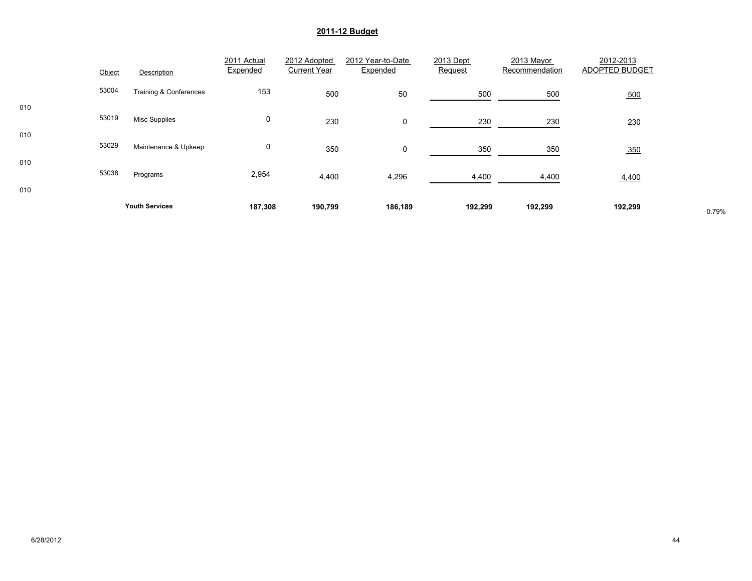## 2011-12 Budget

| | Object | Description | 2011 Actual Expended | 2012 Adopted Current Year | 2012 Year-to-Date Expended | 2013 Dept Request | 2013 Mayor Recommendation | 2012-2013 ADOPTED BUDGET | |
|---|---|---|---|---|---|---|---|---|---|
| 010 | 53004 | Training & Conferences | 153 | 500 | 50 | 500 | 500 | 500 | |
| 010 | 53019 | Misc Supplies | 0 | 230 | 0 | 230 | 230 | 230 | |
| 010 | 53029 | Maintenance & Upkeep | 0 | 350 | 0 | 350 | 350 | 350 | |
| 010 | 53038 | Programs | 2,954 | 4,400 | 4,296 | 4,400 | 4,400 | 4,400 | |
| | | **Youth Services** | **187,308** | **190,799** | **186,189** | **192,299** | **192,299** | **192,299** | 0.79% |

6/28/2012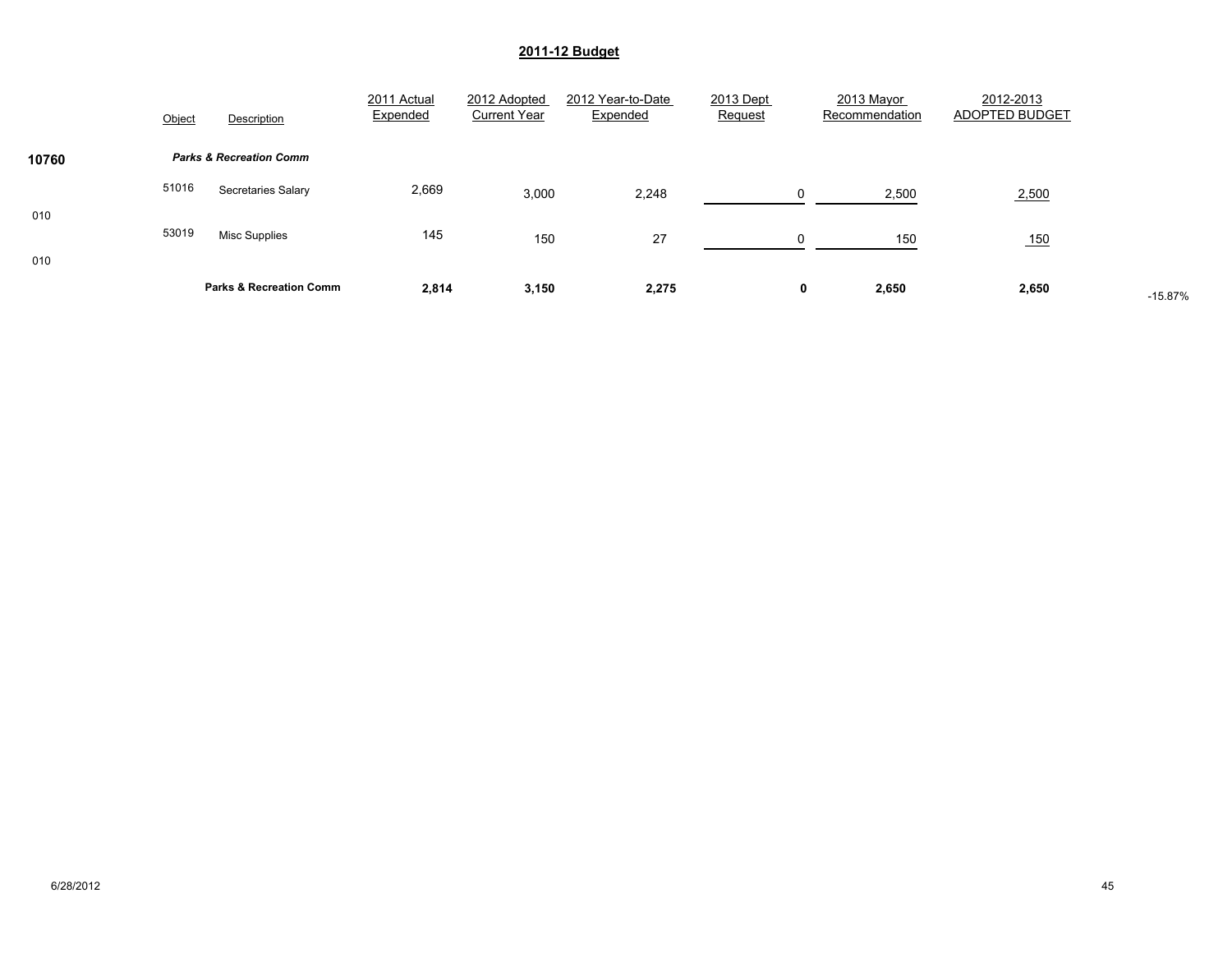## 2011-12 Budget

| | Object | Description | 2011 Actual Expended | 2012 Adopted Current Year | 2012 Year-to-Date Expended | 2013 Dept Request | 2013 Mayor Recommendation | 2012-2013 ADOPTED BUDGET | |
|---|---|---|---|---|---|---|---|---|---|
| **10760** | | ***Parks & Recreation Comm*** | | | | | | | |
| 010 | 51016 | Secretaries Salary | 2,669 | 3,000 | 2,248 | 0 | 2,500 | 2,500 | |
| 010 | 53019 | Misc Supplies | 145 | 150 | 27 | 0 | 150 | 150 | |
| | | **Parks & Recreation Comm** | **2,814** | **3,150** | **2,275** | **0** | **2,650** | **2,650** | -15.87% |

6/28/2012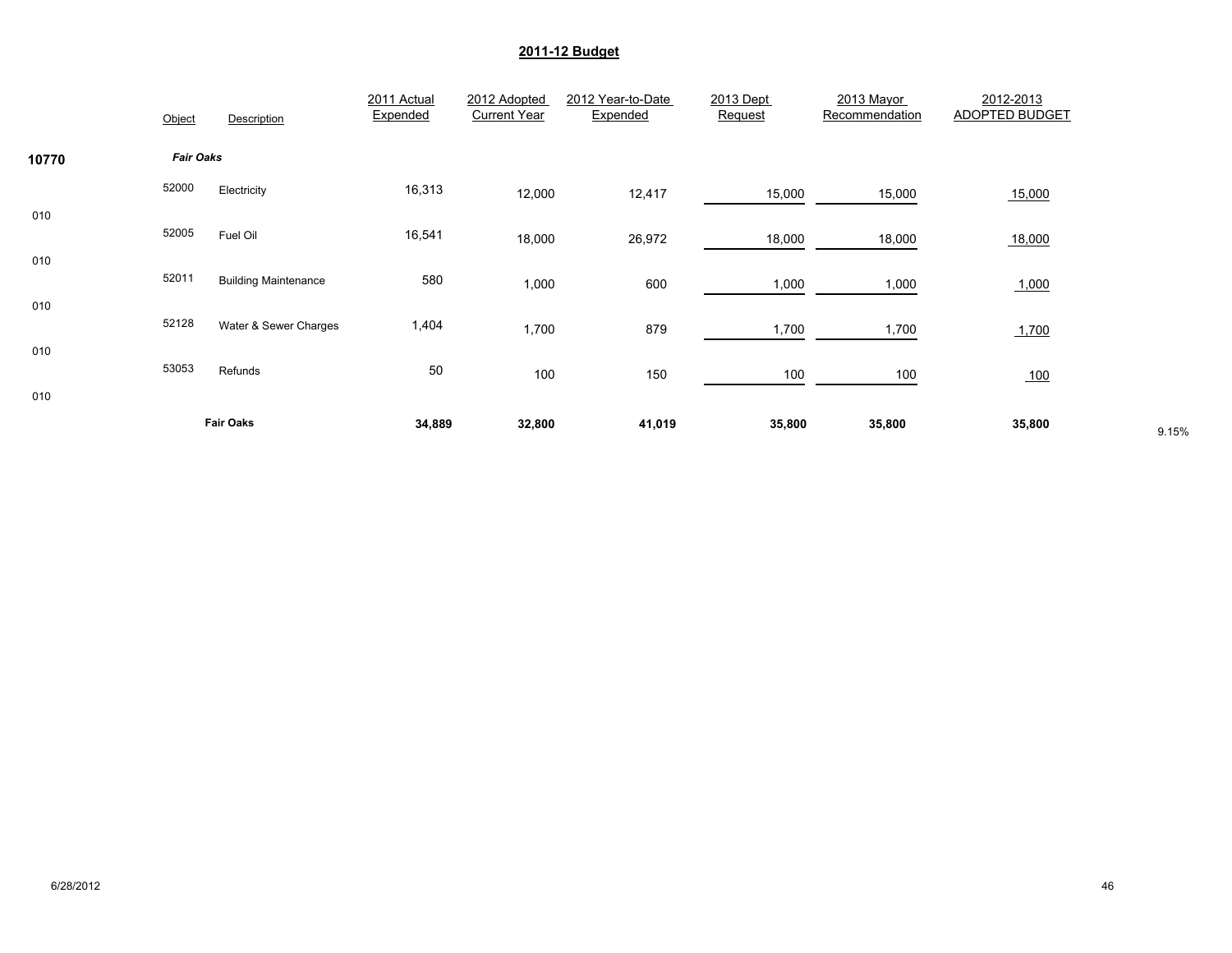## 2011-12 Budget

| | Object | Description | 2011 Actual Expended | 2012 Adopted Current Year | 2012 Year-to-Date Expended | 2013 Dept Request | 2013 Mayor Recommendation | 2012-2013 ADOPTED BUDGET | |
|---|---|---|---|---|---|---|---|---|---|
| **10770** | | ***Fair Oaks*** | | | | | | | |
| 010 | 52000 | Electricity | 16,313 | 12,000 | 12,417 | 15,000 | 15,000 | 15,000 | |
| 010 | 52005 | Fuel Oil | 16,541 | 18,000 | 26,972 | 18,000 | 18,000 | 18,000 | |
| 010 | 52011 | Building Maintenance | 580 | 1,000 | 600 | 1,000 | 1,000 | 1,000 | |
| 010 | 52128 | Water & Sewer Charges | 1,404 | 1,700 | 879 | 1,700 | 1,700 | 1,700 | |
| 010 | 53053 | Refunds | 50 | 100 | 150 | 100 | 100 | 100 | |
| | | **Fair Oaks** | **34,889** | **32,800** | **41,019** | **35,800** | **35,800** | **35,800** | 9.15% |

6/28/2012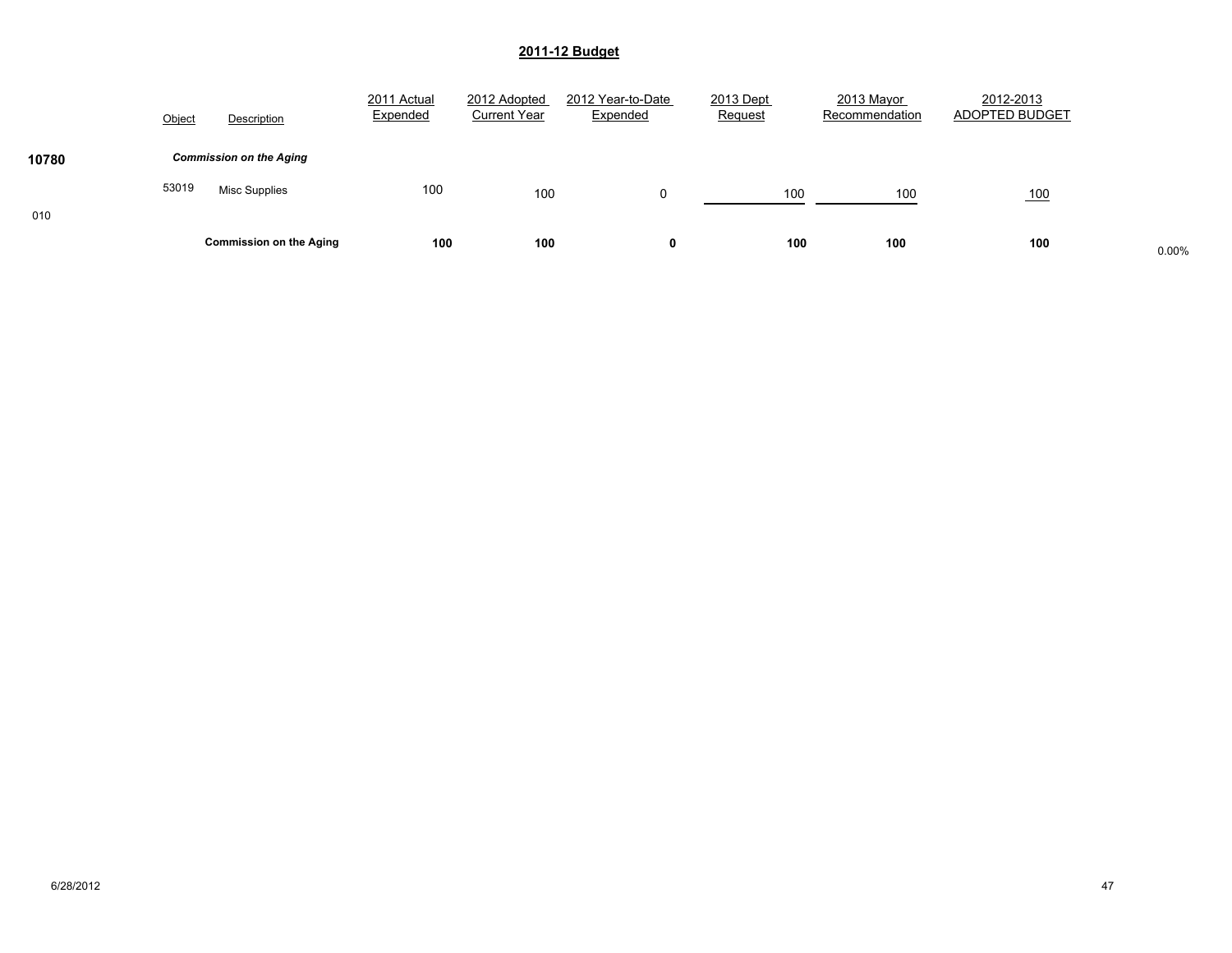## 2011-12 Budget

| | Object | Description | 2011 Actual Expended | 2012 Adopted Current Year | 2012 Year-to-Date Expended | 2013 Dept Request | 2013 Mayor Recommendation | 2012-2013 ADOPTED BUDGET | |
|---|---|---|---|---|---|---|---|---|---|
| **10780** | | ***Commission on the Aging*** | | | | | | | |
| | 53019 | Misc Supplies | 100 | 100 | 0 | 100 | 100 | 100 | |
| 010 | | | | | | | | | |
| | | **Commission on the Aging** | **100** | **100** | **0** | **100** | **100** | **100** | 0.00% |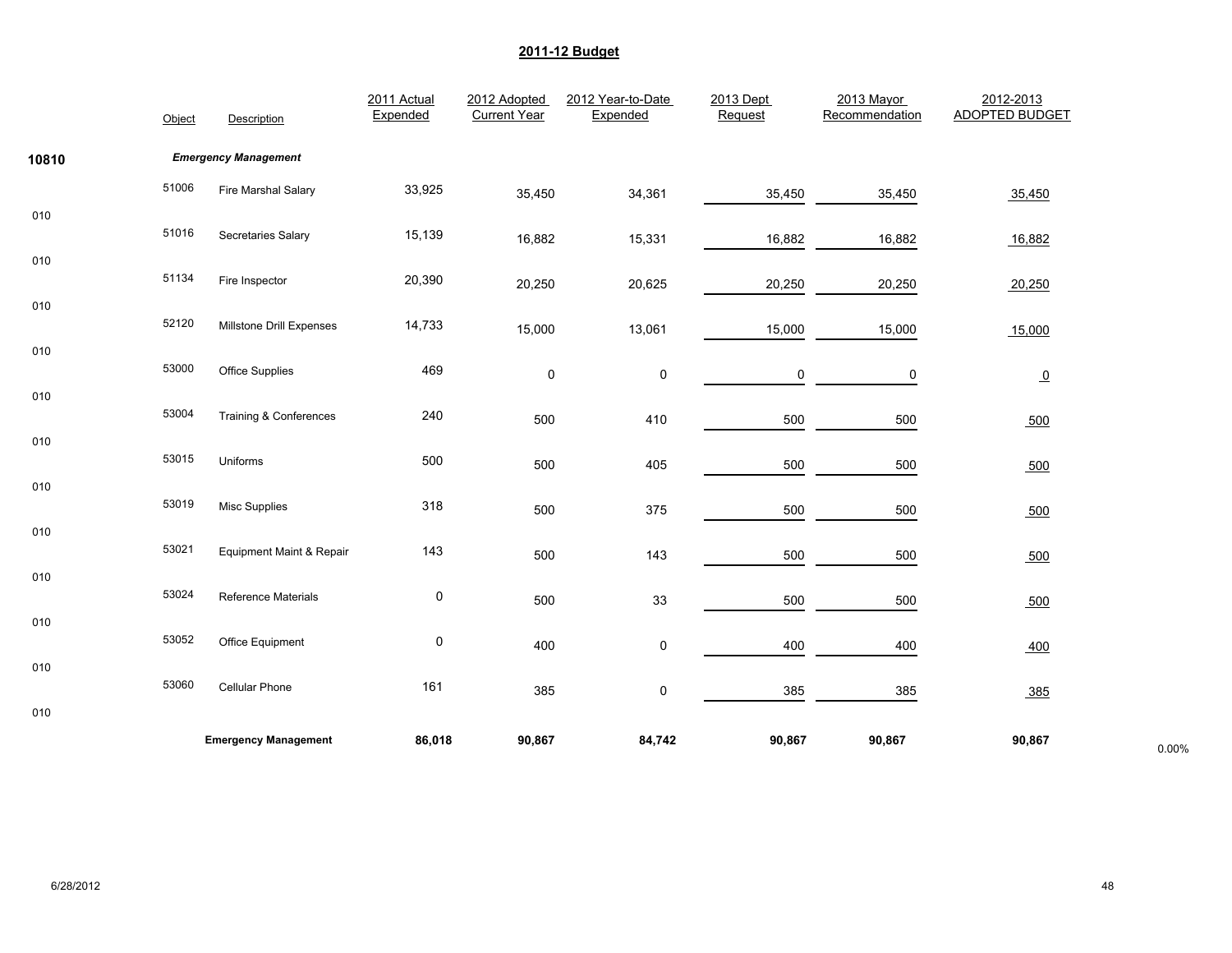## 2011-12 Budget

| | Object | Description | 2011 Actual Expended | 2012 Adopted Current Year | 2012 Year-to-Date Expended | 2013 Dept Request | 2013 Mayor Recommendation | 2012-2013 ADOPTED BUDGET | |
|---|---|---|---|---|---|---|---|---|---|
| 10810 | | *Emergency Management* | | | | | | | |
| 010 | 51006 | Fire Marshal Salary | 33,925 | 35,450 | 34,361 | 35,450 | 35,450 | 35,450 | |
| 010 | 51016 | Secretaries Salary | 15,139 | 16,882 | 15,331 | 16,882 | 16,882 | 16,882 | |
| 010 | 51134 | Fire Inspector | 20,390 | 20,250 | 20,625 | 20,250 | 20,250 | 20,250 | |
| 010 | 52120 | Millstone Drill Expenses | 14,733 | 15,000 | 13,061 | 15,000 | 15,000 | 15,000 | |
| 010 | 53000 | Office Supplies | 469 | 0 | 0 | 0 | 0 | 0 | |
| 010 | 53004 | Training & Conferences | 240 | 500 | 410 | 500 | 500 | 500 | |
| 010 | 53015 | Uniforms | 500 | 500 | 405 | 500 | 500 | 500 | |
| 010 | 53019 | Misc Supplies | 318 | 500 | 375 | 500 | 500 | 500 | |
| 010 | 53021 | Equipment Maint & Repair | 143 | 500 | 143 | 500 | 500 | 500 | |
| 010 | 53024 | Reference Materials | 0 | 500 | 33 | 500 | 500 | 500 | |
| 010 | 53052 | Office Equipment | 0 | 400 | 0 | 400 | 400 | 400 | |
| 010 | 53060 | Cellular Phone | 161 | 385 | 0 | 385 | 385 | 385 | |
| | | **Emergency Management** | **86,018** | **90,867** | **84,742** | **90,867** | **90,867** | **90,867** | 0.00% |

6/28/2012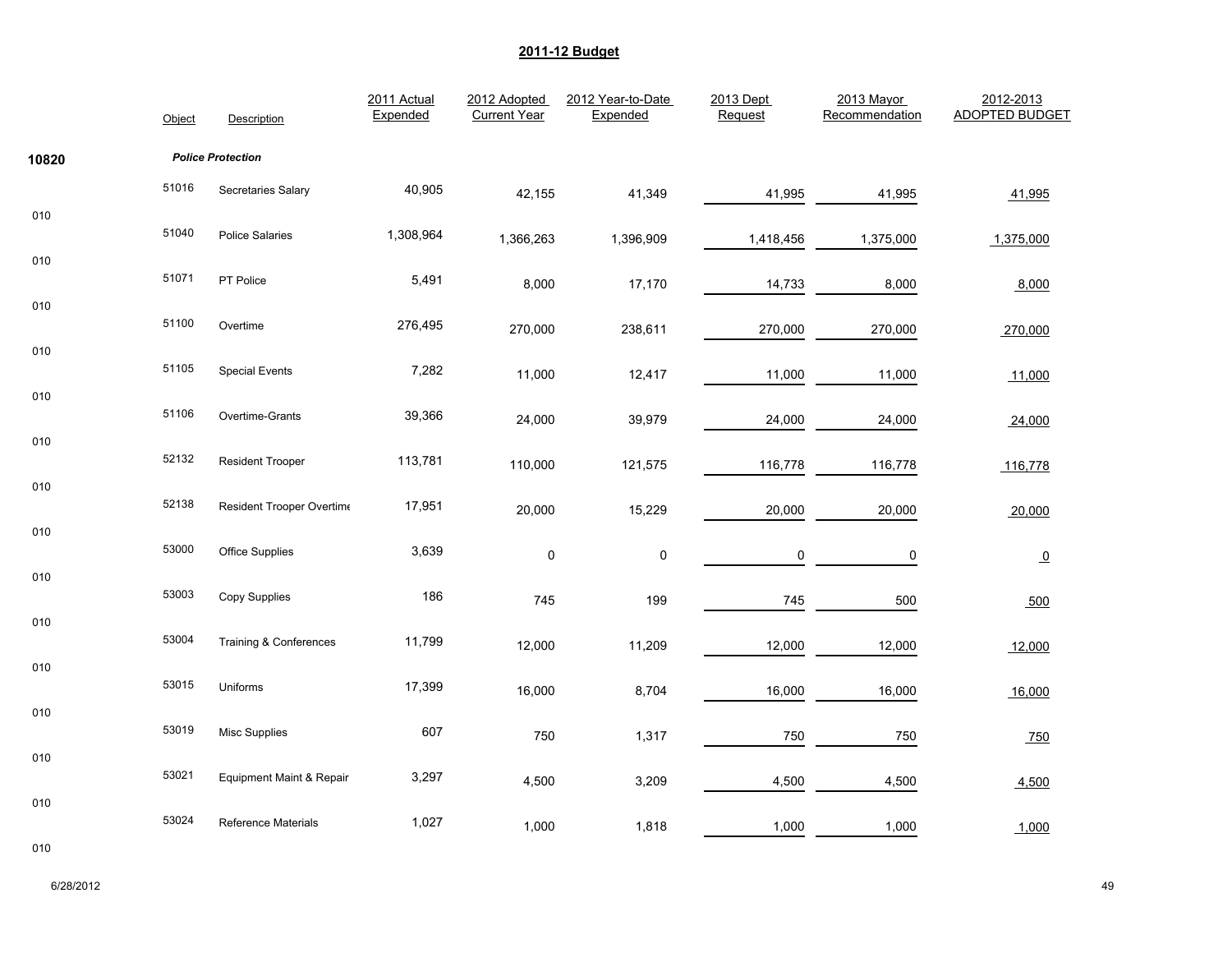## 2011-12 Budget

| | Object | Description | 2011 Actual Expended | 2012 Adopted Current Year | 2012 Year-to-Date Expended | 2013 Dept Request | 2013 Mayor Recommendation | 2012-2013 ADOPTED BUDGET |
|---|---|---|---|---|---|---|---|---|
| 10820 | | ***Police Protection*** | | | | | | |
| 010 | 51016 | Secretaries Salary | 40,905 | 42,155 | 41,349 | 41,995 | 41,995 | 41,995 |
| 010 | 51040 | Police Salaries | 1,308,964 | 1,366,263 | 1,396,909 | 1,418,456 | 1,375,000 | 1,375,000 |
| 010 | 51071 | PT Police | 5,491 | 8,000 | 17,170 | 14,733 | 8,000 | 8,000 |
| 010 | 51100 | Overtime | 276,495 | 270,000 | 238,611 | 270,000 | 270,000 | 270,000 |
| 010 | 51105 | Special Events | 7,282 | 11,000 | 12,417 | 11,000 | 11,000 | 11,000 |
| 010 | 51106 | Overtime-Grants | 39,366 | 24,000 | 39,979 | 24,000 | 24,000 | 24,000 |
| 010 | 52132 | Resident Trooper | 113,781 | 110,000 | 121,575 | 116,778 | 116,778 | 116,778 |
| 010 | 52138 | Resident Trooper Overtime | 17,951 | 20,000 | 15,229 | 20,000 | 20,000 | 20,000 |
| 010 | 53000 | Office Supplies | 3,639 | 0 | 0 | 0 | 0 | 0 |
| 010 | 53003 | Copy Supplies | 186 | 745 | 199 | 745 | 500 | 500 |
| 010 | 53004 | Training & Conferences | 11,799 | 12,000 | 11,209 | 12,000 | 12,000 | 12,000 |
| 010 | 53015 | Uniforms | 17,399 | 16,000 | 8,704 | 16,000 | 16,000 | 16,000 |
| 010 | 53019 | Misc Supplies | 607 | 750 | 1,317 | 750 | 750 | 750 |
| 010 | 53021 | Equipment Maint & Repair | 3,297 | 4,500 | 3,209 | 4,500 | 4,500 | 4,500 |
| 010 | 53024 | Reference Materials | 1,027 | 1,000 | 1,818 | 1,000 | 1,000 | 1,000 |

6/28/2012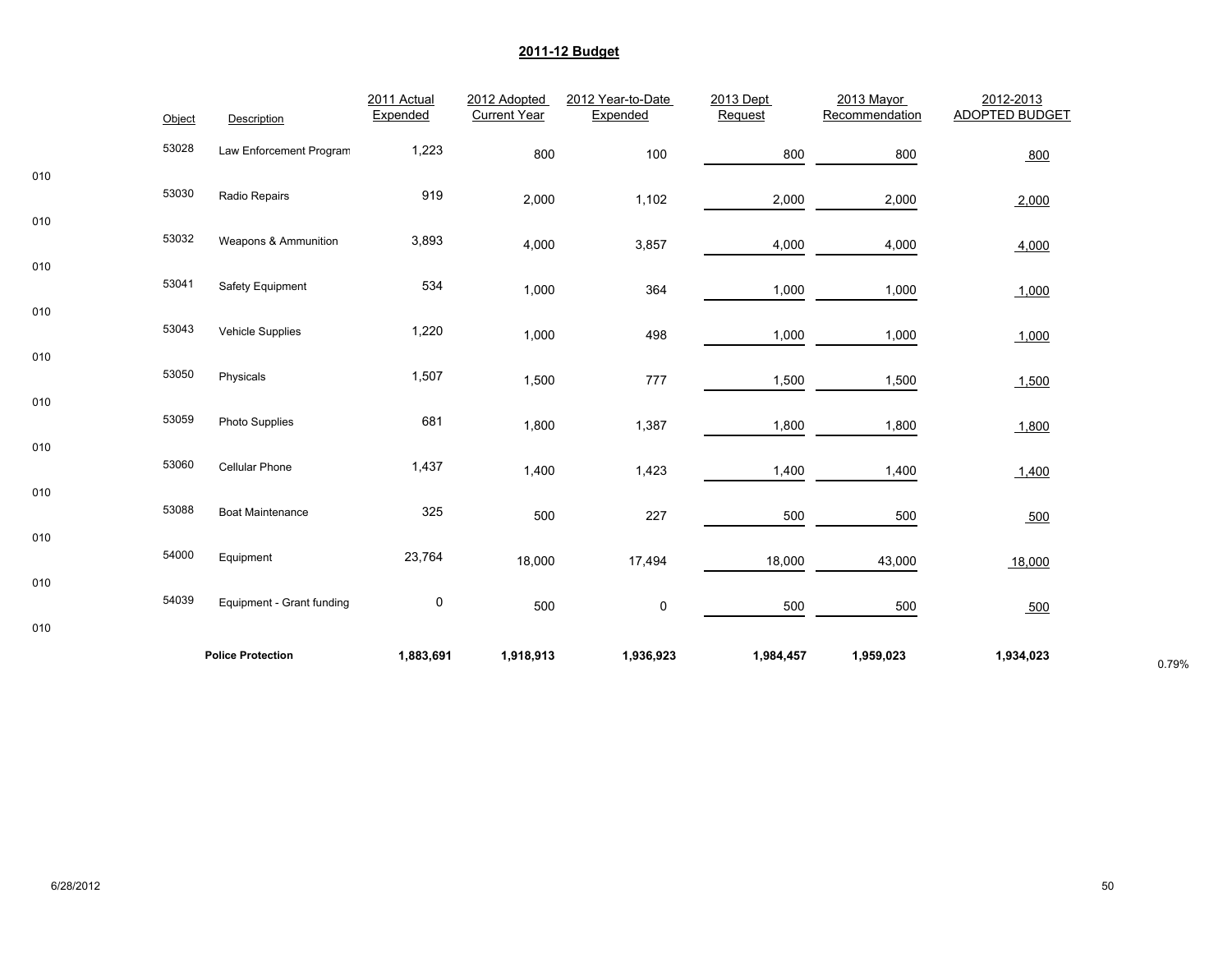## 2011-12 Budget

| | Object | Description | 2011 Actual Expended | 2012 Adopted Current Year | 2012 Year-to-Date Expended | 2013 Dept Request | 2013 Mayor Recommendation | 2012-2013 ADOPTED BUDGET | |
|---|---|---|---|---|---|---|---|---|---|
| 010 | 53028 | Law Enforcement Program | 1,223 | 800 | 100 | 800 | 800 | 800 | |
| 010 | 53030 | Radio Repairs | 919 | 2,000 | 1,102 | 2,000 | 2,000 | 2,000 | |
| 010 | 53032 | Weapons & Ammunition | 3,893 | 4,000 | 3,857 | 4,000 | 4,000 | 4,000 | |
| 010 | 53041 | Safety Equipment | 534 | 1,000 | 364 | 1,000 | 1,000 | 1,000 | |
| 010 | 53043 | Vehicle Supplies | 1,220 | 1,000 | 498 | 1,000 | 1,000 | 1,000 | |
| 010 | 53050 | Physicals | 1,507 | 1,500 | 777 | 1,500 | 1,500 | 1,500 | |
| 010 | 53059 | Photo Supplies | 681 | 1,800 | 1,387 | 1,800 | 1,800 | 1,800 | |
| 010 | 53060 | Cellular Phone | 1,437 | 1,400 | 1,423 | 1,400 | 1,400 | 1,400 | |
| 010 | 53088 | Boat Maintenance | 325 | 500 | 227 | 500 | 500 | 500 | |
| 010 | 54000 | Equipment | 23,764 | 18,000 | 17,494 | 18,000 | 43,000 | 18,000 | |
| 010 | 54039 | Equipment - Grant funding | 0 | 500 | 0 | 500 | 500 | 500 | |
| | | **Police Protection** | **1,883,691** | **1,918,913** | **1,936,923** | **1,984,457** | **1,959,023** | **1,934,023** | 0.79% |

6/28/2012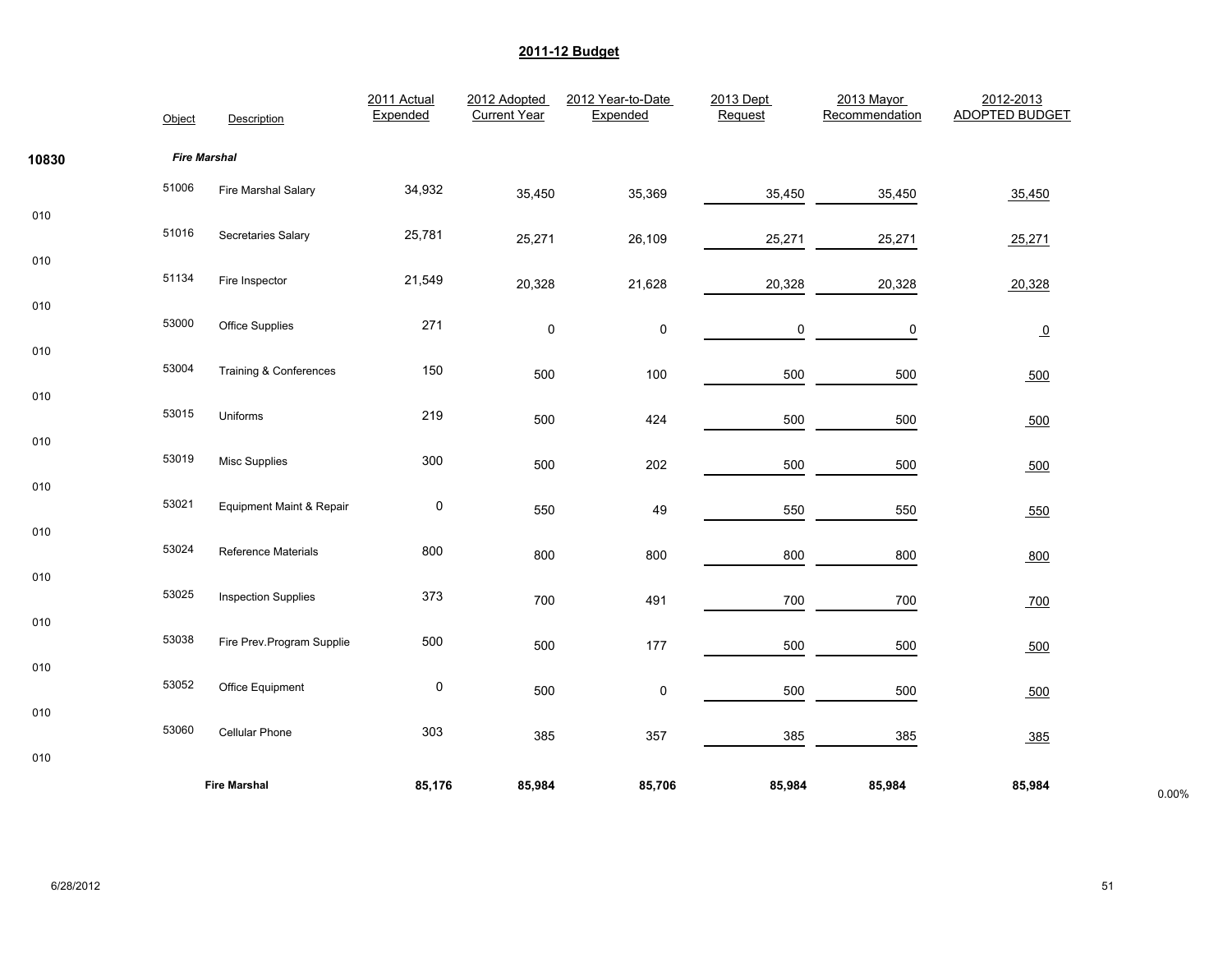## 2011-12 Budget

**10830** ***Fire Marshal***

| | Object | Description | 2011 Actual Expended | 2012 Adopted Current Year | 2012 Year-to-Date Expended | 2013 Dept Request | 2013 Mayor Recommendation | 2012-2013 ADOPTED BUDGET | |
|---|---|---|---|---|---|---|---|---|---|
| 010 | 51006 | Fire Marshal Salary | 34,932 | 35,450 | 35,369 | 35,450 | 35,450 | 35,450 | |
| 010 | 51016 | Secretaries Salary | 25,781 | 25,271 | 26,109 | 25,271 | 25,271 | 25,271 | |
| 010 | 51134 | Fire Inspector | 21,549 | 20,328 | 21,628 | 20,328 | 20,328 | 20,328 | |
| 010 | 53000 | Office Supplies | 271 | 0 | 0 | 0 | 0 | 0 | |
| 010 | 53004 | Training & Conferences | 150 | 500 | 100 | 500 | 500 | 500 | |
| 010 | 53015 | Uniforms | 219 | 500 | 424 | 500 | 500 | 500 | |
| 010 | 53019 | Misc Supplies | 300 | 500 | 202 | 500 | 500 | 500 | |
| 010 | 53021 | Equipment Maint & Repair | 0 | 550 | 49 | 550 | 550 | 550 | |
| 010 | 53024 | Reference Materials | 800 | 800 | 800 | 800 | 800 | 800 | |
| 010 | 53025 | Inspection Supplies | 373 | 700 | 491 | 700 | 700 | 700 | |
| 010 | 53038 | Fire Prev.Program Supplie | 500 | 500 | 177 | 500 | 500 | 500 | |
| 010 | 53052 | Office Equipment | 0 | 500 | 0 | 500 | 500 | 500 | |
| 010 | 53060 | Cellular Phone | 303 | 385 | 357 | 385 | 385 | 385 | |
| | | **Fire Marshal** | **85,176** | **85,984** | **85,706** | **85,984** | **85,984** | **85,984** | 0.00% |

6/28/2012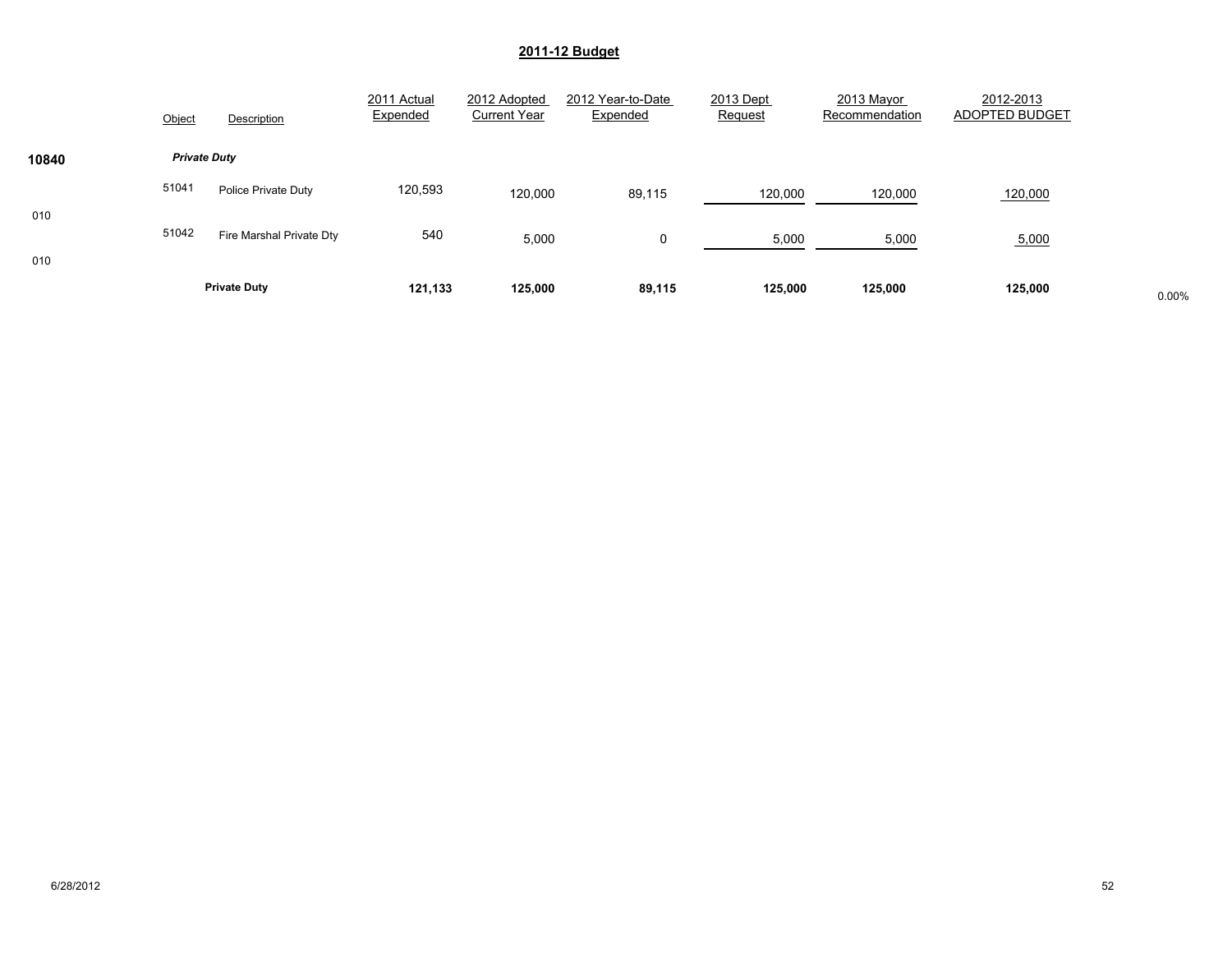## 2011-12 Budget

| | Object | Description | 2011 Actual Expended | 2012 Adopted Current Year | 2012 Year-to-Date Expended | 2013 Dept Request | 2013 Mayor Recommendation | 2012-2013 ADOPTED BUDGET | |
|---|---|---|---|---|---|---|---|---|---|
| **10840** | ***Private Duty*** | | | | | | | | |
| 010 | 51041 | Police Private Duty | 120,593 | 120,000 | 89,115 | 120,000 | 120,000 | 120,000 | |
| 010 | 51042 | Fire Marshal Private Dty | 540 | 5,000 | 0 | 5,000 | 5,000 | 5,000 | |
| | | **Private Duty** | **121,133** | **125,000** | **89,115** | **125,000** | **125,000** | **125,000** | 0.00% |

6/28/2012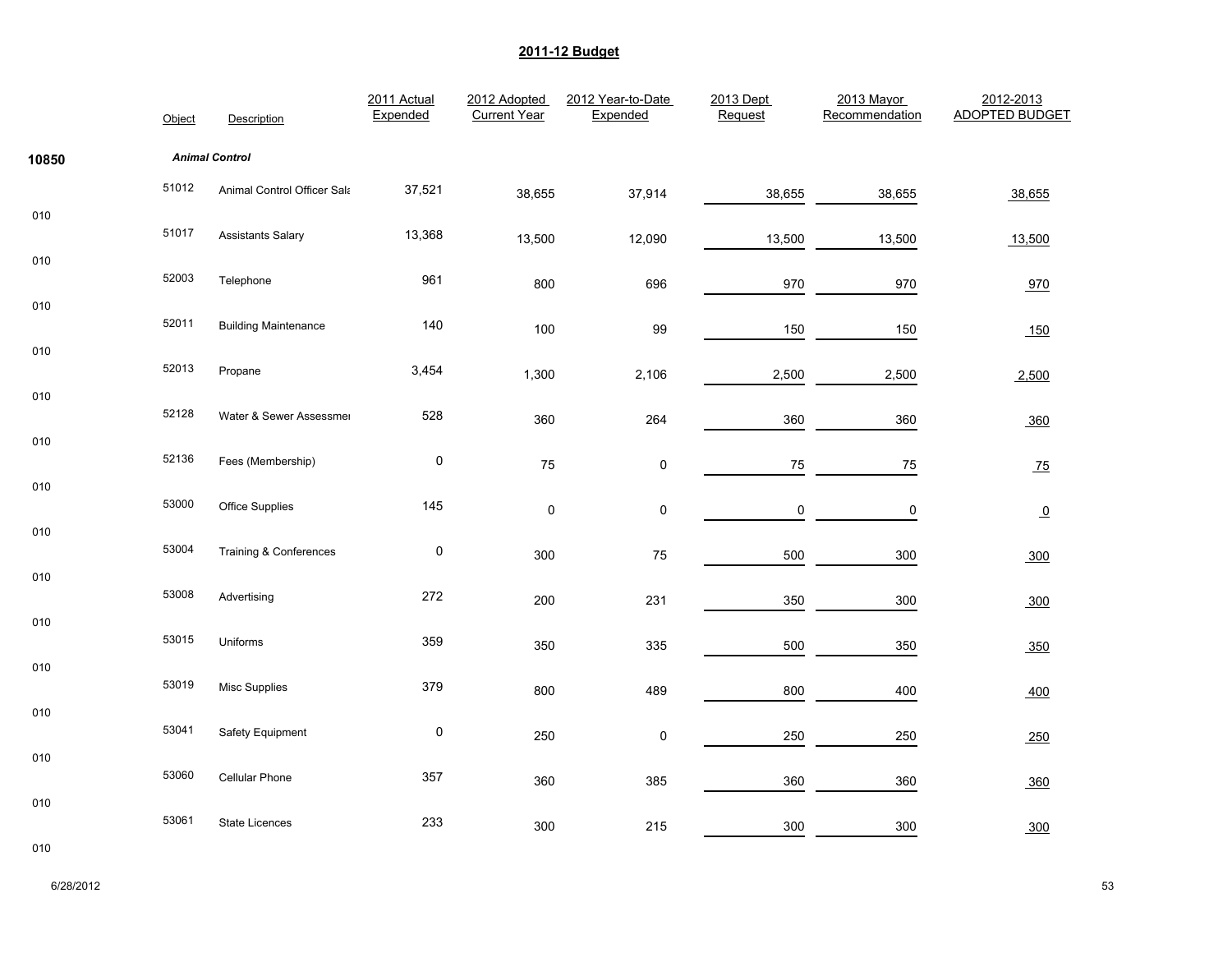# 2011-12 Budget

| | Object | Description | 2011 Actual Expended | 2012 Adopted Current Year | 2012 Year-to-Date Expended | 2013 Dept Request | 2013 Mayor Recommendation | 2012-2013 ADOPTED BUDGET |
|---|---|---|---|---|---|---|---|---|
| 10850 | | ***Animal Control*** | | | | | | |
| 010 | 51012 | Animal Control Officer Sala | 37,521 | 38,655 | 37,914 | 38,655 | 38,655 | 38,655 |
| 010 | 51017 | Assistants Salary | 13,368 | 13,500 | 12,090 | 13,500 | 13,500 | 13,500 |
| 010 | 52003 | Telephone | 961 | 800 | 696 | 970 | 970 | 970 |
| 010 | 52011 | Building Maintenance | 140 | 100 | 99 | 150 | 150 | 150 |
| 010 | 52013 | Propane | 3,454 | 1,300 | 2,106 | 2,500 | 2,500 | 2,500 |
| 010 | 52128 | Water & Sewer Assessmei | 528 | 360 | 264 | 360 | 360 | 360 |
| 010 | 52136 | Fees (Membership) | 0 | 75 | 0 | 75 | 75 | 75 |
| 010 | 53000 | Office Supplies | 145 | 0 | 0 | 0 | 0 | 0 |
| 010 | 53004 | Training & Conferences | 0 | 300 | 75 | 500 | 300 | 300 |
| 010 | 53008 | Advertising | 272 | 200 | 231 | 350 | 300 | 300 |
| 010 | 53015 | Uniforms | 359 | 350 | 335 | 500 | 350 | 350 |
| 010 | 53019 | Misc Supplies | 379 | 800 | 489 | 800 | 400 | 400 |
| 010 | 53041 | Safety Equipment | 0 | 250 | 0 | 250 | 250 | 250 |
| 010 | 53060 | Cellular Phone | 357 | 360 | 385 | 360 | 360 | 360 |
| 010 | 53061 | State Licences | 233 | 300 | 215 | 300 | 300 | 300 |

6/28/2012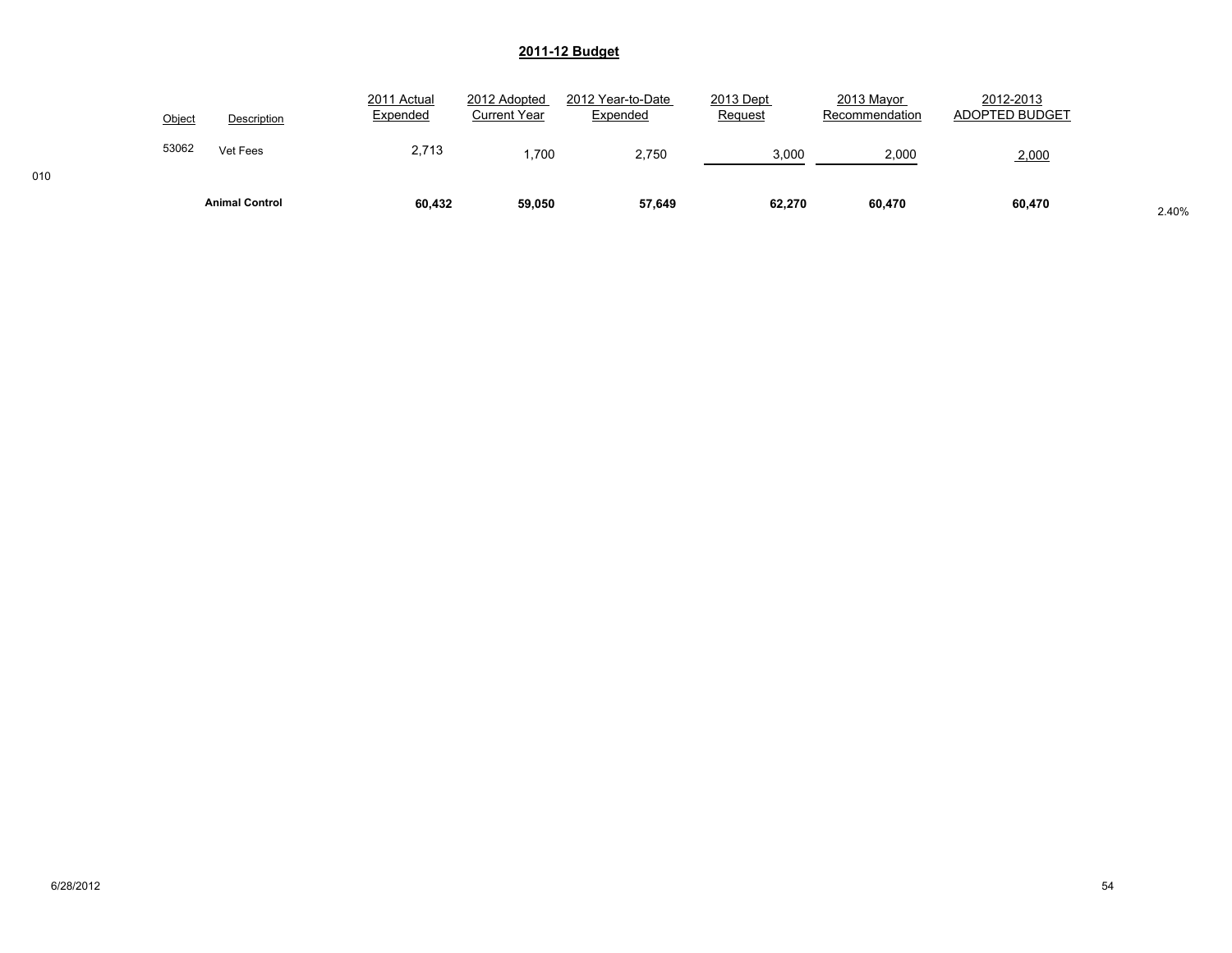## 2011-12 Budget

| Object | Description | 2011 Actual Expended | 2012 Adopted Current Year | 2012 Year-to-Date Expended | 2013 Dept Request | 2013 Mayor Recommendation | 2012-2013 ADOPTED BUDGET | |
|---|---|---|---|---|---|---|---|---|
| 53062 | Vet Fees | 2,713 | 1,700 | 2,750 | 3,000 | 2,000 | 2,000 | |
| 010 | | | | | | | | |
| | **Animal Control** | **60,432** | **59,050** | **57,649** | **62,270** | **60,470** | **60,470** | 2.40% |

6/28/2012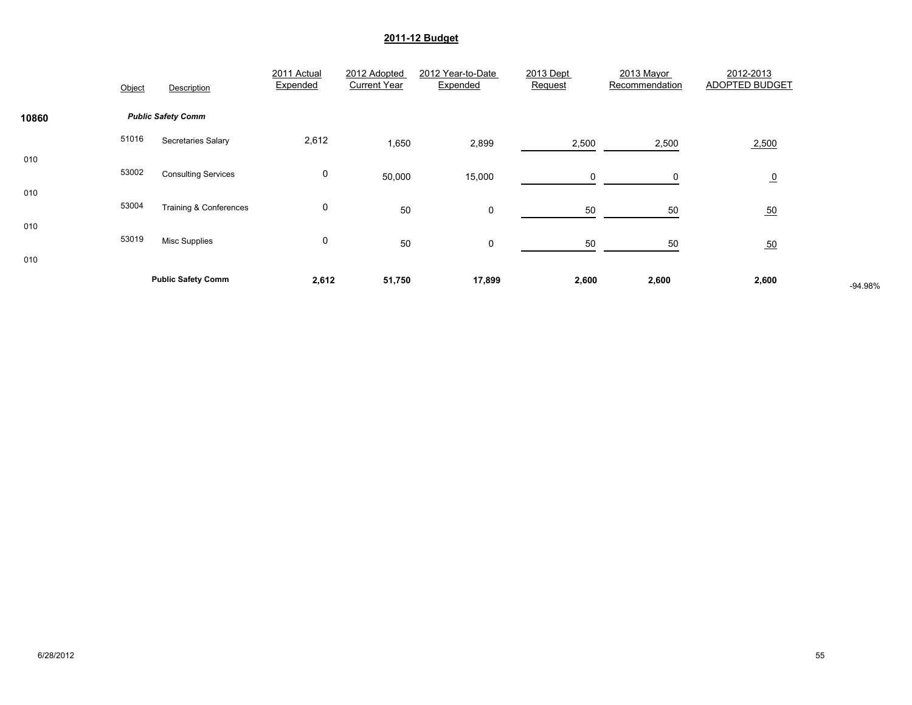## 2011-12 Budget

| | Object | Description | 2011 Actual Expended | 2012 Adopted Current Year | 2012 Year-to-Date Expended | 2013 Dept Request | 2013 Mayor Recommendation | 2012-2013 ADOPTED BUDGET | |
|---|---|---|---|---|---|---|---|---|---|
| **10860** | | ***Public Safety Comm*** | | | | | | | |
| 010 | 51016 | Secretaries Salary | 2,612 | 1,650 | 2,899 | 2,500 | 2,500 | 2,500 | |
| 010 | 53002 | Consulting Services | 0 | 50,000 | 15,000 | 0 | 0 | 0 | |
| 010 | 53004 | Training & Conferences | 0 | 50 | 0 | 50 | 50 | 50 | |
| 010 | 53019 | Misc Supplies | 0 | 50 | 0 | 50 | 50 | 50 | |
| | | **Public Safety Comm** | **2,612** | **51,750** | **17,899** | **2,600** | **2,600** | **2,600** | -94.98% |

6/28/2012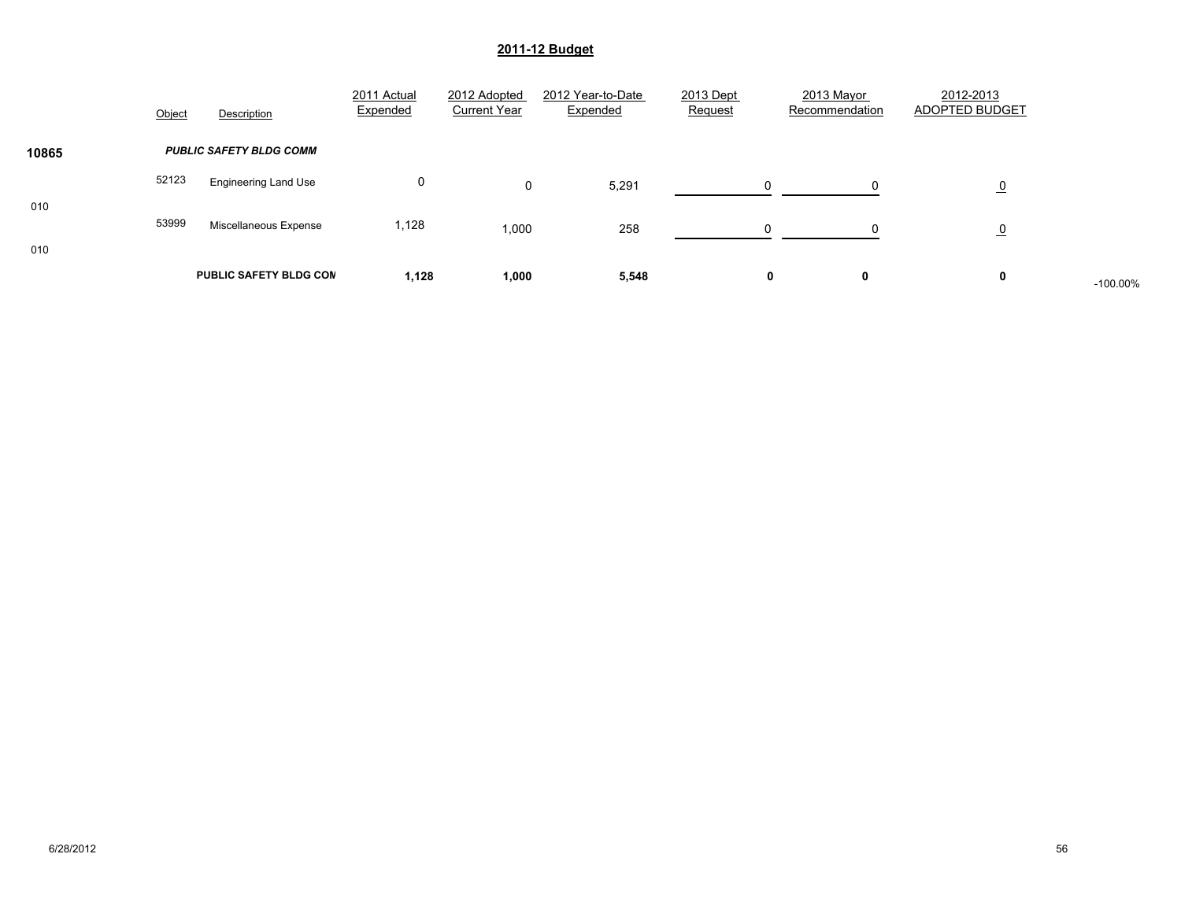## 2011-12 Budget

| | Object | Description | 2011 Actual Expended | 2012 Adopted Current Year | 2012 Year-to-Date Expended | 2013 Dept Request | 2013 Mayor Recommendation | 2012-2013 ADOPTED BUDGET | |
|---|---|---|---|---|---|---|---|---|---|
| **10865** | | ***PUBLIC SAFETY BLDG COMM*** | | | | | | | |
| | 52123 | Engineering Land Use | 0 | 0 | 5,291 | 0 | 0 | 0 | |
| 010 | | | | | | | | | |
| | 53999 | Miscellaneous Expense | 1,128 | 1,000 | 258 | 0 | 0 | 0 | |
| 010 | | | | | | | | | |
| | | **PUBLIC SAFETY BLDG COM** | **1,128** | **1,000** | **5,548** | **0** | **0** | **0** | -100.00% |

6/28/2012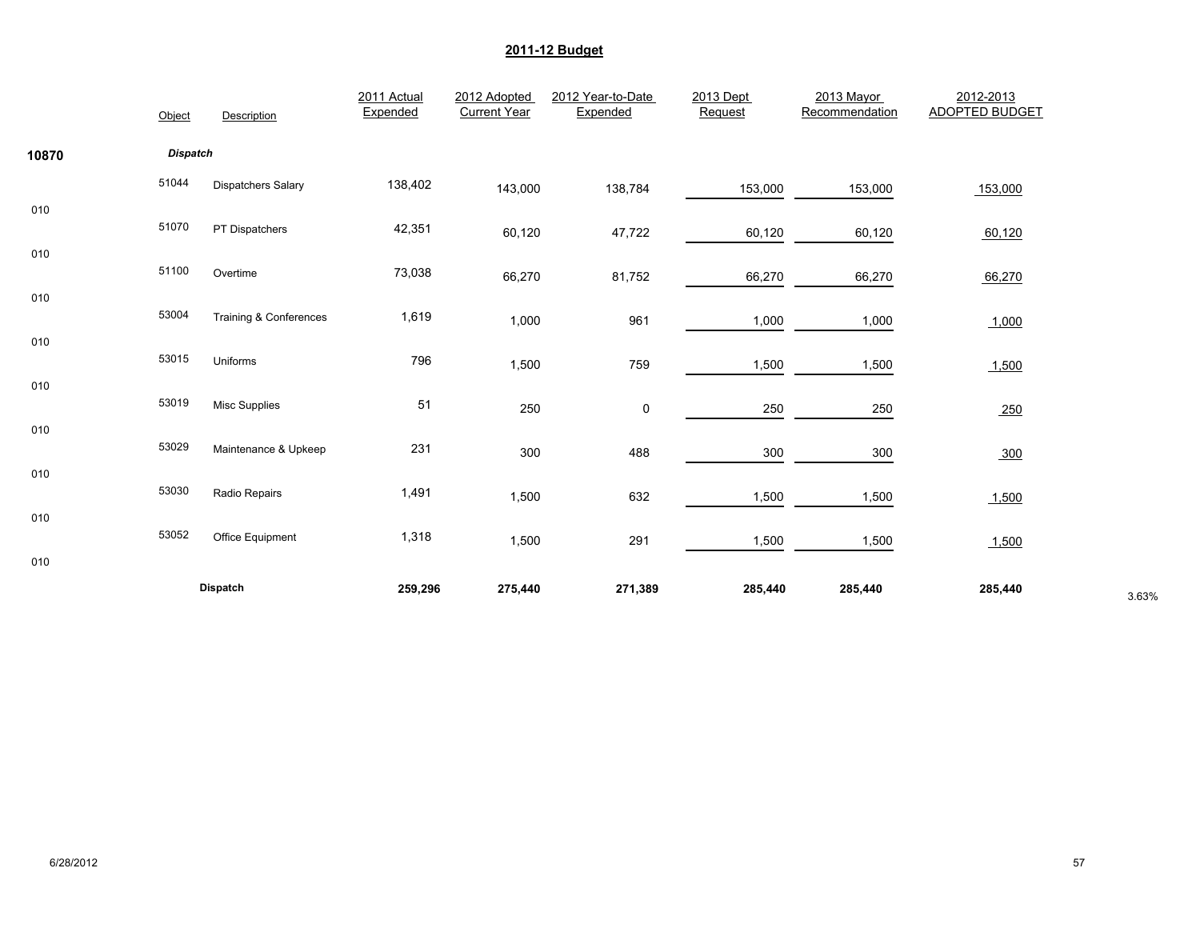## 2011-12 Budget

| | Object | Description | 2011 Actual Expended | 2012 Adopted Current Year | 2012 Year-to-Date Expended | 2013 Dept Request | 2013 Mayor Recommendation | 2012-2013 ADOPTED BUDGET | |
|---|---|---|---|---|---|---|---|---|---|
| **10870** | | ***Dispatch*** | | | | | | | |
| 010 | 51044 | Dispatchers Salary | 138,402 | 143,000 | 138,784 | 153,000 | 153,000 | 153,000 | |
| 010 | 51070 | PT Dispatchers | 42,351 | 60,120 | 47,722 | 60,120 | 60,120 | 60,120 | |
| 010 | 51100 | Overtime | 73,038 | 66,270 | 81,752 | 66,270 | 66,270 | 66,270 | |
| 010 | 53004 | Training & Conferences | 1,619 | 1,000 | 961 | 1,000 | 1,000 | 1,000 | |
| 010 | 53015 | Uniforms | 796 | 1,500 | 759 | 1,500 | 1,500 | 1,500 | |
| 010 | 53019 | Misc Supplies | 51 | 250 | 0 | 250 | 250 | 250 | |
| 010 | 53029 | Maintenance & Upkeep | 231 | 300 | 488 | 300 | 300 | 300 | |
| 010 | 53030 | Radio Repairs | 1,491 | 1,500 | 632 | 1,500 | 1,500 | 1,500 | |
| 010 | 53052 | Office Equipment | 1,318 | 1,500 | 291 | 1,500 | 1,500 | 1,500 | |
| | | **Dispatch** | **259,296** | **275,440** | **271,389** | **285,440** | **285,440** | **285,440** | 3.63% |

6/28/2012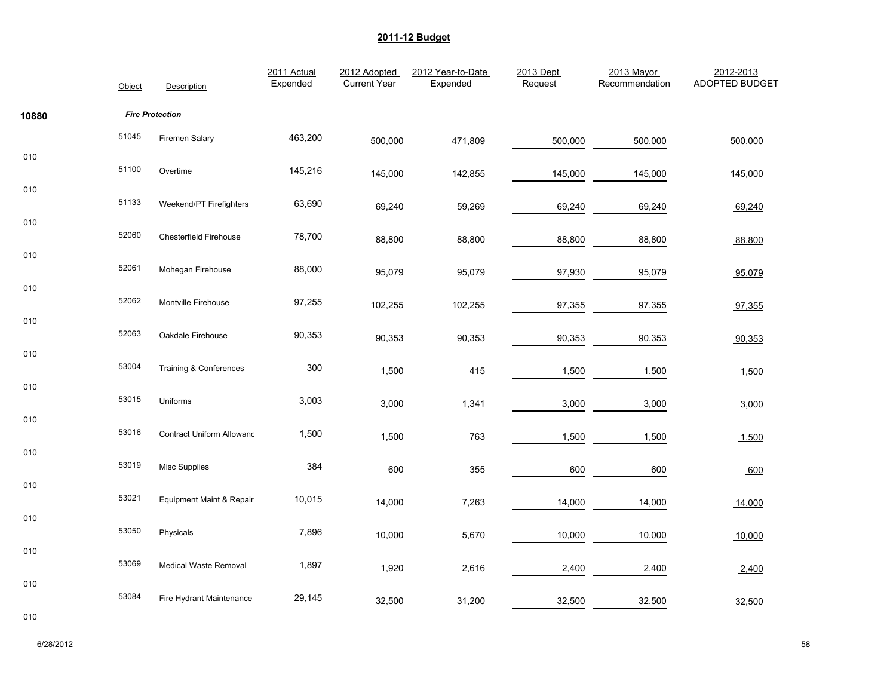## 2011-12 Budget

| | Object | Description | 2011 Actual Expended | 2012 Adopted Current Year | 2012 Year-to-Date Expended | 2013 Dept Request | 2013 Mayor Recommendation | 2012-2013 ADOPTED BUDGET |
|---|---|---|---|---|---|---|---|---|
| **10880** | | ***Fire Protection*** | | | | | | |
| 010 | 51045 | Firemen Salary | 463,200 | 500,000 | 471,809 | 500,000 | 500,000 | 500,000 |
| 010 | 51100 | Overtime | 145,216 | 145,000 | 142,855 | 145,000 | 145,000 | 145,000 |
| 010 | 51133 | Weekend/PT Firefighters | 63,690 | 69,240 | 59,269 | 69,240 | 69,240 | 69,240 |
| 010 | 52060 | Chesterfield Firehouse | 78,700 | 88,800 | 88,800 | 88,800 | 88,800 | 88,800 |
| 010 | 52061 | Mohegan Firehouse | 88,000 | 95,079 | 95,079 | 97,930 | 95,079 | 95,079 |
| 010 | 52062 | Montville Firehouse | 97,255 | 102,255 | 102,255 | 97,355 | 97,355 | 97,355 |
| 010 | 52063 | Oakdale Firehouse | 90,353 | 90,353 | 90,353 | 90,353 | 90,353 | 90,353 |
| 010 | 53004 | Training & Conferences | 300 | 1,500 | 415 | 1,500 | 1,500 | 1,500 |
| 010 | 53015 | Uniforms | 3,003 | 3,000 | 1,341 | 3,000 | 3,000 | 3,000 |
| 010 | 53016 | Contract Uniform Allowanc | 1,500 | 1,500 | 763 | 1,500 | 1,500 | 1,500 |
| 010 | 53019 | Misc Supplies | 384 | 600 | 355 | 600 | 600 | 600 |
| 010 | 53021 | Equipment Maint & Repair | 10,015 | 14,000 | 7,263 | 14,000 | 14,000 | 14,000 |
| 010 | 53050 | Physicals | 7,896 | 10,000 | 5,670 | 10,000 | 10,000 | 10,000 |
| 010 | 53069 | Medical Waste Removal | 1,897 | 1,920 | 2,616 | 2,400 | 2,400 | 2,400 |
| 010 | 53084 | Fire Hydrant Maintenance | 29,145 | 32,500 | 31,200 | 32,500 | 32,500 | 32,500 |

6/28/2012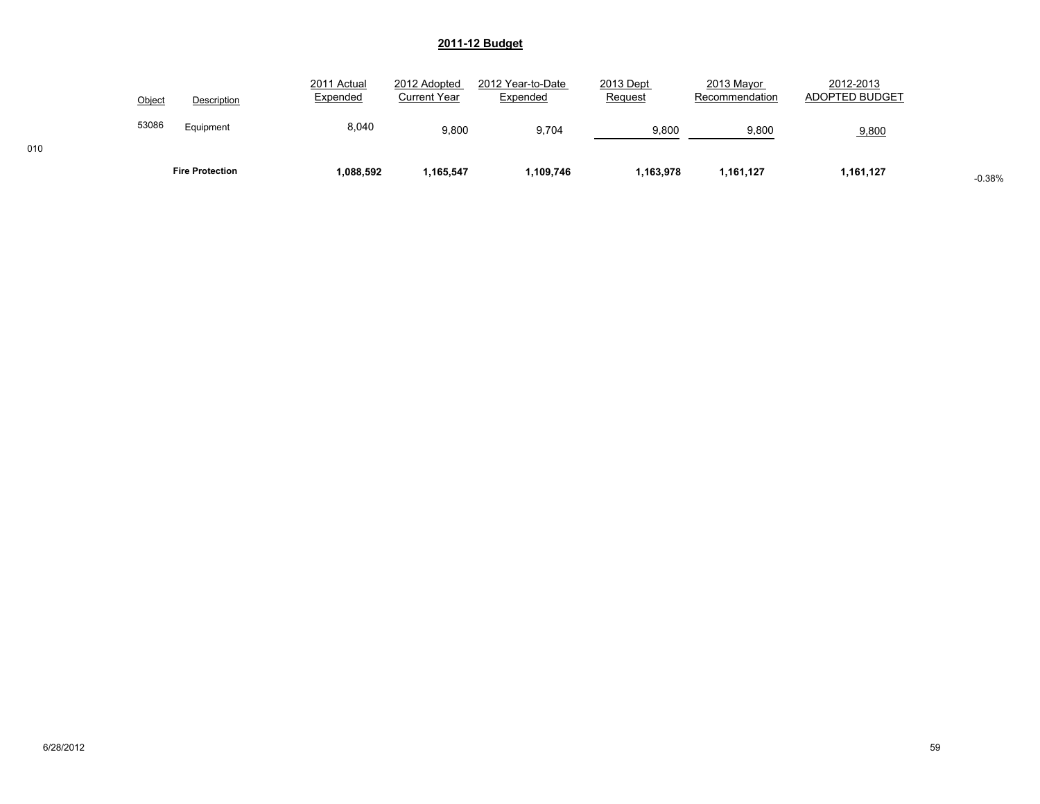## 2011-12 Budget

| | Object | Description | 2011 Actual Expended | 2012 Adopted Current Year | 2012 Year-to-Date Expended | 2013 Dept Request | 2013 Mayor Recommendation | 2012-2013 ADOPTED BUDGET | |
|---|---|---|---|---|---|---|---|---|---|
| | 53086 | Equipment | 8,040 | 9,800 | 9,704 | 9,800 | 9,800 | 9,800 | |
| 010 | | | | | | | | | |
| | | **Fire Protection** | **1,088,592** | **1,165,547** | **1,109,746** | **1,163,978** | **1,161,127** | **1,161,127** | -0.38% |

6/28/2012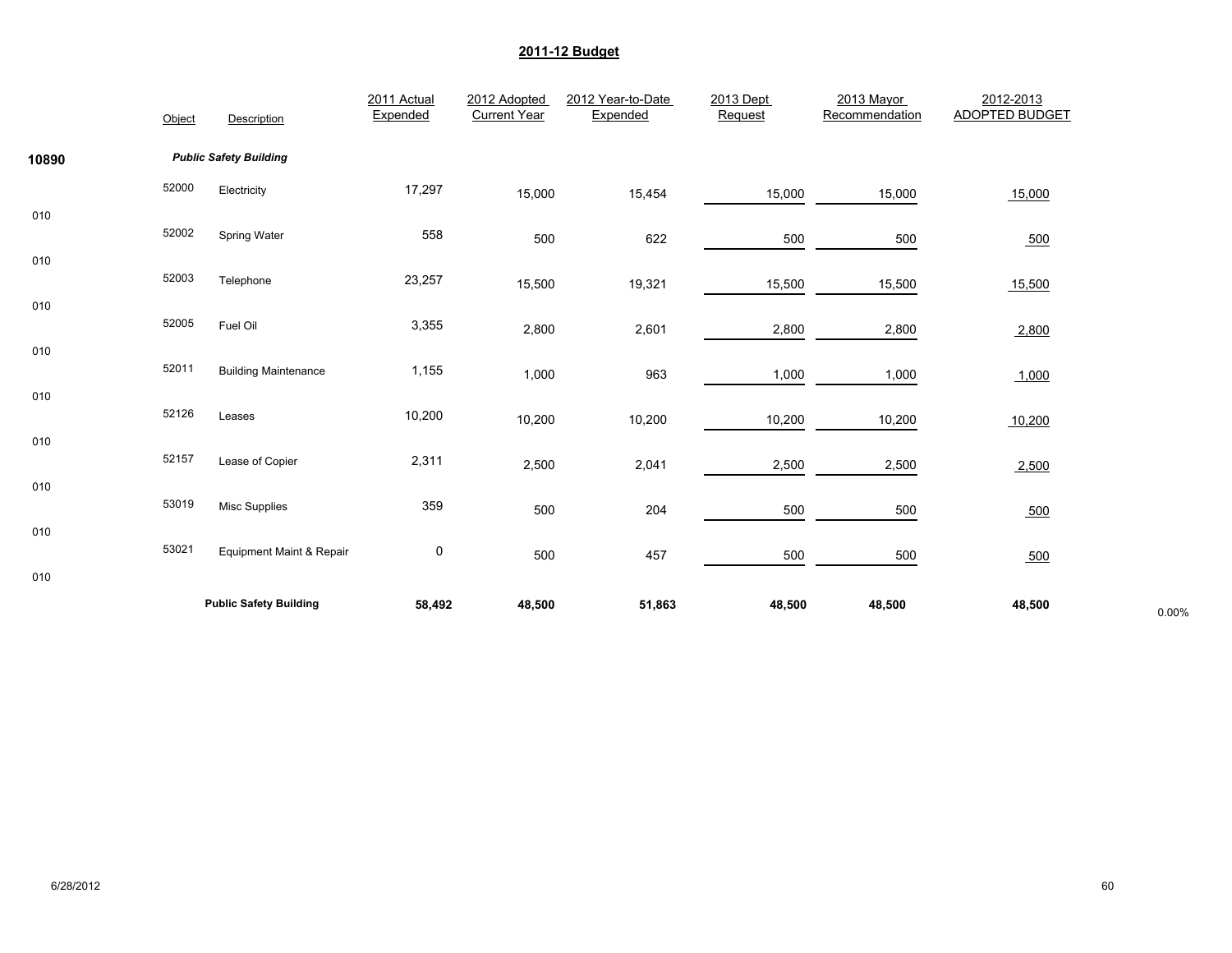## 2011-12 Budget

| | Object | Description | 2011 Actual Expended | 2012 Adopted Current Year | 2012 Year-to-Date Expended | 2013 Dept Request | 2013 Mayor Recommendation | 2012-2013 ADOPTED BUDGET | |
|---|---|---|---|---|---|---|---|---|---|
| **10890** | | ***Public Safety Building*** | | | | | | | |
| 010 | 52000 | Electricity | 17,297 | 15,000 | 15,454 | 15,000 | 15,000 | 15,000 | |
| 010 | 52002 | Spring Water | 558 | 500 | 622 | 500 | 500 | 500 | |
| 010 | 52003 | Telephone | 23,257 | 15,500 | 19,321 | 15,500 | 15,500 | 15,500 | |
| 010 | 52005 | Fuel Oil | 3,355 | 2,800 | 2,601 | 2,800 | 2,800 | 2,800 | |
| 010 | 52011 | Building Maintenance | 1,155 | 1,000 | 963 | 1,000 | 1,000 | 1,000 | |
| 010 | 52126 | Leases | 10,200 | 10,200 | 10,200 | 10,200 | 10,200 | 10,200 | |
| 010 | 52157 | Lease of Copier | 2,311 | 2,500 | 2,041 | 2,500 | 2,500 | 2,500 | |
| 010 | 53019 | Misc Supplies | 359 | 500 | 204 | 500 | 500 | 500 | |
| 010 | 53021 | Equipment Maint & Repair | 0 | 500 | 457 | 500 | 500 | 500 | |
| | | **Public Safety Building** | **58,492** | **48,500** | **51,863** | **48,500** | **48,500** | **48,500** | 0.00% |

6/28/2012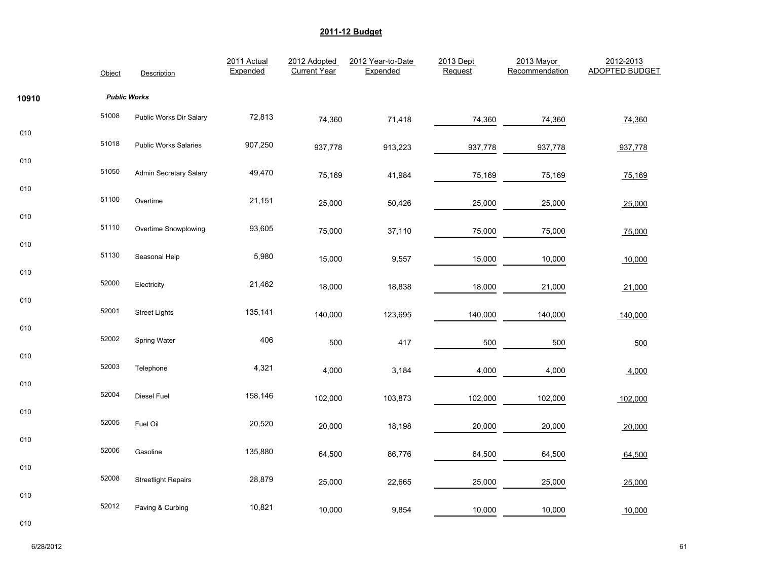## 2011-12 Budget

| | Object | Description | 2011 Actual Expended | 2012 Adopted Current Year | 2012 Year-to-Date Expended | 2013 Dept Request | 2013 Mayor Recommendation | 2012-2013 ADOPTED BUDGET |
|---|---|---|---|---|---|---|---|---|
| **10910** | | ***Public Works*** | | | | | | |
| 010 | 51008 | Public Works Dir Salary | 72,813 | 74,360 | 71,418 | 74,360 | 74,360 | 74,360 |
| 010 | 51018 | Public Works Salaries | 907,250 | 937,778 | 913,223 | 937,778 | 937,778 | 937,778 |
| 010 | 51050 | Admin Secretary Salary | 49,470 | 75,169 | 41,984 | 75,169 | 75,169 | 75,169 |
| 010 | 51100 | Overtime | 21,151 | 25,000 | 50,426 | 25,000 | 25,000 | 25,000 |
| 010 | 51110 | Overtime Snowplowing | 93,605 | 75,000 | 37,110 | 75,000 | 75,000 | 75,000 |
| 010 | 51130 | Seasonal Help | 5,980 | 15,000 | 9,557 | 15,000 | 10,000 | 10,000 |
| 010 | 52000 | Electricity | 21,462 | 18,000 | 18,838 | 18,000 | 21,000 | 21,000 |
| 010 | 52001 | Street Lights | 135,141 | 140,000 | 123,695 | 140,000 | 140,000 | 140,000 |
| 010 | 52002 | Spring Water | 406 | 500 | 417 | 500 | 500 | 500 |
| 010 | 52003 | Telephone | 4,321 | 4,000 | 3,184 | 4,000 | 4,000 | 4,000 |
| 010 | 52004 | Diesel Fuel | 158,146 | 102,000 | 103,873 | 102,000 | 102,000 | 102,000 |
| 010 | 52005 | Fuel Oil | 20,520 | 20,000 | 18,198 | 20,000 | 20,000 | 20,000 |
| 010 | 52006 | Gasoline | 135,880 | 64,500 | 86,776 | 64,500 | 64,500 | 64,500 |
| 010 | 52008 | Streetlight Repairs | 28,879 | 25,000 | 22,665 | 25,000 | 25,000 | 25,000 |
| 010 | 52012 | Paving & Curbing | 10,821 | 10,000 | 9,854 | 10,000 | 10,000 | 10,000 |

6/28/2012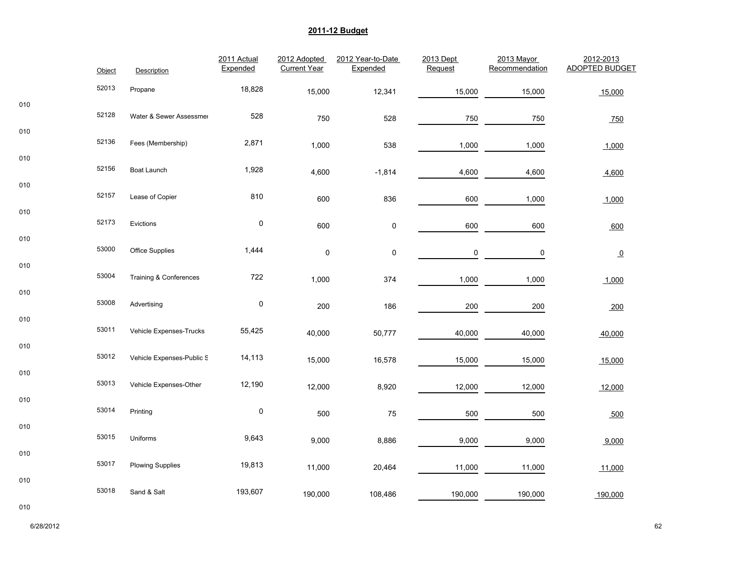## 2011-12 Budget

| | Object | Description | 2011 Actual Expended | 2012 Adopted Current Year | 2012 Year-to-Date Expended | 2013 Dept Request | 2013 Mayor Recommendation | 2012-2013 ADOPTED BUDGET |
|---|---|---|---|---|---|---|---|---|
| 010 | 52013 | Propane | 18,828 | 15,000 | 12,341 | 15,000 | 15,000 | 15,000 |
| 010 | 52128 | Water & Sewer Assessmer | 528 | 750 | 528 | 750 | 750 | 750 |
| 010 | 52136 | Fees (Membership) | 2,871 | 1,000 | 538 | 1,000 | 1,000 | 1,000 |
| 010 | 52156 | Boat Launch | 1,928 | 4,600 | -1,814 | 4,600 | 4,600 | 4,600 |
| 010 | 52157 | Lease of Copier | 810 | 600 | 836 | 600 | 1,000 | 1,000 |
| 010 | 52173 | Evictions | 0 | 600 | 0 | 600 | 600 | 600 |
| 010 | 53000 | Office Supplies | 1,444 | 0 | 0 | 0 | 0 | 0 |
| 010 | 53004 | Training & Conferences | 722 | 1,000 | 374 | 1,000 | 1,000 | 1,000 |
| 010 | 53008 | Advertising | 0 | 200 | 186 | 200 | 200 | 200 |
| 010 | 53011 | Vehicle Expenses-Trucks | 55,425 | 40,000 | 50,777 | 40,000 | 40,000 | 40,000 |
| 010 | 53012 | Vehicle Expenses-Public S | 14,113 | 15,000 | 16,578 | 15,000 | 15,000 | 15,000 |
| 010 | 53013 | Vehicle Expenses-Other | 12,190 | 12,000 | 8,920 | 12,000 | 12,000 | 12,000 |
| 010 | 53014 | Printing | 0 | 500 | 75 | 500 | 500 | 500 |
| 010 | 53015 | Uniforms | 9,643 | 9,000 | 8,886 | 9,000 | 9,000 | 9,000 |
| 010 | 53017 | Plowing Supplies | 19,813 | 11,000 | 20,464 | 11,000 | 11,000 | 11,000 |
| 010 | 53018 | Sand & Salt | 193,607 | 190,000 | 108,486 | 190,000 | 190,000 | 190,000 |

6/28/2012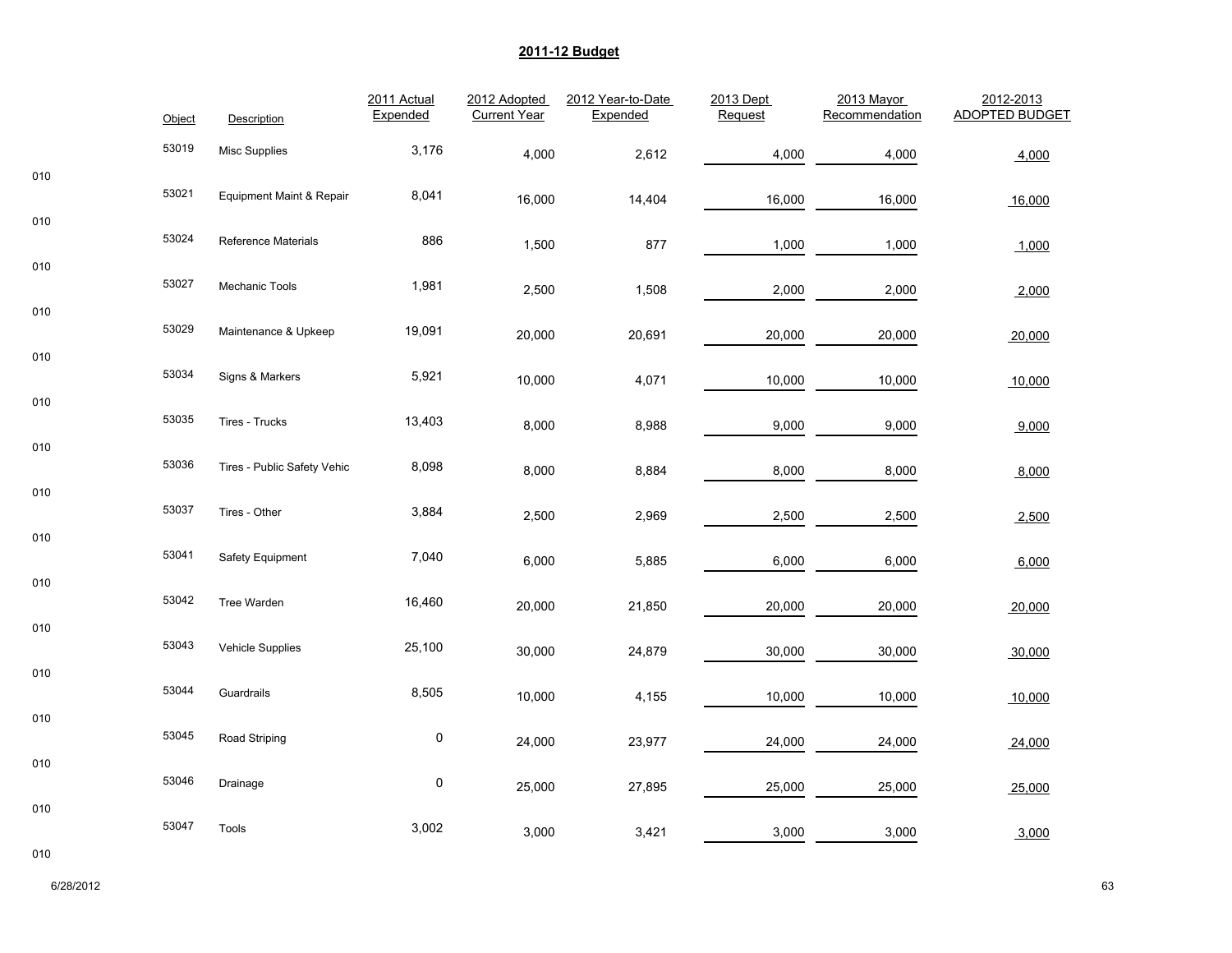## 2011-12 Budget

| | Object | Description | 2011 Actual Expended | 2012 Adopted Current Year | 2012 Year-to-Date Expended | 2013 Dept Request | 2013 Mayor Recommendation | 2012-2013 ADOPTED BUDGET |
|---|---|---|---|---|---|---|---|---|
| 010 | 53019 | Misc Supplies | 3,176 | 4,000 | 2,612 | 4,000 | 4,000 | 4,000 |
| 010 | 53021 | Equipment Maint & Repair | 8,041 | 16,000 | 14,404 | 16,000 | 16,000 | 16,000 |
| 010 | 53024 | Reference Materials | 886 | 1,500 | 877 | 1,000 | 1,000 | 1,000 |
| 010 | 53027 | Mechanic Tools | 1,981 | 2,500 | 1,508 | 2,000 | 2,000 | 2,000 |
| 010 | 53029 | Maintenance & Upkeep | 19,091 | 20,000 | 20,691 | 20,000 | 20,000 | 20,000 |
| 010 | 53034 | Signs & Markers | 5,921 | 10,000 | 4,071 | 10,000 | 10,000 | 10,000 |
| 010 | 53035 | Tires - Trucks | 13,403 | 8,000 | 8,988 | 9,000 | 9,000 | 9,000 |
| 010 | 53036 | Tires - Public Safety Vehic | 8,098 | 8,000 | 8,884 | 8,000 | 8,000 | 8,000 |
| 010 | 53037 | Tires - Other | 3,884 | 2,500 | 2,969 | 2,500 | 2,500 | 2,500 |
| 010 | 53041 | Safety Equipment | 7,040 | 6,000 | 5,885 | 6,000 | 6,000 | 6,000 |
| 010 | 53042 | Tree Warden | 16,460 | 20,000 | 21,850 | 20,000 | 20,000 | 20,000 |
| 010 | 53043 | Vehicle Supplies | 25,100 | 30,000 | 24,879 | 30,000 | 30,000 | 30,000 |
| 010 | 53044 | Guardrails | 8,505 | 10,000 | 4,155 | 10,000 | 10,000 | 10,000 |
| 010 | 53045 | Road Striping | 0 | 24,000 | 23,977 | 24,000 | 24,000 | 24,000 |
| 010 | 53046 | Drainage | 0 | 25,000 | 27,895 | 25,000 | 25,000 | 25,000 |
| 010 | 53047 | Tools | 3,002 | 3,000 | 3,421 | 3,000 | 3,000 | 3,000 |

6/28/2012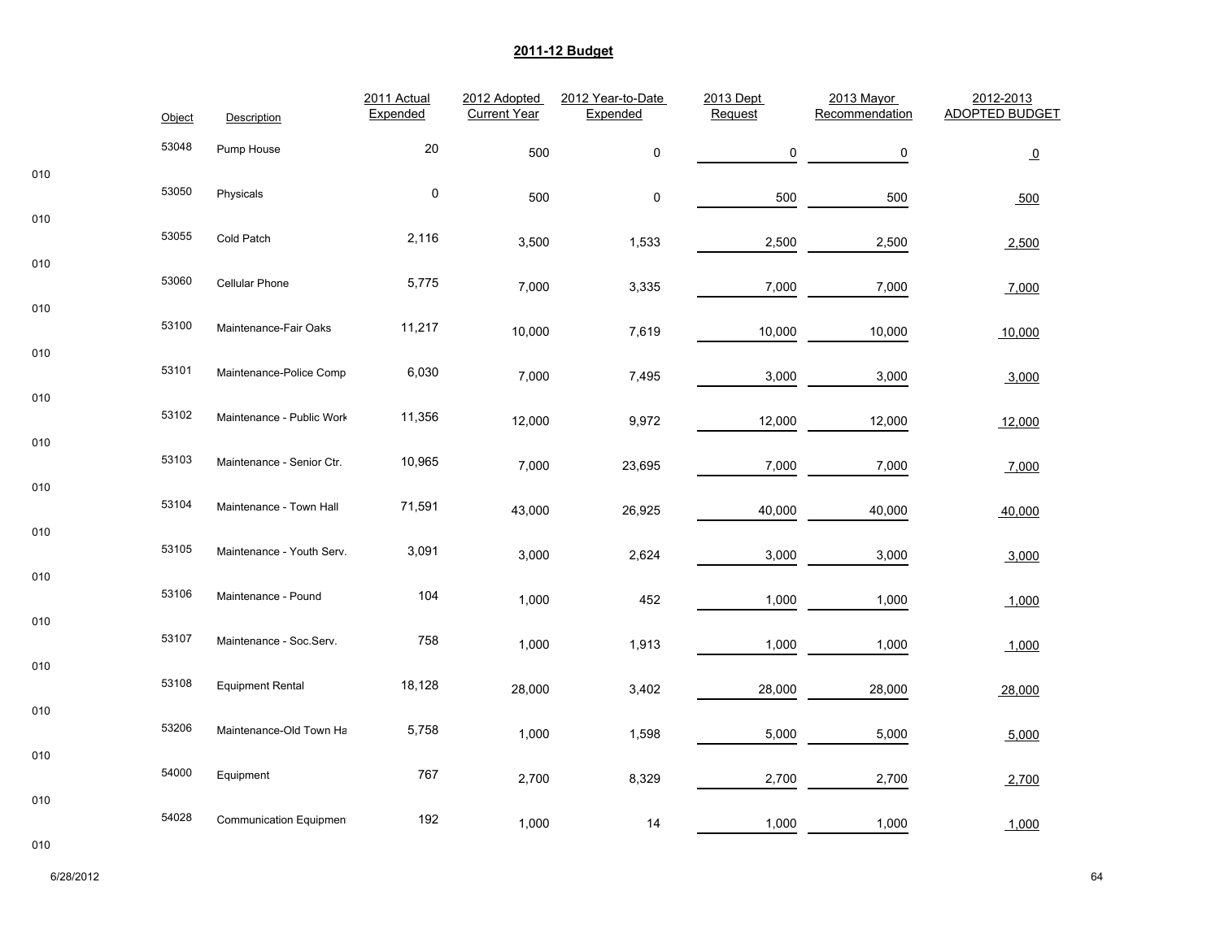## 2011-12 Budget

| | Object | Description | 2011 Actual Expended | 2012 Adopted Current Year | 2012 Year-to-Date Expended | 2013 Dept Request | 2013 Mayor Recommendation | 2012-2013 ADOPTED BUDGET |
|---|---|---|---|---|---|---|---|---|
| 010 | 53048 | Pump House | 20 | 500 | 0 | 0 | 0 | 0 |
| 010 | 53050 | Physicals | 0 | 500 | 0 | 500 | 500 | 500 |
| 010 | 53055 | Cold Patch | 2,116 | 3,500 | 1,533 | 2,500 | 2,500 | 2,500 |
| 010 | 53060 | Cellular Phone | 5,775 | 7,000 | 3,335 | 7,000 | 7,000 | 7,000 |
| 010 | 53100 | Maintenance-Fair Oaks | 11,217 | 10,000 | 7,619 | 10,000 | 10,000 | 10,000 |
| 010 | 53101 | Maintenance-Police Comp | 6,030 | 7,000 | 7,495 | 3,000 | 3,000 | 3,000 |
| 010 | 53102 | Maintenance - Public Work | 11,356 | 12,000 | 9,972 | 12,000 | 12,000 | 12,000 |
| 010 | 53103 | Maintenance - Senior Ctr. | 10,965 | 7,000 | 23,695 | 7,000 | 7,000 | 7,000 |
| 010 | 53104 | Maintenance - Town Hall | 71,591 | 43,000 | 26,925 | 40,000 | 40,000 | 40,000 |
| 010 | 53105 | Maintenance - Youth Serv. | 3,091 | 3,000 | 2,624 | 3,000 | 3,000 | 3,000 |
| 010 | 53106 | Maintenance - Pound | 104 | 1,000 | 452 | 1,000 | 1,000 | 1,000 |
| 010 | 53107 | Maintenance - Soc.Serv. | 758 | 1,000 | 1,913 | 1,000 | 1,000 | 1,000 |
| 010 | 53108 | Equipment Rental | 18,128 | 28,000 | 3,402 | 28,000 | 28,000 | 28,000 |
| 010 | 53206 | Maintenance-Old Town Ha | 5,758 | 1,000 | 1,598 | 5,000 | 5,000 | 5,000 |
| 010 | 54000 | Equipment | 767 | 2,700 | 8,329 | 2,700 | 2,700 | 2,700 |
| 010 | 54028 | Communication Equipmen | 192 | 1,000 | 14 | 1,000 | 1,000 | 1,000 |

6/28/2012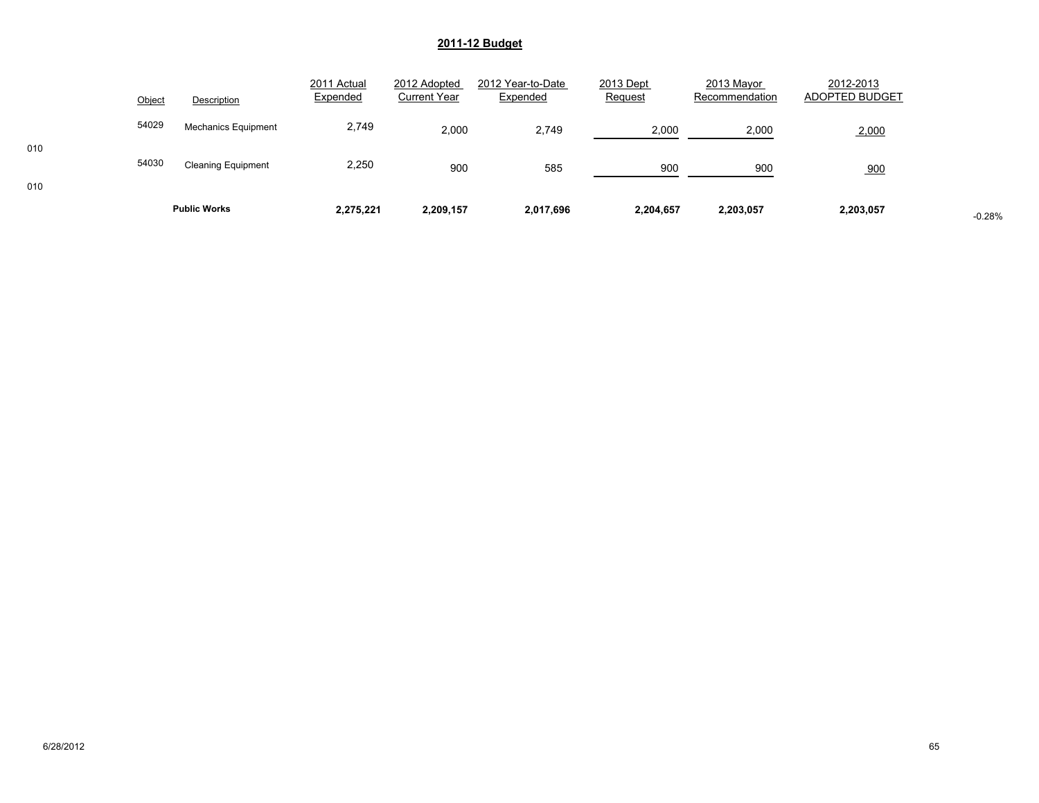## 2011-12 Budget

| | Object | Description | 2011 Actual Expended | 2012 Adopted Current Year | 2012 Year-to-Date Expended | 2013 Dept Request | 2013 Mayor Recommendation | 2012-2013 ADOPTED BUDGET | |
|---|---|---|---|---|---|---|---|---|---|
| 010 | 54029 | Mechanics Equipment | 2,749 | 2,000 | 2,749 | 2,000 | 2,000 | 2,000 | |
| 010 | 54030 | Cleaning Equipment | 2,250 | 900 | 585 | 900 | 900 | 900 | |
| | | **Public Works** | **2,275,221** | **2,209,157** | **2,017,696** | **2,204,657** | **2,203,057** | **2,203,057** | -0.28% |

6/28/2012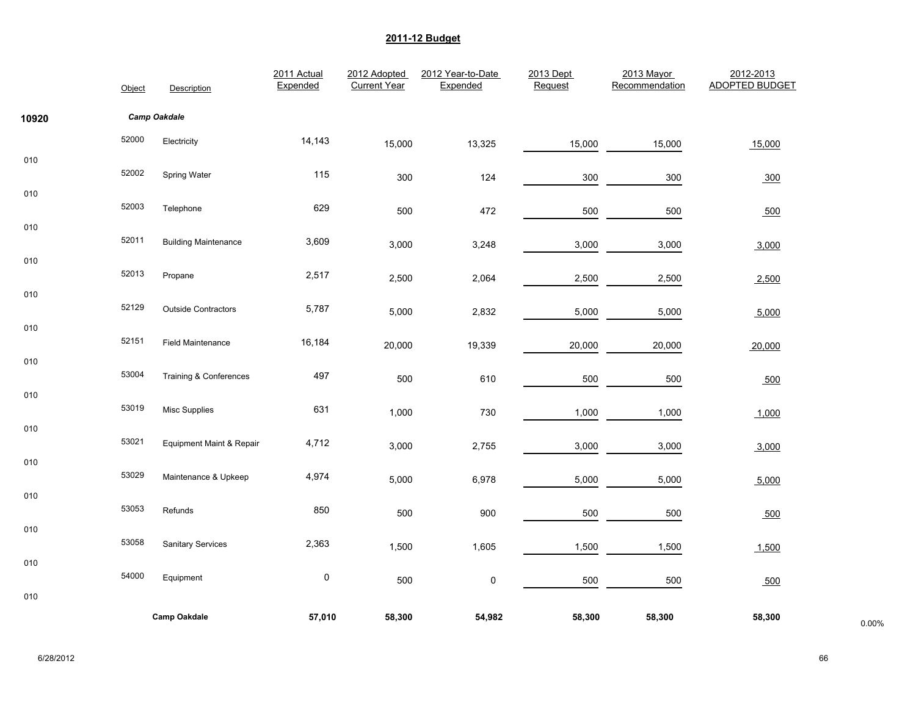## 2011-12 Budget

| | Object | Description | 2011 Actual Expended | 2012 Adopted Current Year | 2012 Year-to-Date Expended | 2013 Dept Request | 2013 Mayor Recommendation | 2012-2013 ADOPTED BUDGET | |
|---|---|---|---|---|---|---|---|---|---|
| **10920** | | ***Camp Oakdale*** | | | | | | | |
| 010 | 52000 | Electricity | 14,143 | 15,000 | 13,325 | 15,000 | 15,000 | 15,000 | |
| 010 | 52002 | Spring Water | 115 | 300 | 124 | 300 | 300 | 300 | |
| 010 | 52003 | Telephone | 629 | 500 | 472 | 500 | 500 | 500 | |
| 010 | 52011 | Building Maintenance | 3,609 | 3,000 | 3,248 | 3,000 | 3,000 | 3,000 | |
| 010 | 52013 | Propane | 2,517 | 2,500 | 2,064 | 2,500 | 2,500 | 2,500 | |
| 010 | 52129 | Outside Contractors | 5,787 | 5,000 | 2,832 | 5,000 | 5,000 | 5,000 | |
| 010 | 52151 | Field Maintenance | 16,184 | 20,000 | 19,339 | 20,000 | 20,000 | 20,000 | |
| 010 | 53004 | Training & Conferences | 497 | 500 | 610 | 500 | 500 | 500 | |
| 010 | 53019 | Misc Supplies | 631 | 1,000 | 730 | 1,000 | 1,000 | 1,000 | |
| 010 | 53021 | Equipment Maint & Repair | 4,712 | 3,000 | 2,755 | 3,000 | 3,000 | 3,000 | |
| 010 | 53029 | Maintenance & Upkeep | 4,974 | 5,000 | 6,978 | 5,000 | 5,000 | 5,000 | |
| 010 | 53053 | Refunds | 850 | 500 | 900 | 500 | 500 | 500 | |
| 010 | 53058 | Sanitary Services | 2,363 | 1,500 | 1,605 | 1,500 | 1,500 | 1,500 | |
| 010 | 54000 | Equipment | 0 | 500 | 0 | 500 | 500 | 500 | |
| | | **Camp Oakdale** | **57,010** | **58,300** | **54,982** | **58,300** | **58,300** | **58,300** | 0.00% |

6/28/2012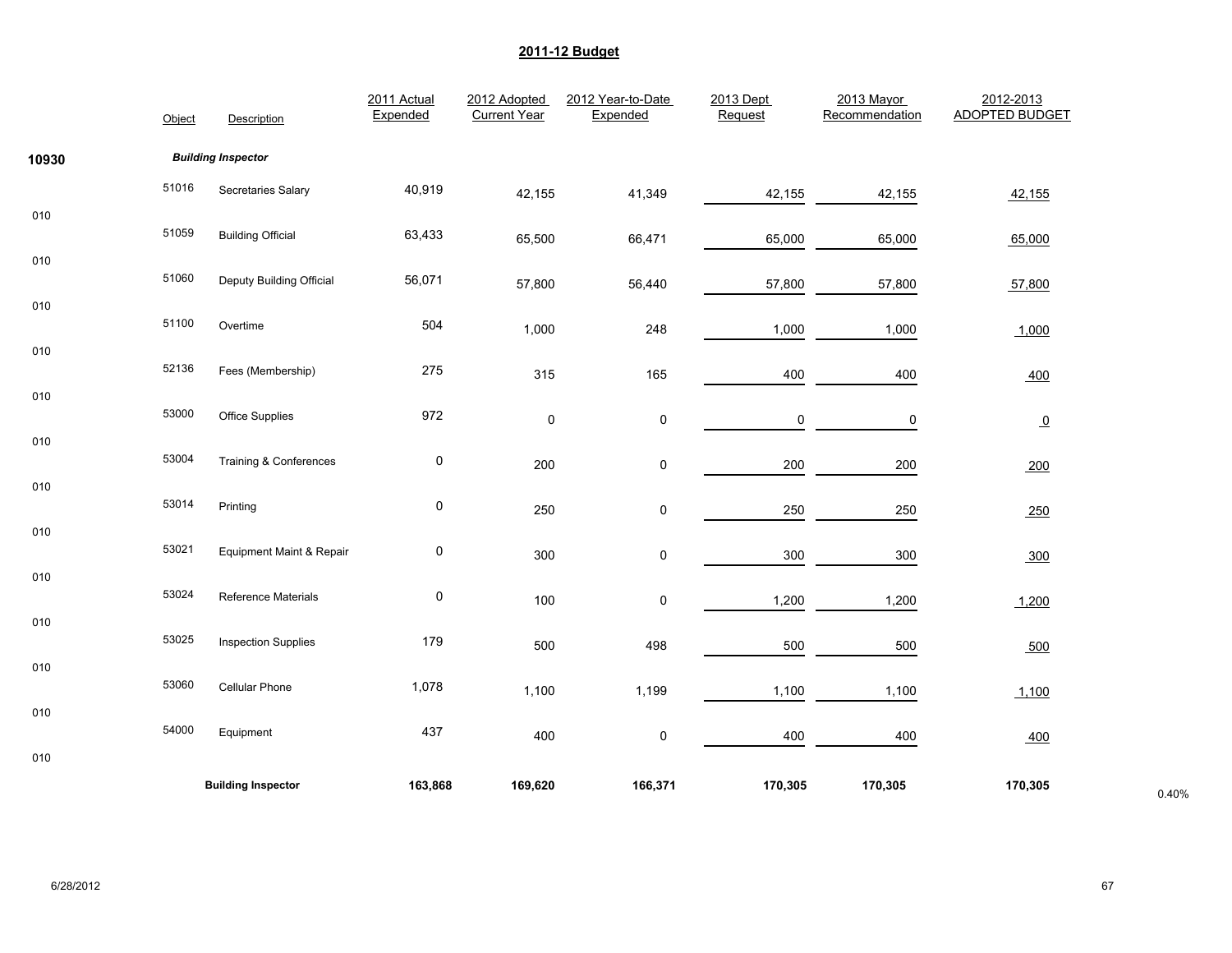## 2011-12 Budget

| | Object | Description | 2011 Actual Expended | 2012 Adopted Current Year | 2012 Year-to-Date Expended | 2013 Dept Request | 2013 Mayor Recommendation | 2012-2013 ADOPTED BUDGET | |
|---|---|---|---|---|---|---|---|---|---|
| 10930 | | ***Building Inspector*** | | | | | | | |
| 010 | 51016 | Secretaries Salary | 40,919 | 42,155 | 41,349 | 42,155 | 42,155 | 42,155 | |
| 010 | 51059 | Building Official | 63,433 | 65,500 | 66,471 | 65,000 | 65,000 | 65,000 | |
| 010 | 51060 | Deputy Building Official | 56,071 | 57,800 | 56,440 | 57,800 | 57,800 | 57,800 | |
| 010 | 51100 | Overtime | 504 | 1,000 | 248 | 1,000 | 1,000 | 1,000 | |
| 010 | 52136 | Fees (Membership) | 275 | 315 | 165 | 400 | 400 | 400 | |
| 010 | 53000 | Office Supplies | 972 | 0 | 0 | 0 | 0 | 0 | |
| 010 | 53004 | Training & Conferences | 0 | 200 | 0 | 200 | 200 | 200 | |
| 010 | 53014 | Printing | 0 | 250 | 0 | 250 | 250 | 250 | |
| 010 | 53021 | Equipment Maint & Repair | 0 | 300 | 0 | 300 | 300 | 300 | |
| 010 | 53024 | Reference Materials | 0 | 100 | 0 | 1,200 | 1,200 | 1,200 | |
| 010 | 53025 | Inspection Supplies | 179 | 500 | 498 | 500 | 500 | 500 | |
| 010 | 53060 | Cellular Phone | 1,078 | 1,100 | 1,199 | 1,100 | 1,100 | 1,100 | |
| 010 | 54000 | Equipment | 437 | 400 | 0 | 400 | 400 | 400 | |
| | | **Building Inspector** | **163,868** | **169,620** | **166,371** | **170,305** | **170,305** | **170,305** | 0.40% |

6/28/2012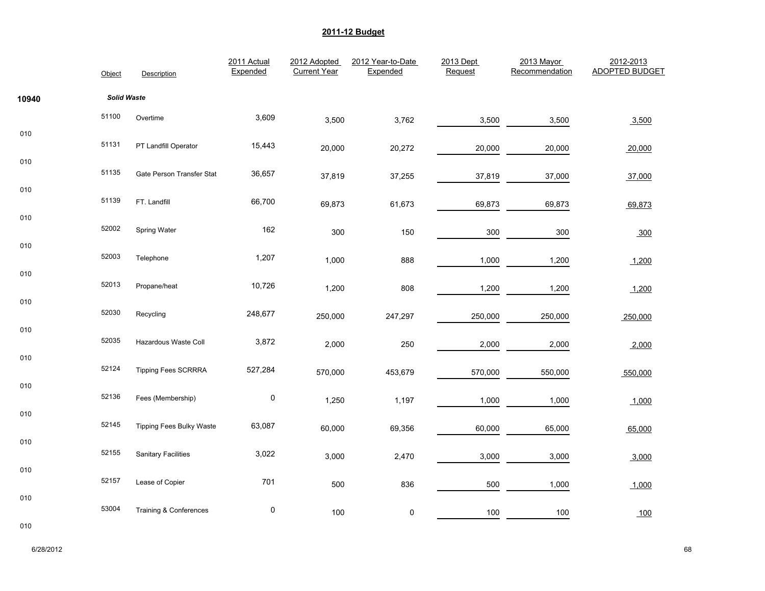## 2011-12 Budget

| | Object | Description | 2011 Actual Expended | 2012 Adopted Current Year | 2012 Year-to-Date Expended | 2013 Dept Request | 2013 Mayor Recommendation | 2012-2013 ADOPTED BUDGET |
|---|---|---|---|---|---|---|---|---|
| **10940** | | ***Solid Waste*** | | | | | | |
| 010 | 51100 | Overtime | 3,609 | 3,500 | 3,762 | 3,500 | 3,500 | 3,500 |
| 010 | 51131 | PT Landfill Operator | 15,443 | 20,000 | 20,272 | 20,000 | 20,000 | 20,000 |
| 010 | 51135 | Gate Person Transfer Stat | 36,657 | 37,819 | 37,255 | 37,819 | 37,000 | 37,000 |
| 010 | 51139 | FT. Landfill | 66,700 | 69,873 | 61,673 | 69,873 | 69,873 | 69,873 |
| 010 | 52002 | Spring Water | 162 | 300 | 150 | 300 | 300 | 300 |
| 010 | 52003 | Telephone | 1,207 | 1,000 | 888 | 1,000 | 1,200 | 1,200 |
| 010 | 52013 | Propane/heat | 10,726 | 1,200 | 808 | 1,200 | 1,200 | 1,200 |
| 010 | 52030 | Recycling | 248,677 | 250,000 | 247,297 | 250,000 | 250,000 | 250,000 |
| 010 | 52035 | Hazardous Waste Coll | 3,872 | 2,000 | 250 | 2,000 | 2,000 | 2,000 |
| 010 | 52124 | Tipping Fees SCRRRA | 527,284 | 570,000 | 453,679 | 570,000 | 550,000 | 550,000 |
| 010 | 52136 | Fees (Membership) | 0 | 1,250 | 1,197 | 1,000 | 1,000 | 1,000 |
| 010 | 52145 | Tipping Fees Bulky Waste | 63,087 | 60,000 | 69,356 | 60,000 | 65,000 | 65,000 |
| 010 | 52155 | Sanitary Facilities | 3,022 | 3,000 | 2,470 | 3,000 | 3,000 | 3,000 |
| 010 | 52157 | Lease of Copier | 701 | 500 | 836 | 500 | 1,000 | 1,000 |
| 010 | 53004 | Training & Conferences | 0 | 100 | 0 | 100 | 100 | 100 |

6/28/2012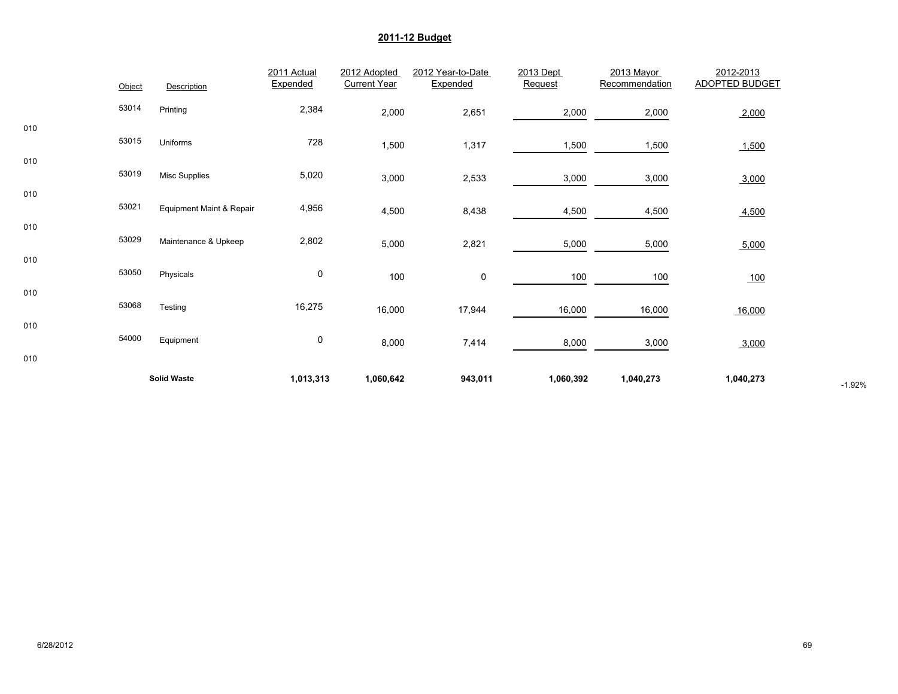## 2011-12 Budget

| | Object | Description | 2011 Actual Expended | 2012 Adopted Current Year | 2012 Year-to-Date Expended | 2013 Dept Request | 2013 Mayor Recommendation | 2012-2013 ADOPTED BUDGET | |
|---|---|---|---|---|---|---|---|---|---|
| 010 | 53014 | Printing | 2,384 | 2,000 | 2,651 | 2,000 | 2,000 | 2,000 | |
| 010 | 53015 | Uniforms | 728 | 1,500 | 1,317 | 1,500 | 1,500 | 1,500 | |
| 010 | 53019 | Misc Supplies | 5,020 | 3,000 | 2,533 | 3,000 | 3,000 | 3,000 | |
| 010 | 53021 | Equipment Maint & Repair | 4,956 | 4,500 | 8,438 | 4,500 | 4,500 | 4,500 | |
| 010 | 53029 | Maintenance & Upkeep | 2,802 | 5,000 | 2,821 | 5,000 | 5,000 | 5,000 | |
| 010 | 53050 | Physicals | 0 | 100 | 0 | 100 | 100 | 100 | |
| 010 | 53068 | Testing | 16,275 | 16,000 | 17,944 | 16,000 | 16,000 | 16,000 | |
| 010 | 54000 | Equipment | 0 | 8,000 | 7,414 | 8,000 | 3,000 | 3,000 | |
| | | **Solid Waste** | **1,013,313** | **1,060,642** | **943,011** | **1,060,392** | **1,040,273** | **1,040,273** | -1.92% |

6/28/2012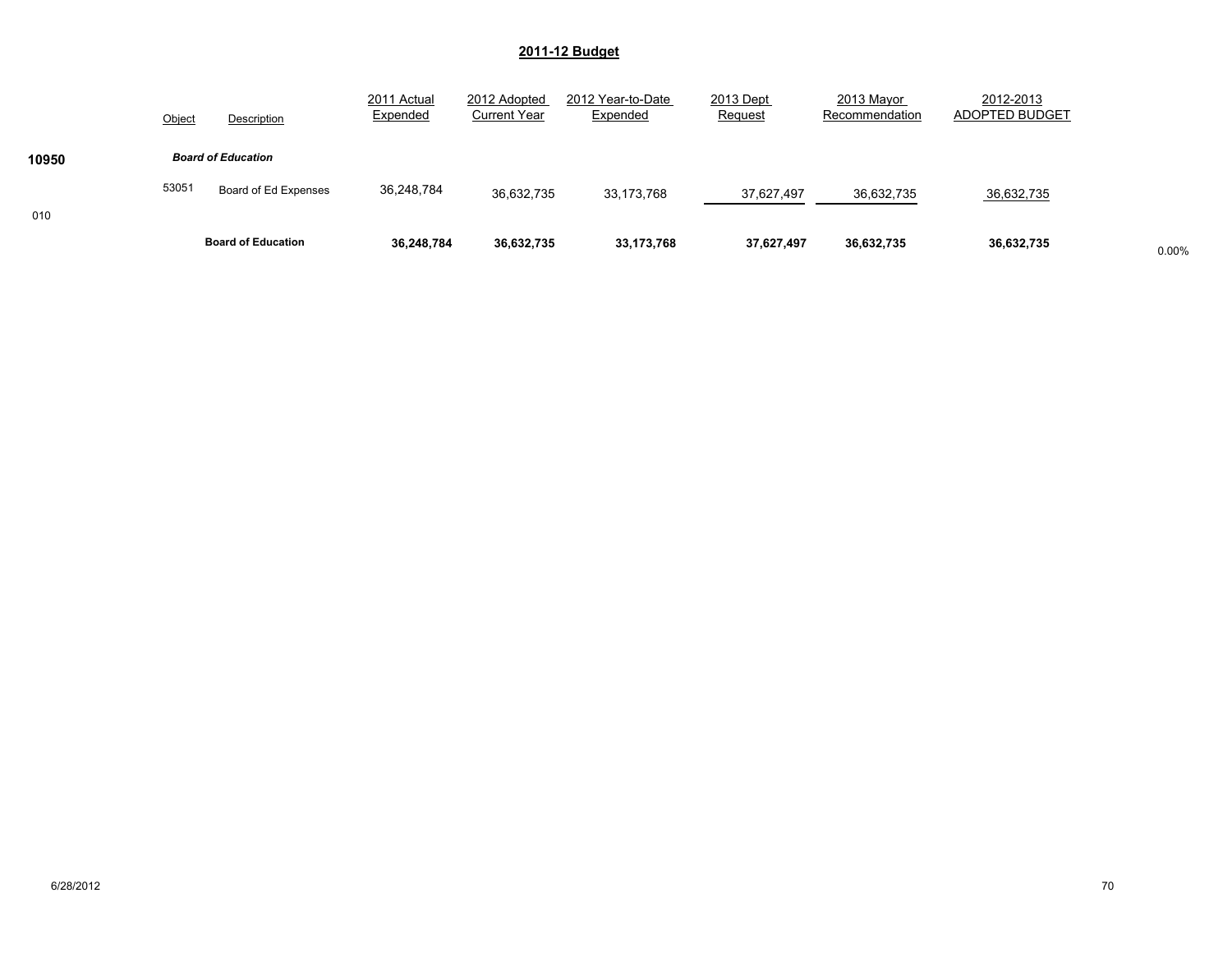## 2011-12 Budget

| | Object | Description | 2011 Actual Expended | 2012 Adopted Current Year | 2012 Year-to-Date Expended | 2013 Dept Request | 2013 Mayor Recommendation | 2012-2013 ADOPTED BUDGET | |
|---|---|---|---|---|---|---|---|---|---|
| 10950 | | ***Board of Education*** | | | | | | | |
| | 53051 | Board of Ed Expenses | 36,248,784 | 36,632,735 | 33,173,768 | 37,627,497 | 36,632,735 | 36,632,735 | |
| 010 | | | | | | | | | |
| | | **Board of Education** | **36,248,784** | **36,632,735** | **33,173,768** | **37,627,497** | **36,632,735** | **36,632,735** | 0.00% |

6/28/2012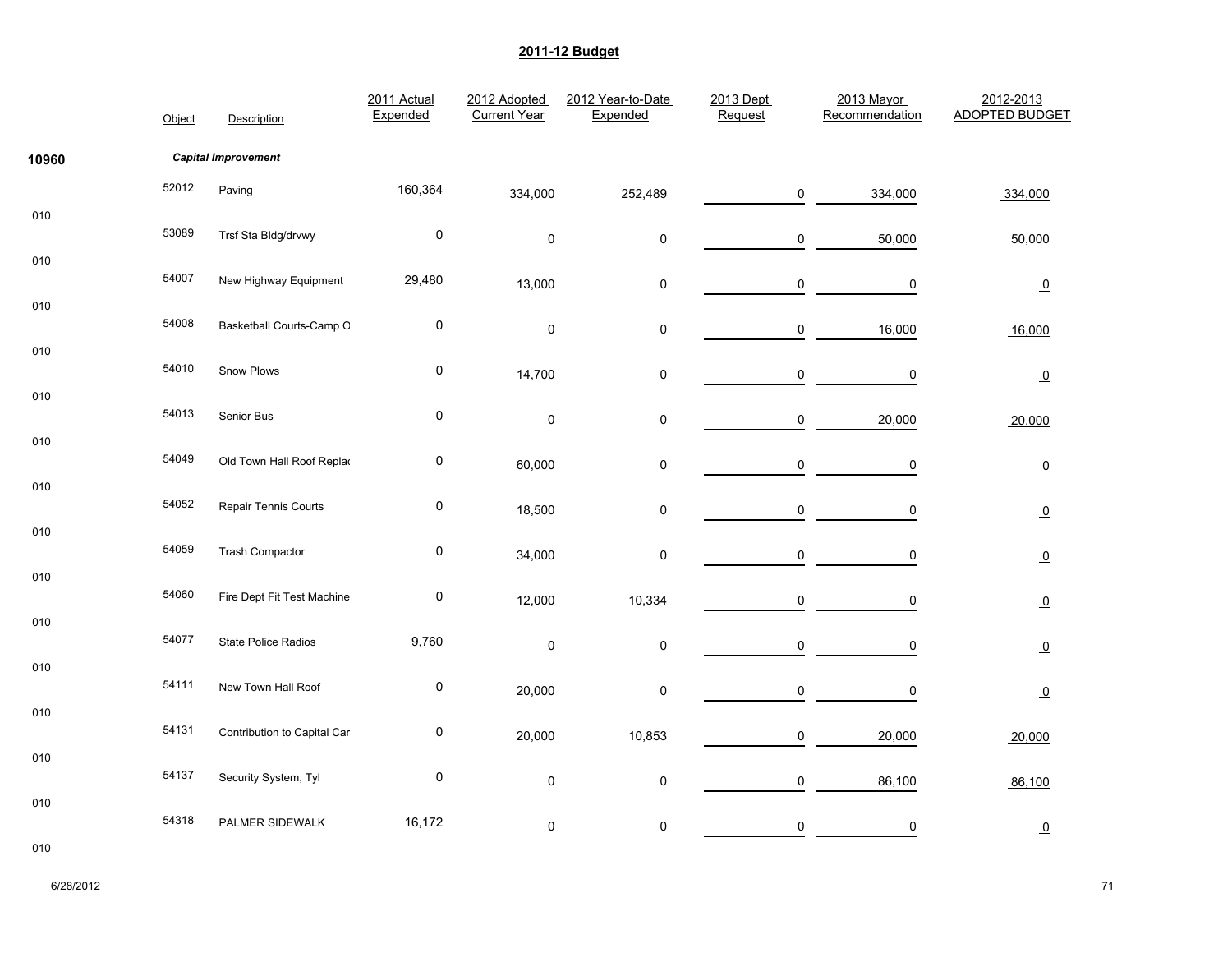# 2011-12 Budget

| | Object | Description | 2011 Actual Expended | 2012 Adopted Current Year | 2012 Year-to-Date Expended | 2013 Dept Request | 2013 Mayor Recommendation | 2012-2013 ADOPTED BUDGET |
|---|---|---|---|---|---|---|---|---|
| 10960 | | ***Capital Improvement*** | | | | | | |
| 010 | 52012 | Paving | 160,364 | 334,000 | 252,489 | 0 | 334,000 | 334,000 |
| 010 | 53089 | Trsf Sta Bldg/drvwy | 0 | 0 | 0 | 0 | 50,000 | 50,000 |
| 010 | 54007 | New Highway Equipment | 29,480 | 13,000 | 0 | 0 | 0 | 0 |
| 010 | 54008 | Basketball Courts-Camp O | 0 | 0 | 0 | 0 | 16,000 | 16,000 |
| 010 | 54010 | Snow Plows | 0 | 14,700 | 0 | 0 | 0 | 0 |
| 010 | 54013 | Senior Bus | 0 | 0 | 0 | 0 | 20,000 | 20,000 |
| 010 | 54049 | Old Town Hall Roof Replac | 0 | 60,000 | 0 | 0 | 0 | 0 |
| 010 | 54052 | Repair Tennis Courts | 0 | 18,500 | 0 | 0 | 0 | 0 |
| 010 | 54059 | Trash Compactor | 0 | 34,000 | 0 | 0 | 0 | 0 |
| 010 | 54060 | Fire Dept Fit Test Machine | 0 | 12,000 | 10,334 | 0 | 0 | 0 |
| 010 | 54077 | State Police Radios | 9,760 | 0 | 0 | 0 | 0 | 0 |
| 010 | 54111 | New Town Hall Roof | 0 | 20,000 | 0 | 0 | 0 | 0 |
| 010 | 54131 | Contribution to Capital Car | 0 | 20,000 | 10,853 | 0 | 20,000 | 20,000 |
| 010 | 54137 | Security System, Tyl | 0 | 0 | 0 | 0 | 86,100 | 86,100 |
| 010 | 54318 | PALMER SIDEWALK | 16,172 | 0 | 0 | 0 | 0 | 0 |

6/28/2012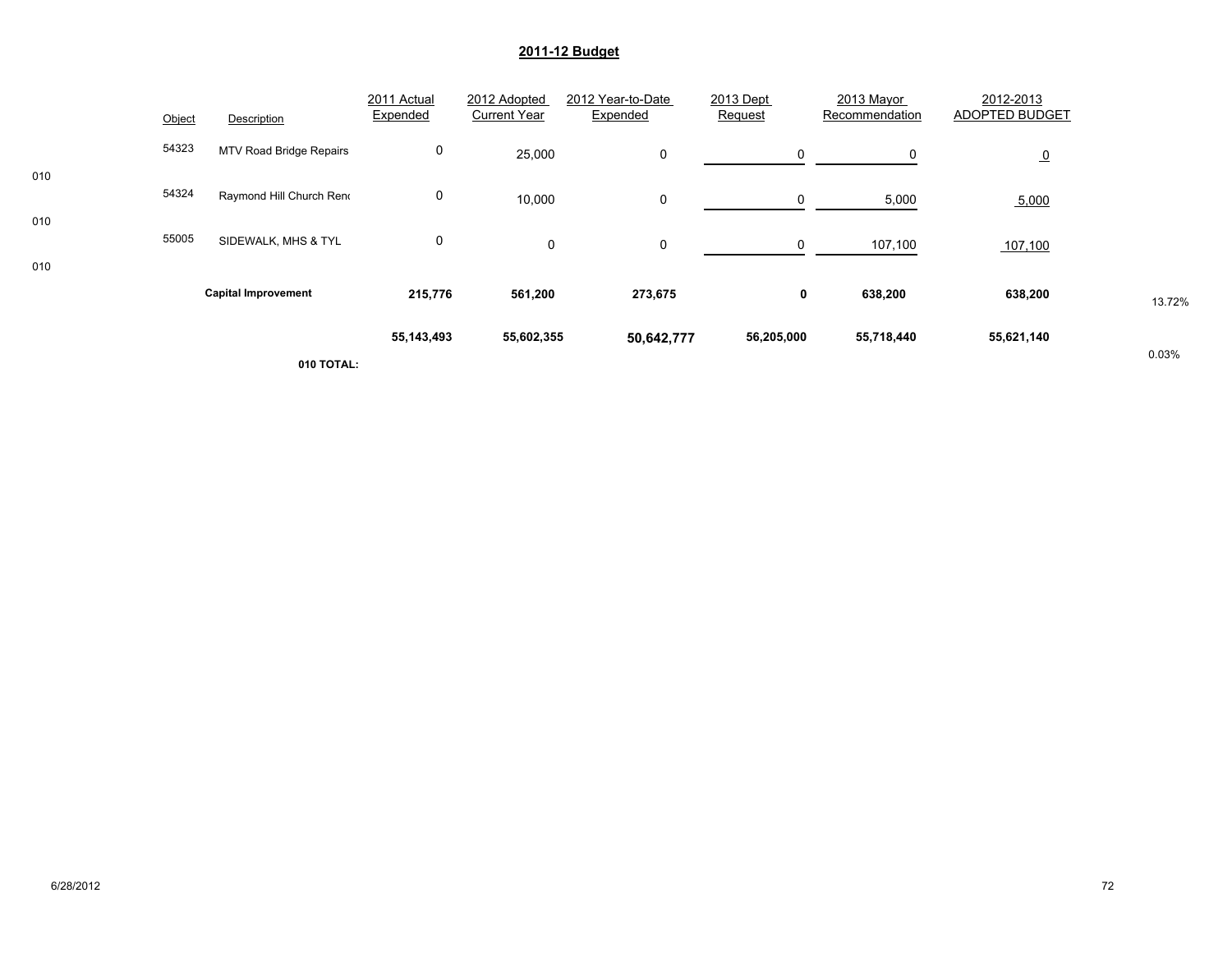## 2011-12 Budget

| | Object | Description | 2011 Actual Expended | 2012 Adopted Current Year | 2012 Year-to-Date Expended | 2013 Dept Request | 2013 Mayor Recommendation | 2012-2013 ADOPTED BUDGET | |
|---|---|---|---|---|---|---|---|---|---|
| 010 | 54323 | MTV Road Bridge Repairs | 0 | 25,000 | 0 | 0 | 0 | 0 | |
| 010 | 54324 | Raymond Hill Church Reno | 0 | 10,000 | 0 | 0 | 5,000 | 5,000 | |
| 010 | 55005 | SIDEWALK, MHS & TYL | 0 | 0 | 0 | 0 | 107,100 | 107,100 | |
| | | **Capital Improvement** | **215,776** | **561,200** | **273,675** | **0** | **638,200** | **638,200** | 13.72% |
| | | **010 TOTAL:** | **55,143,493** | **55,602,355** | **50,642,777** | **56,205,000** | **55,718,440** | **55,621,140** | 0.03% |

6/28/2012